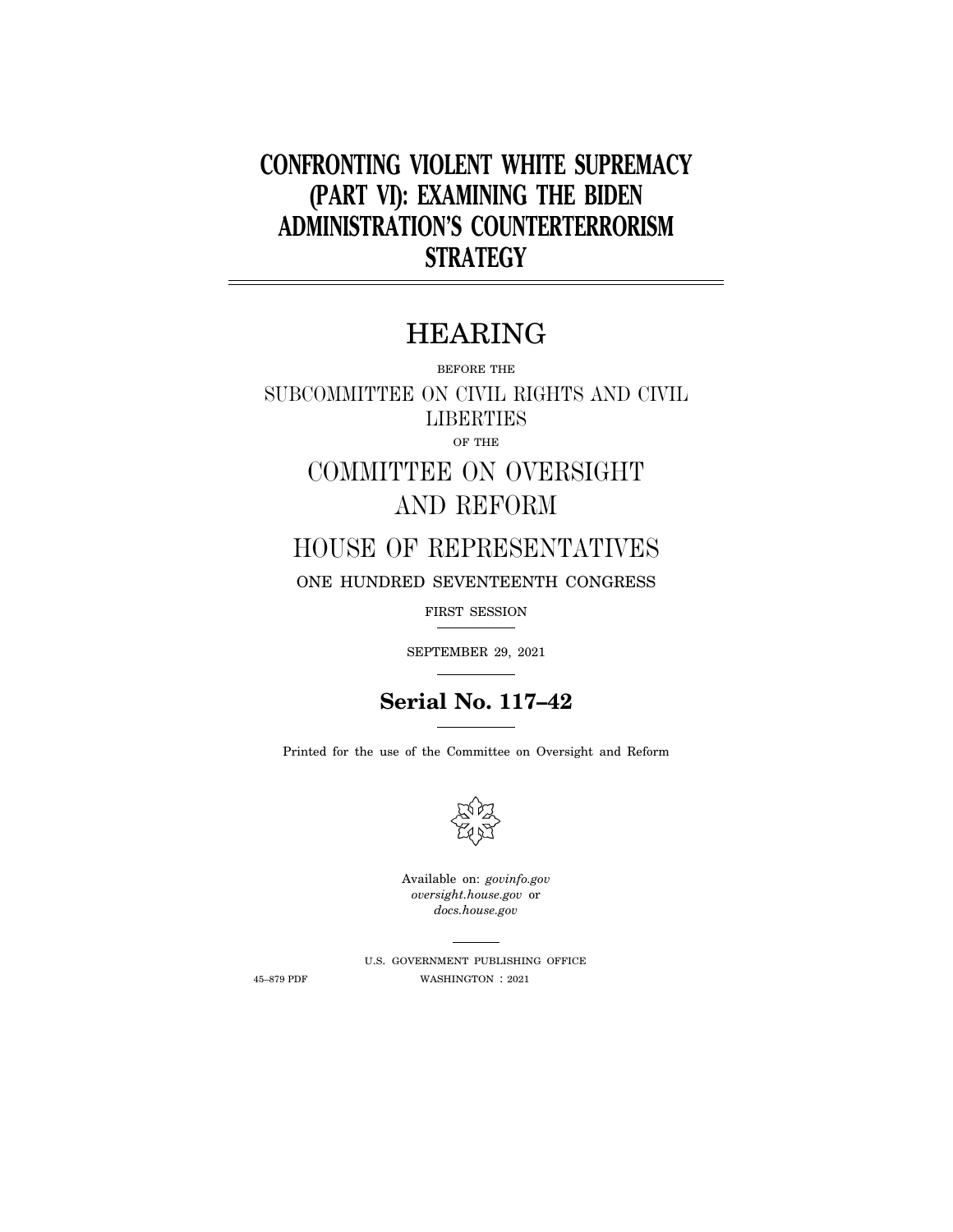# CONFRONTING VIOLENT WHITE SUPREMACY (PART VI): EXAMINING THE BIDEN ADMINISTRATION'S COUNTERTERRORISM STRATEGY

---

## HEARING

BEFORE THE

SUBCOMMITTEE ON CIVIL RIGHTS AND CIVIL LIBERTIES

OF THE

COMMITTEE ON OVERSIGHT AND REFORM

HOUSE OF REPRESENTATIVES

ONE HUNDRED SEVENTEENTH CONGRESS

FIRST SESSION

---

SEPTEMBER 29, 2021

---

**Serial No. 117–42**

---

Printed for the use of the Committee on Oversight and Reform

Available on: *govinfo.gov*
*oversight.house.gov* or
*docs.house.gov*

---

U.S. GOVERNMENT PUBLISHING OFFICE

45–879 PDF WASHINGTON : 2021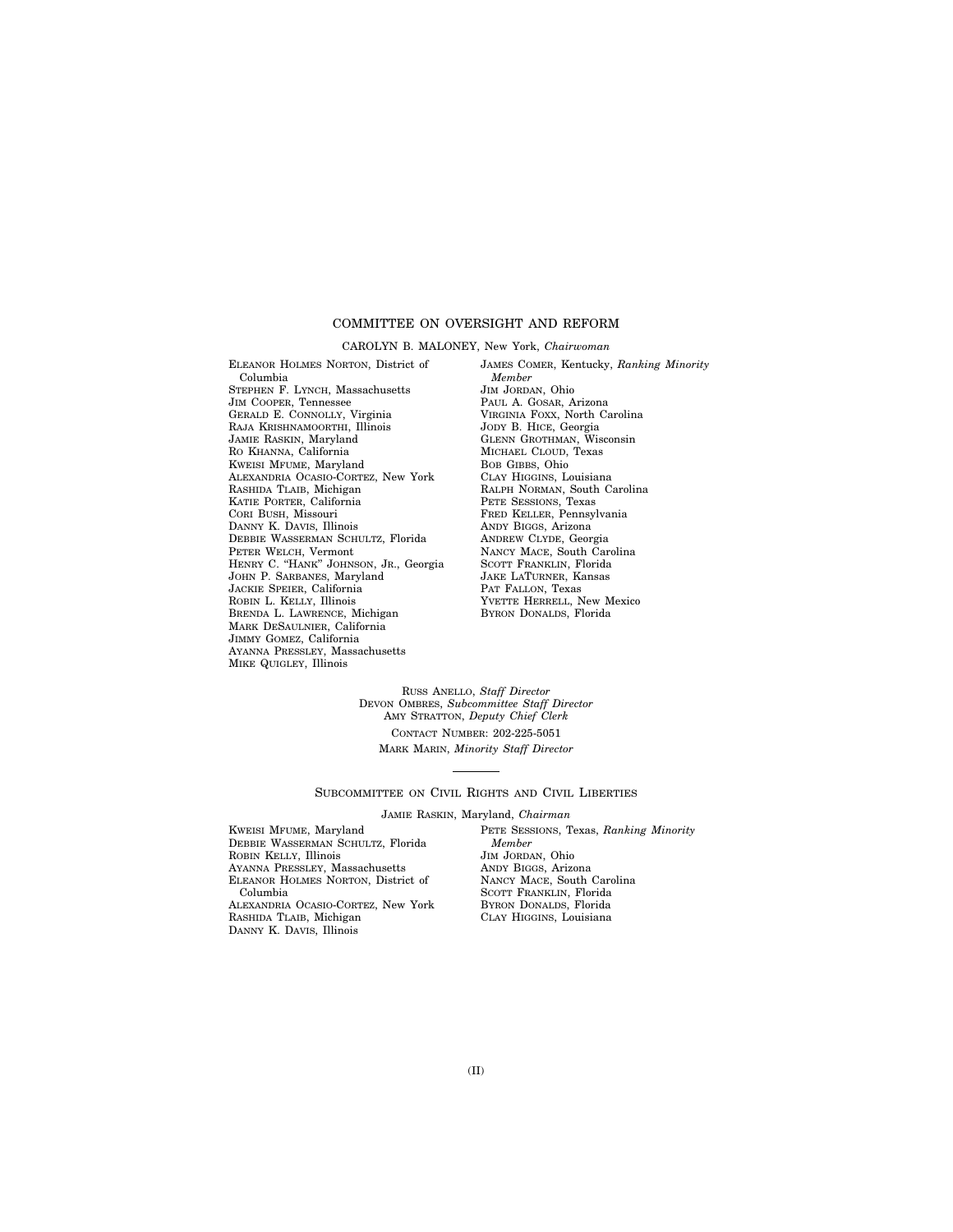## COMMITTEE ON OVERSIGHT AND REFORM

CAROLYN B. MALONEY, New York, *Chairwoman*

ELEANOR HOLMES NORTON, District of Columbia
STEPHEN F. LYNCH, Massachusetts
JIM COOPER, Tennessee
GERALD E. CONNOLLY, Virginia
RAJA KRISHNAMOORTHI, Illinois
JAMIE RASKIN, Maryland
RO KHANNA, California
KWEISI MFUME, Maryland
ALEXANDRIA OCASIO-CORTEZ, New York
RASHIDA TLAIB, Michigan
KATIE PORTER, California
CORI BUSH, Missouri
DANNY K. DAVIS, Illinois
DEBBIE WASSERMAN SCHULTZ, Florida
PETER WELCH, Vermont
HENRY C. "HANK" JOHNSON, JR., Georgia
JOHN P. SARBANES, Maryland
JACKIE SPEIER, California
ROBIN L. KELLY, Illinois
BRENDA L. LAWRENCE, Michigan
MARK DESAULNIER, California
JIMMY GOMEZ, California
AYANNA PRESSLEY, Massachusetts
MIKE QUIGLEY, Illinois

JAMES COMER, Kentucky, *Ranking Minority Member*
JIM JORDAN, Ohio
PAUL A. GOSAR, Arizona
VIRGINIA FOXX, North Carolina
JODY B. HICE, Georgia
GLENN GROTHMAN, Wisconsin
MICHAEL CLOUD, Texas
BOB GIBBS, Ohio
CLAY HIGGINS, Louisiana
RALPH NORMAN, South Carolina
PETE SESSIONS, Texas
FRED KELLER, Pennsylvania
ANDY BIGGS, Arizona
ANDREW CLYDE, Georgia
NANCY MACE, South Carolina
SCOTT FRANKLIN, Florida
JAKE LATURNER, Kansas
PAT FALLON, Texas
YVETTE HERRELL, New Mexico
BYRON DONALDS, Florida

RUSS ANELLO, *Staff Director*
DEVON OMBRES, *Subcommittee Staff Director*
AMY STRATTON, *Deputy Chief Clerk*
CONTACT NUMBER: 202-225-5051
MARK MARIN, *Minority Staff Director*

---

## SUBCOMMITTEE ON CIVIL RIGHTS AND CIVIL LIBERTIES

JAMIE RASKIN, Maryland, *Chairman*

KWEISI MFUME, Maryland
DEBBIE WASSERMAN SCHULTZ, Florida
ROBIN KELLY, Illinois
AYANNA PRESSLEY, Massachusetts
ELEANOR HOLMES NORTON, District of Columbia
ALEXANDRIA OCASIO-CORTEZ, New York
RASHIDA TLAIB, Michigan
DANNY K. DAVIS, Illinois

PETE SESSIONS, Texas, *Ranking Minority Member*
JIM JORDAN, Ohio
ANDY BIGGS, Arizona
NANCY MACE, South Carolina
SCOTT FRANKLIN, Florida
BYRON DONALDS, Florida
CLAY HIGGINS, Louisiana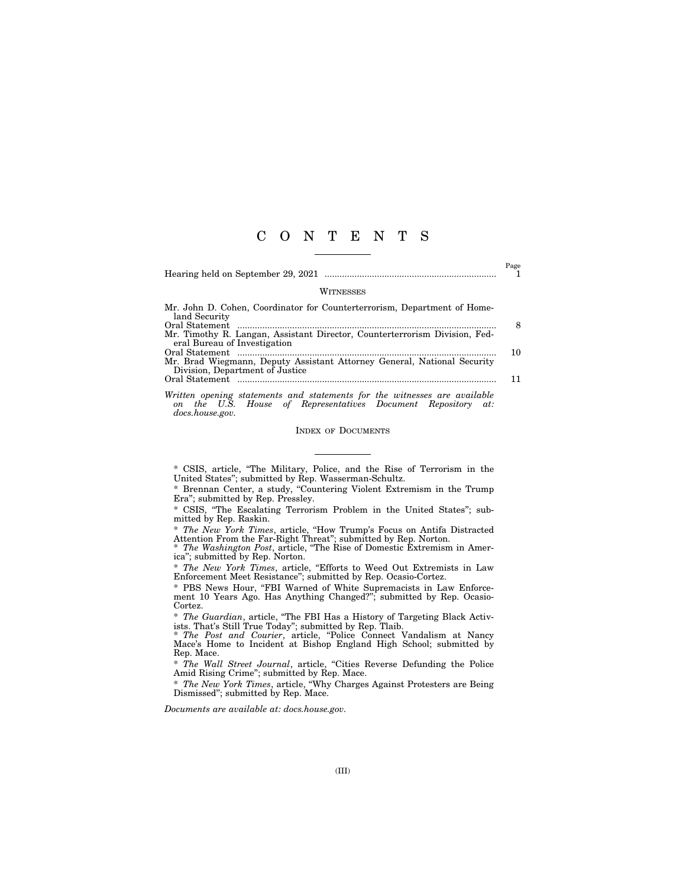# C O N T E N T S

| | Page |
|---|---|
| Hearing held on September 29, 2021 | 1 |

## WITNESSES

| | |
|---|---|
| Mr. John D. Cohen, Coordinator for Counterterrorism, Department of Homeland Security | |
| Oral Statement | 8 |
| Mr. Timothy R. Langan, Assistant Director, Counterterrorism Division, Federal Bureau of Investigation | |
| Oral Statement | 10 |
| Mr. Brad Wiegmann, Deputy Assistant Attorney General, National Security Division, Department of Justice | |
| Oral Statement | 11 |

*Written opening statements and statements for the witnesses are available on the U.S. House of Representatives Document Repository at: docs.house.gov.*

## INDEX OF DOCUMENTS

\* CSIS, article, "The Military, Police, and the Rise of Terrorism in the United States"; submitted by Rep. Wasserman-Schultz.

\* Brennan Center, a study, "Countering Violent Extremism in the Trump Era"; submitted by Rep. Pressley.

\* CSIS, "The Escalating Terrorism Problem in the United States"; submitted by Rep. Raskin.

\* *The New York Times*, article, "How Trump's Focus on Antifa Distracted Attention From the Far-Right Threat"; submitted by Rep. Norton.

\* *The Washington Post*, article, "The Rise of Domestic Extremism in America"; submitted by Rep. Norton.

\* *The New York Times*, article, "Efforts to Weed Out Extremists in Law Enforcement Meet Resistance"; submitted by Rep. Ocasio-Cortez.

\* PBS News Hour, "FBI Warned of White Supremacists in Law Enforcement 10 Years Ago. Has Anything Changed?"; submitted by Rep. Ocasio-Cortez.

\* *The Guardian*, article, "The FBI Has a History of Targeting Black Activists. That's Still True Today"; submitted by Rep. Tlaib.

\* *The Post and Courier*, article, "Police Connect Vandalism at Nancy Mace's Home to Incident at Bishop England High School; submitted by Rep. Mace.

\* *The Wall Street Journal*, article, "Cities Reverse Defunding the Police Amid Rising Crime"; submitted by Rep. Mace.

\* *The New York Times*, article, "Why Charges Against Protesters are Being Dismissed"; submitted by Rep. Mace.

*Documents are available at: docs.house.gov.*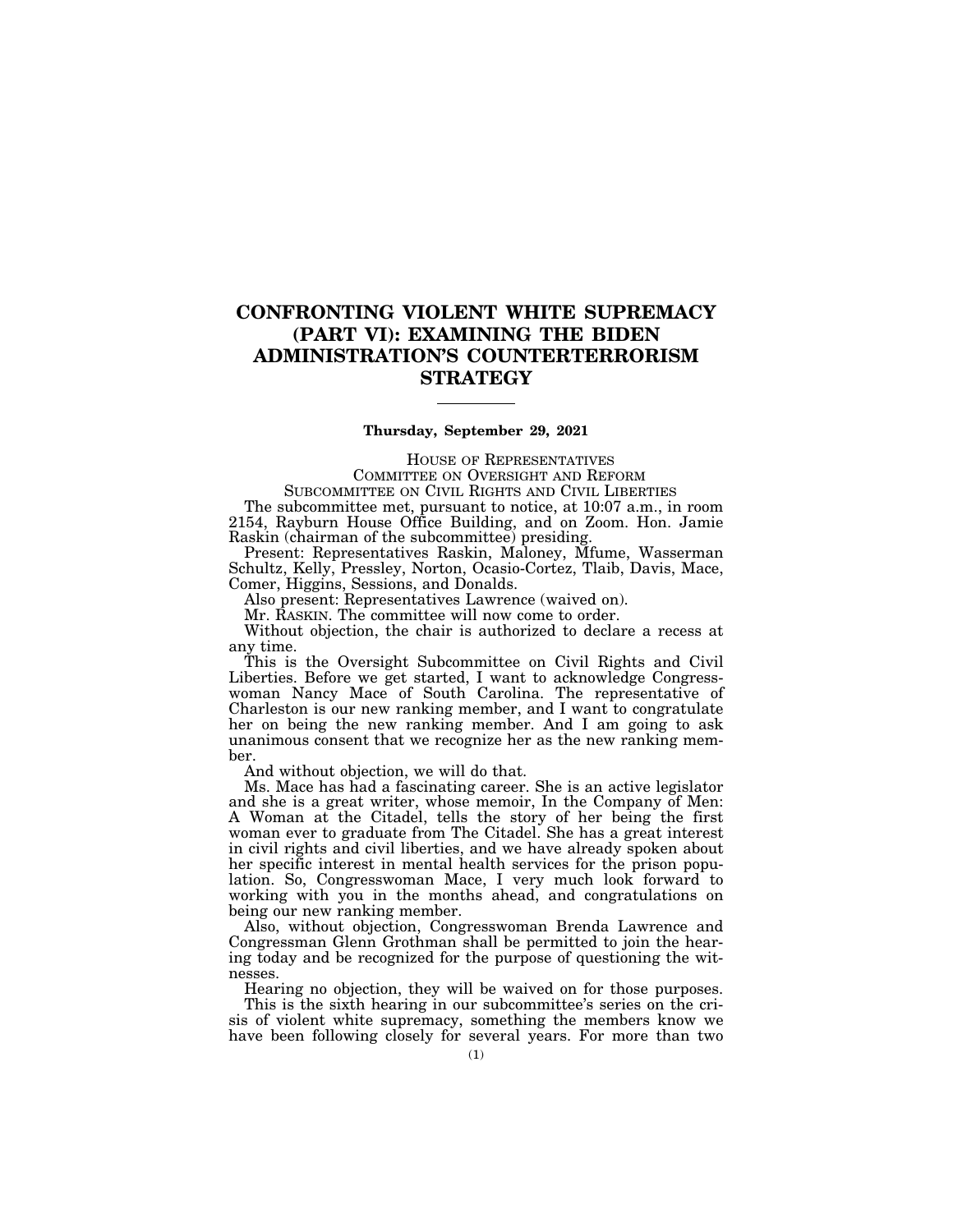# CONFRONTING VIOLENT WHITE SUPREMACY (PART VI): EXAMINING THE BIDEN ADMINISTRATION'S COUNTERTERRORISM STRATEGY

---

**Thursday, September 29, 2021**

HOUSE OF REPRESENTATIVES
COMMITTEE ON OVERSIGHT AND REFORM
SUBCOMMITTEE ON CIVIL RIGHTS AND CIVIL LIBERTIES

The subcommittee met, pursuant to notice, at 10:07 a.m., in room 2154, Rayburn House Office Building, and on Zoom. Hon. Jamie Raskin (chairman of the subcommittee) presiding.

Present: Representatives Raskin, Maloney, Mfume, Wasserman Schultz, Kelly, Pressley, Norton, Ocasio-Cortez, Tlaib, Davis, Mace, Comer, Higgins, Sessions, and Donalds.

Also present: Representatives Lawrence (waived on).

Mr. RASKIN. The committee will now come to order.

Without objection, the chair is authorized to declare a recess at any time.

This is the Oversight Subcommittee on Civil Rights and Civil Liberties. Before we get started, I want to acknowledge Congresswoman Nancy Mace of South Carolina. The representative of Charleston is our new ranking member, and I want to congratulate her on being the new ranking member. And I am going to ask unanimous consent that we recognize her as the new ranking member.

And without objection, we will do that.

Ms. Mace has had a fascinating career. She is an active legislator and she is a great writer, whose memoir, In the Company of Men: A Woman at the Citadel, tells the story of her being the first woman ever to graduate from The Citadel. She has a great interest in civil rights and civil liberties, and we have already spoken about her specific interest in mental health services for the prison population. So, Congresswoman Mace, I very much look forward to working with you in the months ahead, and congratulations on being our new ranking member.

Also, without objection, Congresswoman Brenda Lawrence and Congressman Glenn Grothman shall be permitted to join the hearing today and be recognized for the purpose of questioning the witnesses.

Hearing no objection, they will be waived on for those purposes.

This is the sixth hearing in our subcommittee's series on the crisis of violent white supremacy, something the members know we have been following closely for several years. For more than two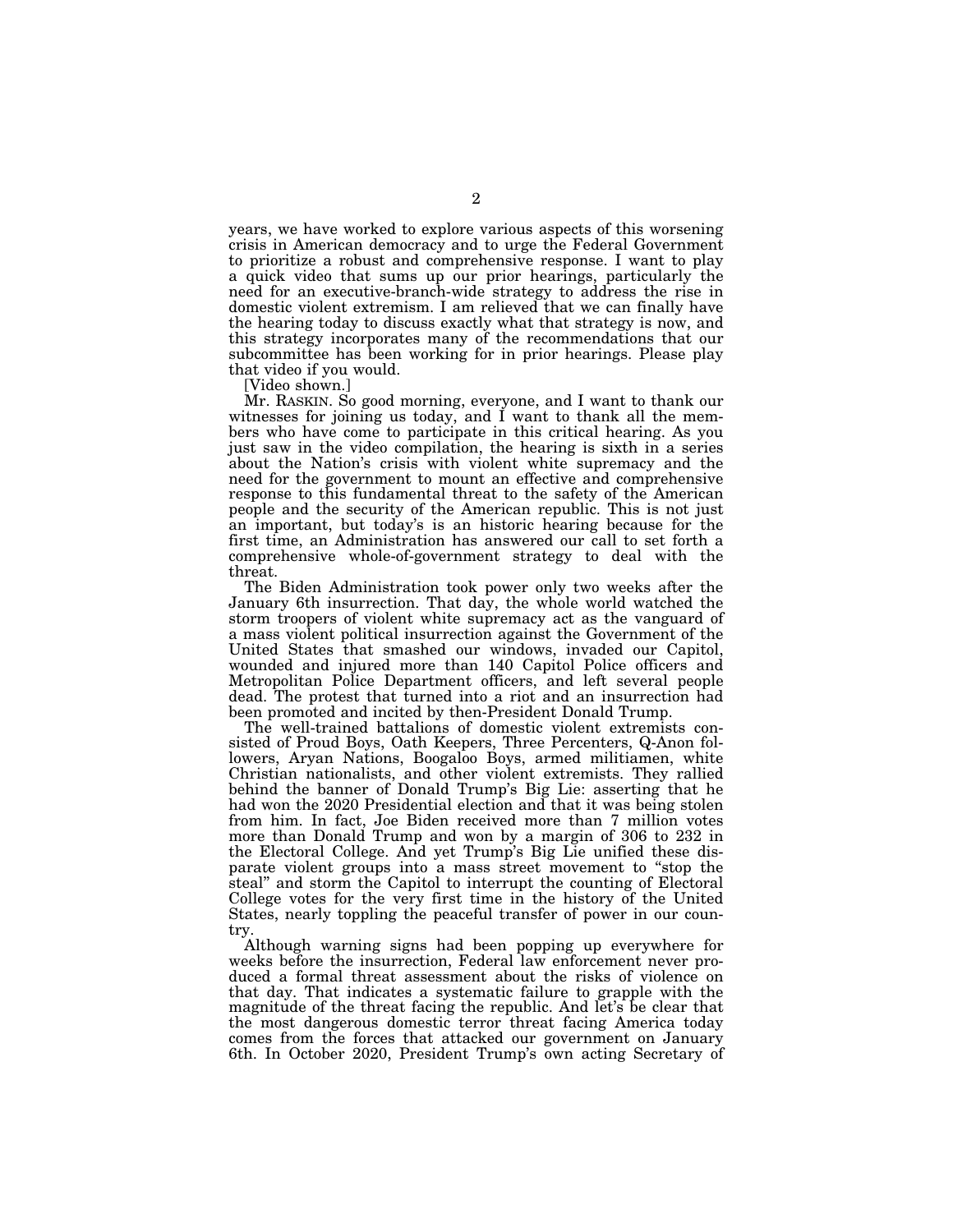years, we have worked to explore various aspects of this worsening crisis in American democracy and to urge the Federal Government to prioritize a robust and comprehensive response. I want to play a quick video that sums up our prior hearings, particularly the need for an executive-branch-wide strategy to address the rise in domestic violent extremism. I am relieved that we can finally have the hearing today to discuss exactly what that strategy is now, and this strategy incorporates many of the recommendations that our subcommittee has been working for in prior hearings. Please play that video if you would.

[Video shown.]

Mr. RASKIN. So good morning, everyone, and I want to thank our witnesses for joining us today, and I want to thank all the members who have come to participate in this critical hearing. As you just saw in the video compilation, the hearing is sixth in a series about the Nation's crisis with violent white supremacy and the need for the government to mount an effective and comprehensive response to this fundamental threat to the safety of the American people and the security of the American republic. This is not just an important, but today's is an historic hearing because for the first time, an Administration has answered our call to set forth a comprehensive whole-of-government strategy to deal with the threat.

The Biden Administration took power only two weeks after the January 6th insurrection. That day, the whole world watched the storm troopers of violent white supremacy act as the vanguard of a mass violent political insurrection against the Government of the United States that smashed our windows, invaded our Capitol, wounded and injured more than 140 Capitol Police officers and Metropolitan Police Department officers, and left several people dead. The protest that turned into a riot and an insurrection had been promoted and incited by then-President Donald Trump.

The well-trained battalions of domestic violent extremists consisted of Proud Boys, Oath Keepers, Three Percenters, Q-Anon followers, Aryan Nations, Boogaloo Boys, armed militiamen, white Christian nationalists, and other violent extremists. They rallied behind the banner of Donald Trump's Big Lie: asserting that he had won the 2020 Presidential election and that it was being stolen from him. In fact, Joe Biden received more than 7 million votes more than Donald Trump and won by a margin of 306 to 232 in the Electoral College. And yet Trump's Big Lie unified these disparate violent groups into a mass street movement to "stop the steal" and storm the Capitol to interrupt the counting of Electoral College votes for the very first time in the history of the United States, nearly toppling the peaceful transfer of power in our country.

Although warning signs had been popping up everywhere for weeks before the insurrection, Federal law enforcement never produced a formal threat assessment about the risks of violence on that day. That indicates a systematic failure to grapple with the magnitude of the threat facing the republic. And let's be clear that the most dangerous domestic terror threat facing America today comes from the forces that attacked our government on January 6th. In October 2020, President Trump's own acting Secretary of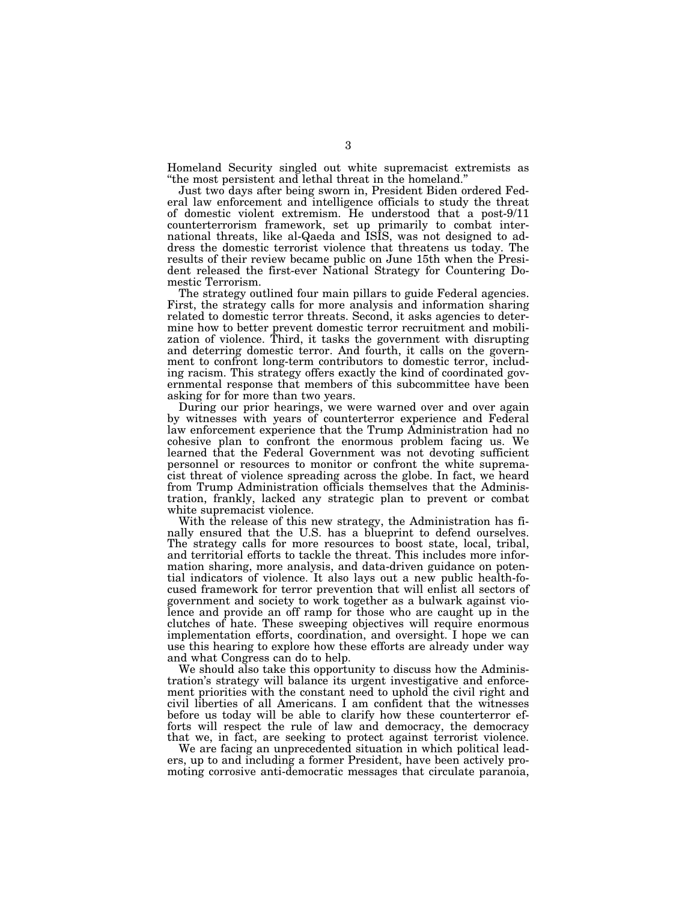Homeland Security singled out white supremacist extremists as "the most persistent and lethal threat in the homeland."

Just two days after being sworn in, President Biden ordered Federal law enforcement and intelligence officials to study the threat of domestic violent extremism. He understood that a post-9/11 counterterrorism framework, set up primarily to combat international threats, like al-Qaeda and ISIS, was not designed to address the domestic terrorist violence that threatens us today. The results of their review became public on June 15th when the President released the first-ever National Strategy for Countering Domestic Terrorism.

The strategy outlined four main pillars to guide Federal agencies. First, the strategy calls for more analysis and information sharing related to domestic terror threats. Second, it asks agencies to determine how to better prevent domestic terror recruitment and mobilization of violence. Third, it tasks the government with disrupting and deterring domestic terror. And fourth, it calls on the government to confront long-term contributors to domestic terror, including racism. This strategy offers exactly the kind of coordinated governmental response that members of this subcommittee have been asking for for more than two years.

During our prior hearings, we were warned over and over again by witnesses with years of counterterror experience and Federal law enforcement experience that the Trump Administration had no cohesive plan to confront the enormous problem facing us. We learned that the Federal Government was not devoting sufficient personnel or resources to monitor or confront the white supremacist threat of violence spreading across the globe. In fact, we heard from Trump Administration officials themselves that the Administration, frankly, lacked any strategic plan to prevent or combat white supremacist violence.

With the release of this new strategy, the Administration has finally ensured that the U.S. has a blueprint to defend ourselves. The strategy calls for more resources to boost state, local, tribal, and territorial efforts to tackle the threat. This includes more information sharing, more analysis, and data-driven guidance on potential indicators of violence. It also lays out a new public health-focused framework for terror prevention that will enlist all sectors of government and society to work together as a bulwark against violence and provide an off ramp for those who are caught up in the clutches of hate. These sweeping objectives will require enormous implementation efforts, coordination, and oversight. I hope we can use this hearing to explore how these efforts are already under way and what Congress can do to help.

We should also take this opportunity to discuss how the Administration's strategy will balance its urgent investigative and enforcement priorities with the constant need to uphold the civil right and civil liberties of all Americans. I am confident that the witnesses before us today will be able to clarify how these counterterror efforts will respect the rule of law and democracy, the democracy that we, in fact, are seeking to protect against terrorist violence.

We are facing an unprecedented situation in which political leaders, up to and including a former President, have been actively promoting corrosive anti-democratic messages that circulate paranoia,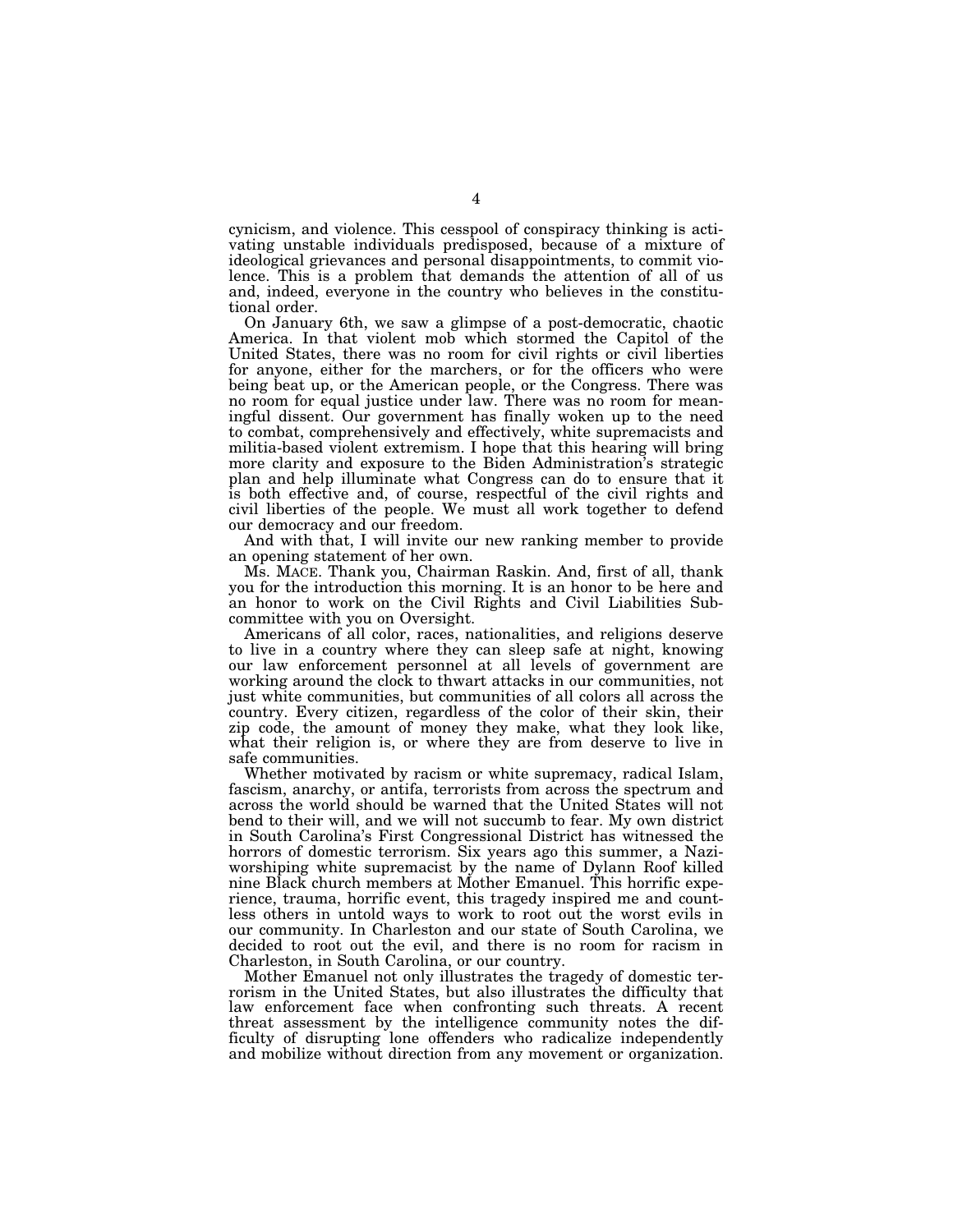cynicism, and violence. This cesspool of conspiracy thinking is activating unstable individuals predisposed, because of a mixture of ideological grievances and personal disappointments, to commit violence. This is a problem that demands the attention of all of us and, indeed, everyone in the country who believes in the constitutional order.

On January 6th, we saw a glimpse of a post-democratic, chaotic America. In that violent mob which stormed the Capitol of the United States, there was no room for civil rights or civil liberties for anyone, either for the marchers, or for the officers who were being beat up, or the American people, or the Congress. There was no room for equal justice under law. There was no room for meaningful dissent. Our government has finally woken up to the need to combat, comprehensively and effectively, white supremacists and militia-based violent extremism. I hope that this hearing will bring more clarity and exposure to the Biden Administration's strategic plan and help illuminate what Congress can do to ensure that it is both effective and, of course, respectful of the civil rights and civil liberties of the people. We must all work together to defend our democracy and our freedom.

And with that, I will invite our new ranking member to provide an opening statement of her own.

Ms. MACE. Thank you, Chairman Raskin. And, first of all, thank you for the introduction this morning. It is an honor to be here and an honor to work on the Civil Rights and Civil Liabilities Subcommittee with you on Oversight.

Americans of all color, races, nationalities, and religions deserve to live in a country where they can sleep safe at night, knowing our law enforcement personnel at all levels of government are working around the clock to thwart attacks in our communities, not just white communities, but communities of all colors all across the country. Every citizen, regardless of the color of their skin, their zip code, the amount of money they make, what they look like, what their religion is, or where they are from deserve to live in safe communities.

Whether motivated by racism or white supremacy, radical Islam, fascism, anarchy, or antifa, terrorists from across the spectrum and across the world should be warned that the United States will not bend to their will, and we will not succumb to fear. My own district in South Carolina's First Congressional District has witnessed the horrors of domestic terrorism. Six years ago this summer, a Nazi-worshiping white supremacist by the name of Dylann Roof killed nine Black church members at Mother Emanuel. This horrific experience, trauma, horrific event, this tragedy inspired me and countless others in untold ways to work to root out the worst evils in our community. In Charleston and our state of South Carolina, we decided to root out the evil, and there is no room for racism in Charleston, in South Carolina, or our country.

Mother Emanuel not only illustrates the tragedy of domestic terrorism in the United States, but also illustrates the difficulty that law enforcement face when confronting such threats. A recent threat assessment by the intelligence community notes the difficulty of disrupting lone offenders who radicalize independently and mobilize without direction from any movement or organization.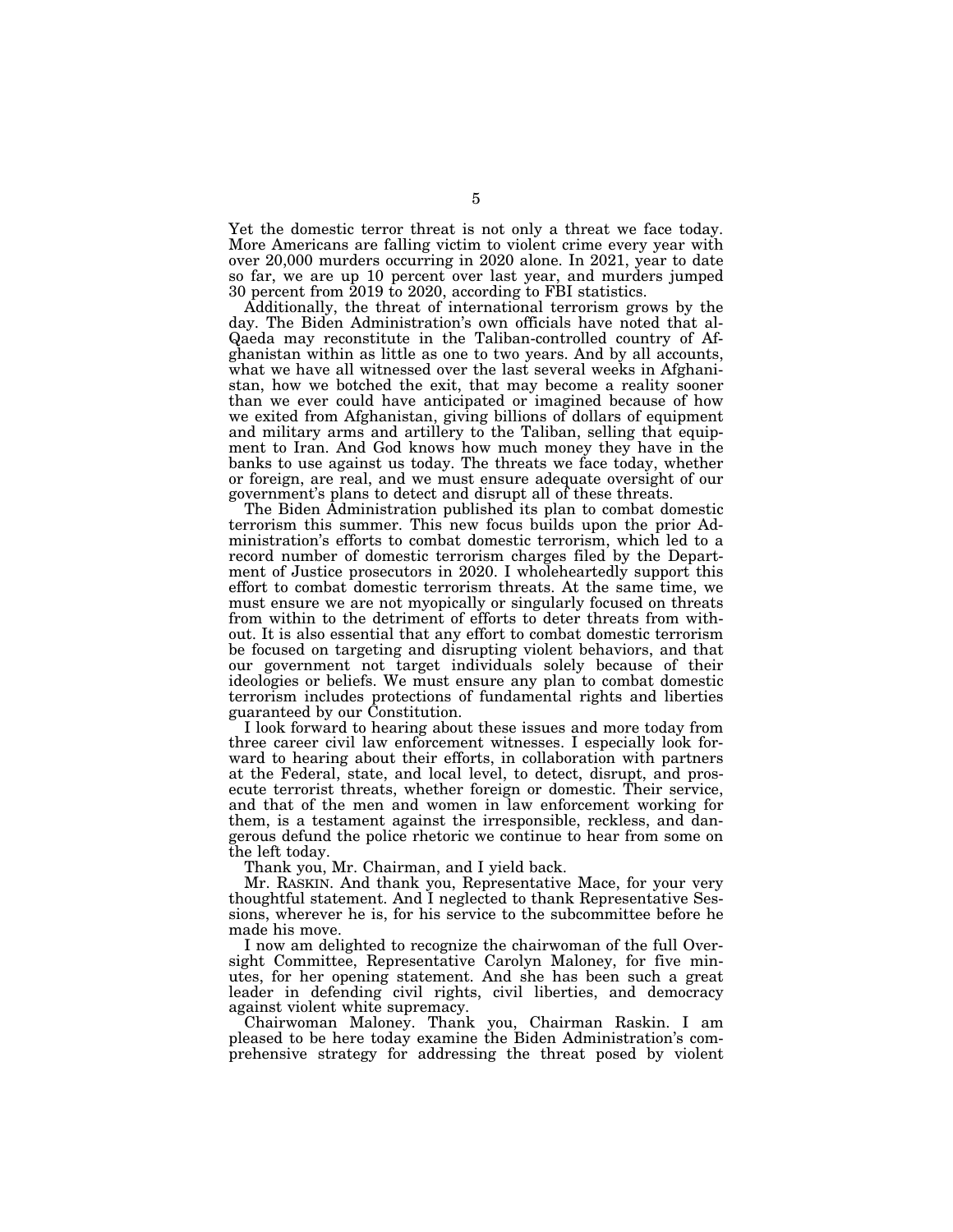Yet the domestic terror threat is not only a threat we face today. More Americans are falling victim to violent crime every year with over 20,000 murders occurring in 2020 alone. In 2021, year to date so far, we are up 10 percent over last year, and murders jumped 30 percent from 2019 to 2020, according to FBI statistics.

Additionally, the threat of international terrorism grows by the day. The Biden Administration's own officials have noted that al-Qaeda may reconstitute in the Taliban-controlled country of Afghanistan within as little as one to two years. And by all accounts, what we have all witnessed over the last several weeks in Afghanistan, how we botched the exit, that may become a reality sooner than we ever could have anticipated or imagined because of how we exited from Afghanistan, giving billions of dollars of equipment and military arms and artillery to the Taliban, selling that equipment to Iran. And God knows how much money they have in the banks to use against us today. The threats we face today, whether or foreign, are real, and we must ensure adequate oversight of our government's plans to detect and disrupt all of these threats.

The Biden Administration published its plan to combat domestic terrorism this summer. This new focus builds upon the prior Administration's efforts to combat domestic terrorism, which led to a record number of domestic terrorism charges filed by the Department of Justice prosecutors in 2020. I wholeheartedly support this effort to combat domestic terrorism threats. At the same time, we must ensure we are not myopically or singularly focused on threats from within to the detriment of efforts to deter threats from without. It is also essential that any effort to combat domestic terrorism be focused on targeting and disrupting violent behaviors, and that our government not target individuals solely because of their ideologies or beliefs. We must ensure any plan to combat domestic terrorism includes protections of fundamental rights and liberties guaranteed by our Constitution.

I look forward to hearing about these issues and more today from three career civil law enforcement witnesses. I especially look forward to hearing about their efforts, in collaboration with partners at the Federal, state, and local level, to detect, disrupt, and prosecute terrorist threats, whether foreign or domestic. Their service, and that of the men and women in law enforcement working for them, is a testament against the irresponsible, reckless, and dangerous defund the police rhetoric we continue to hear from some on the left today.

Thank you, Mr. Chairman, and I yield back.

Mr. RASKIN. And thank you, Representative Mace, for your very thoughtful statement. And I neglected to thank Representative Sessions, wherever he is, for his service to the subcommittee before he made his move.

I now am delighted to recognize the chairwoman of the full Oversight Committee, Representative Carolyn Maloney, for five minutes, for her opening statement. And she has been such a great leader in defending civil rights, civil liberties, and democracy against violent white supremacy.

Chairwoman Maloney. Thank you, Chairman Raskin. I am pleased to be here today examine the Biden Administration's comprehensive strategy for addressing the threat posed by violent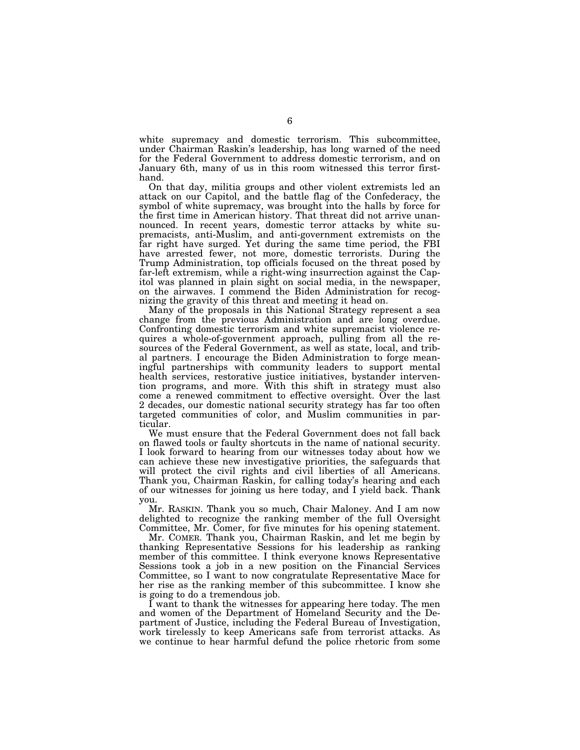white supremacy and domestic terrorism. This subcommittee, under Chairman Raskin's leadership, has long warned of the need for the Federal Government to address domestic terrorism, and on January 6th, many of us in this room witnessed this terror firsthand.

On that day, militia groups and other violent extremists led an attack on our Capitol, and the battle flag of the Confederacy, the symbol of white supremacy, was brought into the halls by force for the first time in American history. That threat did not arrive unannounced. In recent years, domestic terror attacks by white supremacists, anti-Muslim, and anti-government extremists on the far right have surged. Yet during the same time period, the FBI have arrested fewer, not more, domestic terrorists. During the Trump Administration, top officials focused on the threat posed by far-left extremism, while a right-wing insurrection against the Capitol was planned in plain sight on social media, in the newspaper, on the airwaves. I commend the Biden Administration for recognizing the gravity of this threat and meeting it head on.

Many of the proposals in this National Strategy represent a sea change from the previous Administration and are long overdue. Confronting domestic terrorism and white supremacist violence requires a whole-of-government approach, pulling from all the resources of the Federal Government, as well as state, local, and tribal partners. I encourage the Biden Administration to forge meaningful partnerships with community leaders to support mental health services, restorative justice initiatives, bystander intervention programs, and more. With this shift in strategy must also come a renewed commitment to effective oversight. Over the last 2 decades, our domestic national security strategy has far too often targeted communities of color, and Muslim communities in particular.

We must ensure that the Federal Government does not fall back on flawed tools or faulty shortcuts in the name of national security. I look forward to hearing from our witnesses today about how we can achieve these new investigative priorities, the safeguards that will protect the civil rights and civil liberties of all Americans. Thank you, Chairman Raskin, for calling today's hearing and each of our witnesses for joining us here today, and I yield back. Thank you.

Mr. RASKIN. Thank you so much, Chair Maloney. And I am now delighted to recognize the ranking member of the full Oversight Committee, Mr. Comer, for five minutes for his opening statement.

Mr. COMER. Thank you, Chairman Raskin, and let me begin by thanking Representative Sessions for his leadership as ranking member of this committee. I think everyone knows Representative Sessions took a job in a new position on the Financial Services Committee, so I want to now congratulate Representative Mace for her rise as the ranking member of this subcommittee. I know she is going to do a tremendous job.

I want to thank the witnesses for appearing here today. The men and women of the Department of Homeland Security and the Department of Justice, including the Federal Bureau of Investigation, work tirelessly to keep Americans safe from terrorist attacks. As we continue to hear harmful defund the police rhetoric from some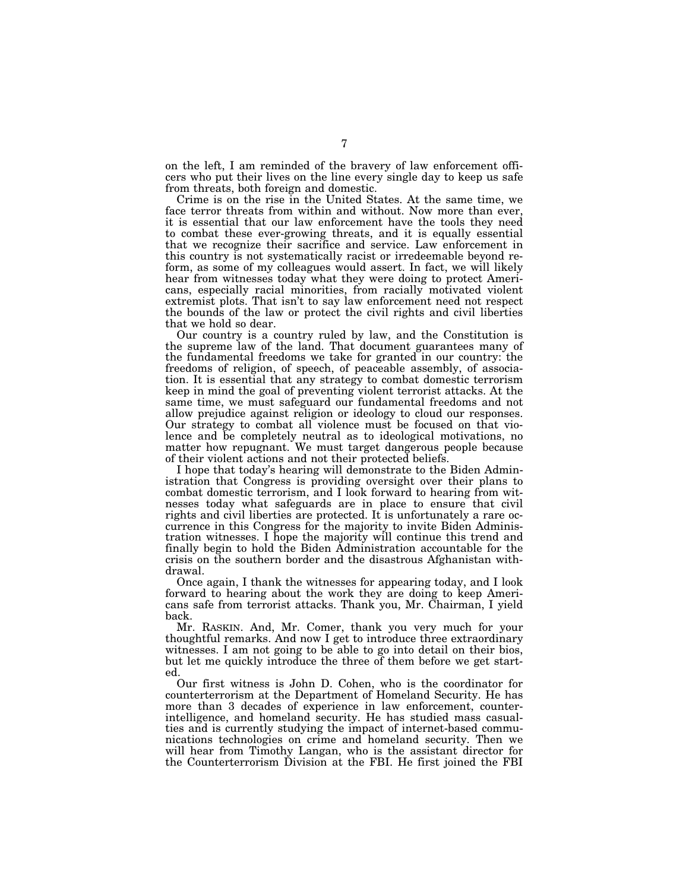on the left, I am reminded of the bravery of law enforcement officers who put their lives on the line every single day to keep us safe from threats, both foreign and domestic.

Crime is on the rise in the United States. At the same time, we face terror threats from within and without. Now more than ever, it is essential that our law enforcement have the tools they need to combat these ever-growing threats, and it is equally essential that we recognize their sacrifice and service. Law enforcement in this country is not systematically racist or irredeemable beyond reform, as some of my colleagues would assert. In fact, we will likely hear from witnesses today what they were doing to protect Americans, especially racial minorities, from racially motivated violent extremist plots. That isn't to say law enforcement need not respect the bounds of the law or protect the civil rights and civil liberties that we hold so dear.

Our country is a country ruled by law, and the Constitution is the supreme law of the land. That document guarantees many of the fundamental freedoms we take for granted in our country: the freedoms of religion, of speech, of peaceable assembly, of association. It is essential that any strategy to combat domestic terrorism keep in mind the goal of preventing violent terrorist attacks. At the same time, we must safeguard our fundamental freedoms and not allow prejudice against religion or ideology to cloud our responses. Our strategy to combat all violence must be focused on that violence and be completely neutral as to ideological motivations, no matter how repugnant. We must target dangerous people because of their violent actions and not their protected beliefs.

I hope that today's hearing will demonstrate to the Biden Administration that Congress is providing oversight over their plans to combat domestic terrorism, and I look forward to hearing from witnesses today what safeguards are in place to ensure that civil rights and civil liberties are protected. It is unfortunately a rare occurrence in this Congress for the majority to invite Biden Administration witnesses. I hope the majority will continue this trend and finally begin to hold the Biden Administration accountable for the crisis on the southern border and the disastrous Afghanistan withdrawal.

Once again, I thank the witnesses for appearing today, and I look forward to hearing about the work they are doing to keep Americans safe from terrorist attacks. Thank you, Mr. Chairman, I yield back.

Mr. RASKIN. And, Mr. Comer, thank you very much for your thoughtful remarks. And now I get to introduce three extraordinary witnesses. I am not going to be able to go into detail on their bios, but let me quickly introduce the three of them before we get started.

Our first witness is John D. Cohen, who is the coordinator for counterterrorism at the Department of Homeland Security. He has more than 3 decades of experience in law enforcement, counterintelligence, and homeland security. He has studied mass casualties and is currently studying the impact of internet-based communications technologies on crime and homeland security. Then we will hear from Timothy Langan, who is the assistant director for the Counterterrorism Division at the FBI. He first joined the FBI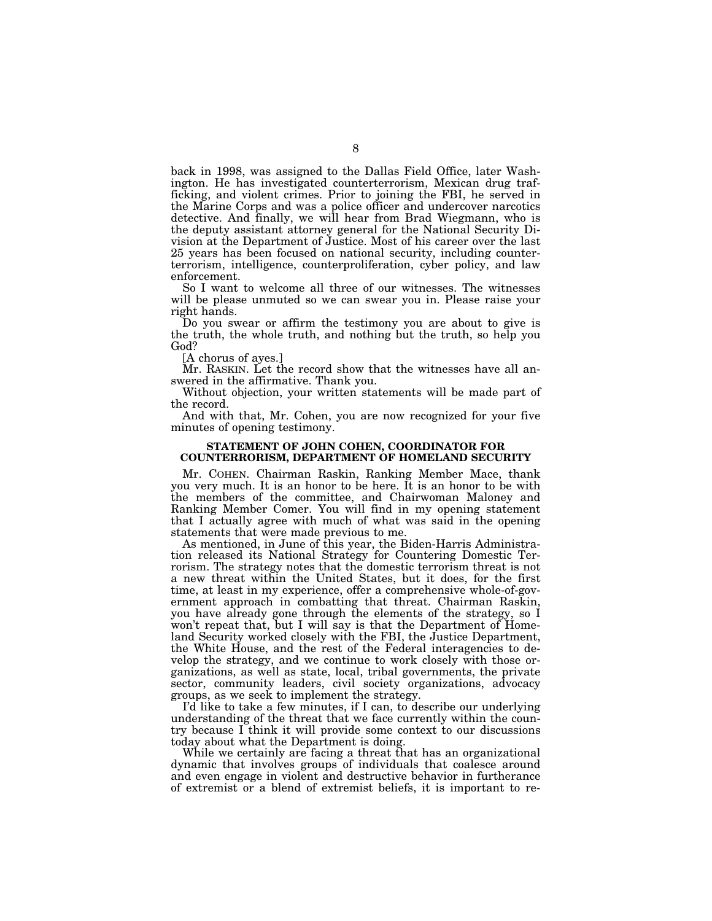back in 1998, was assigned to the Dallas Field Office, later Washington. He has investigated counterterrorism, Mexican drug trafficking, and violent crimes. Prior to joining the FBI, he served in the Marine Corps and was a police officer and undercover narcotics detective. And finally, we will hear from Brad Wiegmann, who is the deputy assistant attorney general for the National Security Division at the Department of Justice. Most of his career over the last 25 years has been focused on national security, including counterterrorism, intelligence, counterproliferation, cyber policy, and law enforcement.

So I want to welcome all three of our witnesses. The witnesses will be please unmuted so we can swear you in. Please raise your right hands.

Do you swear or affirm the testimony you are about to give is the truth, the whole truth, and nothing but the truth, so help you God?

[A chorus of ayes.]

Mr. RASKIN. Let the record show that the witnesses have all answered in the affirmative. Thank you.

Without objection, your written statements will be made part of the record.

And with that, Mr. Cohen, you are now recognized for your five minutes of opening testimony.

## STATEMENT OF JOHN COHEN, COORDINATOR FOR COUNTERRORISM, DEPARTMENT OF HOMELAND SECURITY

Mr. COHEN. Chairman Raskin, Ranking Member Mace, thank you very much. It is an honor to be here. It is an honor to be with the members of the committee, and Chairwoman Maloney and Ranking Member Comer. You will find in my opening statement that I actually agree with much of what was said in the opening statements that were made previous to me.

As mentioned, in June of this year, the Biden-Harris Administration released its National Strategy for Countering Domestic Terrorism. The strategy notes that the domestic terrorism threat is not a new threat within the United States, but it does, for the first time, at least in my experience, offer a comprehensive whole-of-government approach in combatting that threat. Chairman Raskin, you have already gone through the elements of the strategy, so I won't repeat that, but I will say is that the Department of Homeland Security worked closely with the FBI, the Justice Department, the White House, and the rest of the Federal interagencies to develop the strategy, and we continue to work closely with those organizations, as well as state, local, tribal governments, the private sector, community leaders, civil society organizations, advocacy groups, as we seek to implement the strategy.

I'd like to take a few minutes, if I can, to describe our underlying understanding of the threat that we face currently within the country because I think it will provide some context to our discussions today about what the Department is doing.

While we certainly are facing a threat that has an organizational dynamic that involves groups of individuals that coalesce around and even engage in violent and destructive behavior in furtherance of extremist or a blend of extremist beliefs, it is important to re-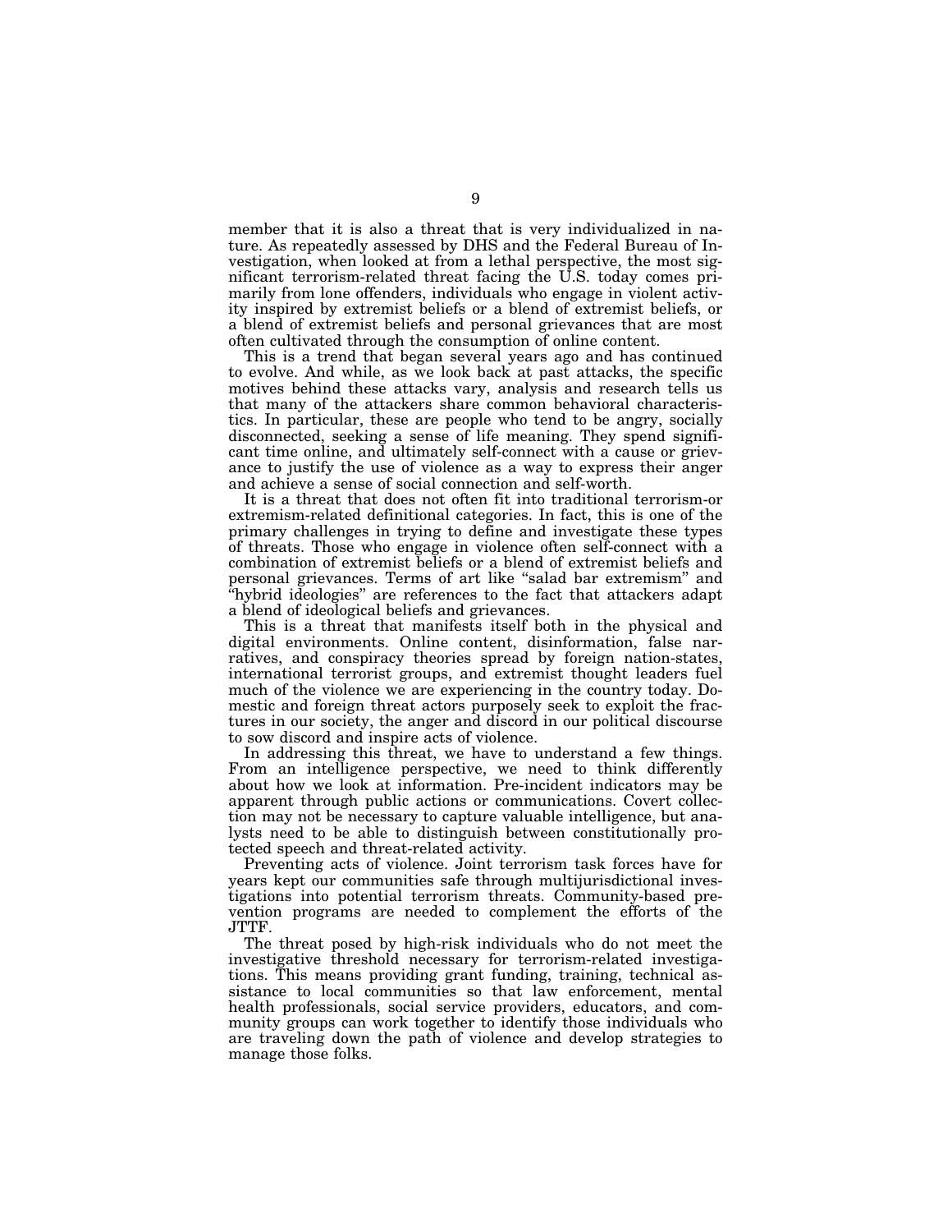member that it is also a threat that is very individualized in nature. As repeatedly assessed by DHS and the Federal Bureau of Investigation, when looked at from a lethal perspective, the most significant terrorism-related threat facing the U.S. today comes primarily from lone offenders, individuals who engage in violent activity inspired by extremist beliefs or a blend of extremist beliefs, or a blend of extremist beliefs and personal grievances that are most often cultivated through the consumption of online content.

This is a trend that began several years ago and has continued to evolve. And while, as we look back at past attacks, the specific motives behind these attacks vary, analysis and research tells us that many of the attackers share common behavioral characteristics. In particular, these are people who tend to be angry, socially disconnected, seeking a sense of life meaning. They spend significant time online, and ultimately self-connect with a cause or grievance to justify the use of violence as a way to express their anger and achieve a sense of social connection and self-worth.

It is a threat that does not often fit into traditional terrorism-or extremism-related definitional categories. In fact, this is one of the primary challenges in trying to define and investigate these types of threats. Those who engage in violence often self-connect with a combination of extremist beliefs or a blend of extremist beliefs and personal grievances. Terms of art like "salad bar extremism" and "hybrid ideologies" are references to the fact that attackers adapt a blend of ideological beliefs and grievances.

This is a threat that manifests itself both in the physical and digital environments. Online content, disinformation, false narratives, and conspiracy theories spread by foreign nation-states, international terrorist groups, and extremist thought leaders fuel much of the violence we are experiencing in the country today. Domestic and foreign threat actors purposely seek to exploit the fractures in our society, the anger and discord in our political discourse to sow discord and inspire acts of violence.

In addressing this threat, we have to understand a few things. From an intelligence perspective, we need to think differently about how we look at information. Pre-incident indicators may be apparent through public actions or communications. Covert collection may not be necessary to capture valuable intelligence, but analysts need to be able to distinguish between constitutionally protected speech and threat-related activity.

Preventing acts of violence. Joint terrorism task forces have for years kept our communities safe through multijurisdictional investigations into potential terrorism threats. Community-based prevention programs are needed to complement the efforts of the JTTF.

The threat posed by high-risk individuals who do not meet the investigative threshold necessary for terrorism-related investigations. This means providing grant funding, training, technical assistance to local communities so that law enforcement, mental health professionals, social service providers, educators, and community groups can work together to identify those individuals who are traveling down the path of violence and develop strategies to manage those folks.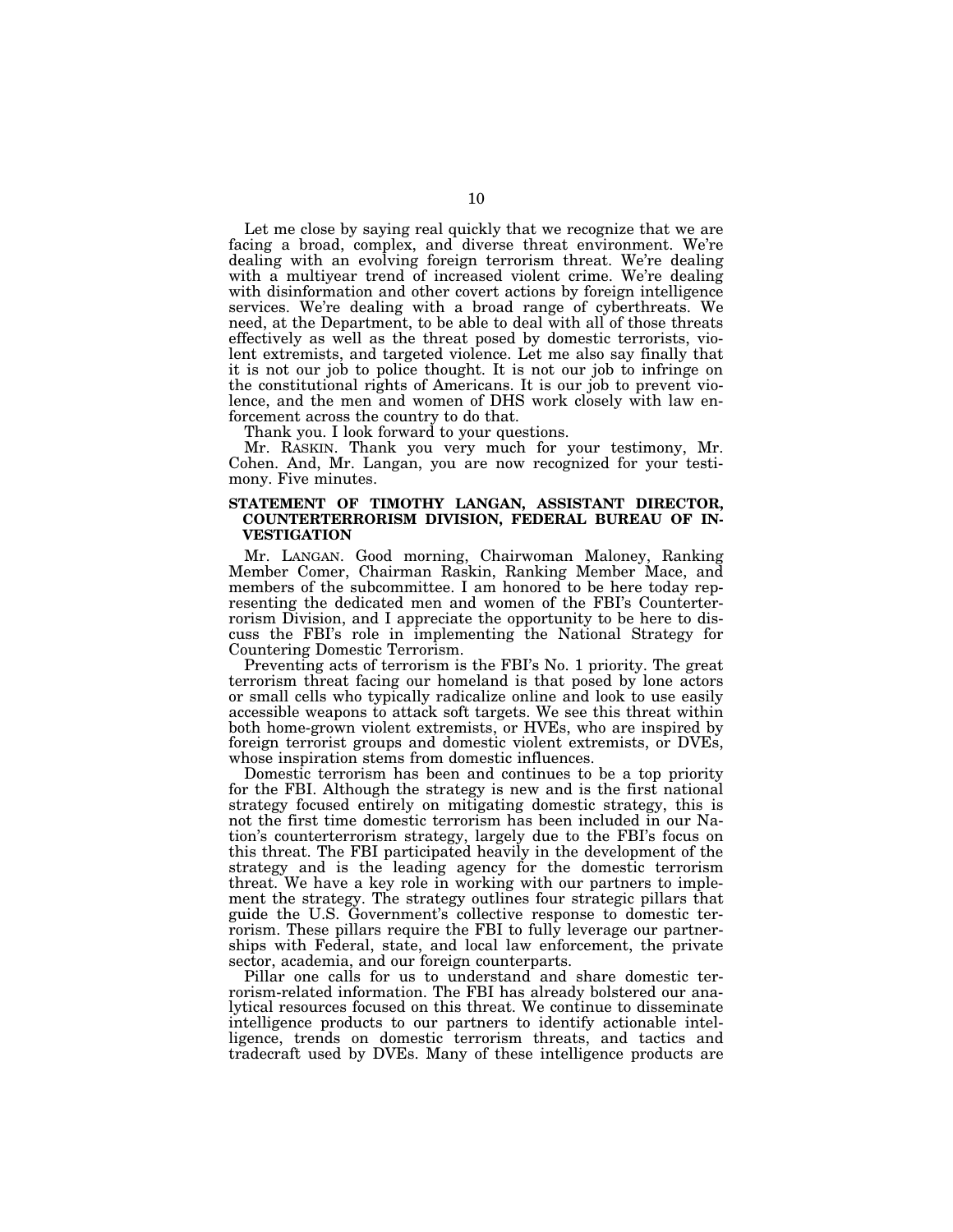Let me close by saying real quickly that we recognize that we are facing a broad, complex, and diverse threat environment. We're dealing with an evolving foreign terrorism threat. We're dealing with a multiyear trend of increased violent crime. We're dealing with disinformation and other covert actions by foreign intelligence services. We're dealing with a broad range of cyberthreats. We need, at the Department, to be able to deal with all of those threats effectively as well as the threat posed by domestic terrorists, violent extremists, and targeted violence. Let me also say finally that it is not our job to police thought. It is not our job to infringe on the constitutional rights of Americans. It is our job to prevent violence, and the men and women of DHS work closely with law enforcement across the country to do that.

Thank you. I look forward to your questions.

Mr. RASKIN. Thank you very much for your testimony, Mr. Cohen. And, Mr. Langan, you are now recognized for your testimony. Five minutes.

**STATEMENT OF TIMOTHY LANGAN, ASSISTANT DIRECTOR, COUNTERTERRORISM DIVISION, FEDERAL BUREAU OF INVESTIGATION**

Mr. LANGAN. Good morning, Chairwoman Maloney, Ranking Member Comer, Chairman Raskin, Ranking Member Mace, and members of the subcommittee. I am honored to be here today representing the dedicated men and women of the FBI's Counterterrorism Division, and I appreciate the opportunity to be here to discuss the FBI's role in implementing the National Strategy for Countering Domestic Terrorism.

Preventing acts of terrorism is the FBI's No. 1 priority. The great terrorism threat facing our homeland is that posed by lone actors or small cells who typically radicalize online and look to use easily accessible weapons to attack soft targets. We see this threat within both home-grown violent extremists, or HVEs, who are inspired by foreign terrorist groups and domestic violent extremists, or DVEs, whose inspiration stems from domestic influences.

Domestic terrorism has been and continues to be a top priority for the FBI. Although the strategy is new and is the first national strategy focused entirely on mitigating domestic strategy, this is not the first time domestic terrorism has been included in our Nation's counterterrorism strategy, largely due to the FBI's focus on this threat. The FBI participated heavily in the development of the strategy and is the leading agency for the domestic terrorism threat. We have a key role in working with our partners to implement the strategy. The strategy outlines four strategic pillars that guide the U.S. Government's collective response to domestic terrorism. These pillars require the FBI to fully leverage our partnerships with Federal, state, and local law enforcement, the private sector, academia, and our foreign counterparts.

Pillar one calls for us to understand and share domestic terrorism-related information. The FBI has already bolstered our analytical resources focused on this threat. We continue to disseminate intelligence products to our partners to identify actionable intelligence, trends on domestic terrorism threats, and tactics and tradecraft used by DVEs. Many of these intelligence products are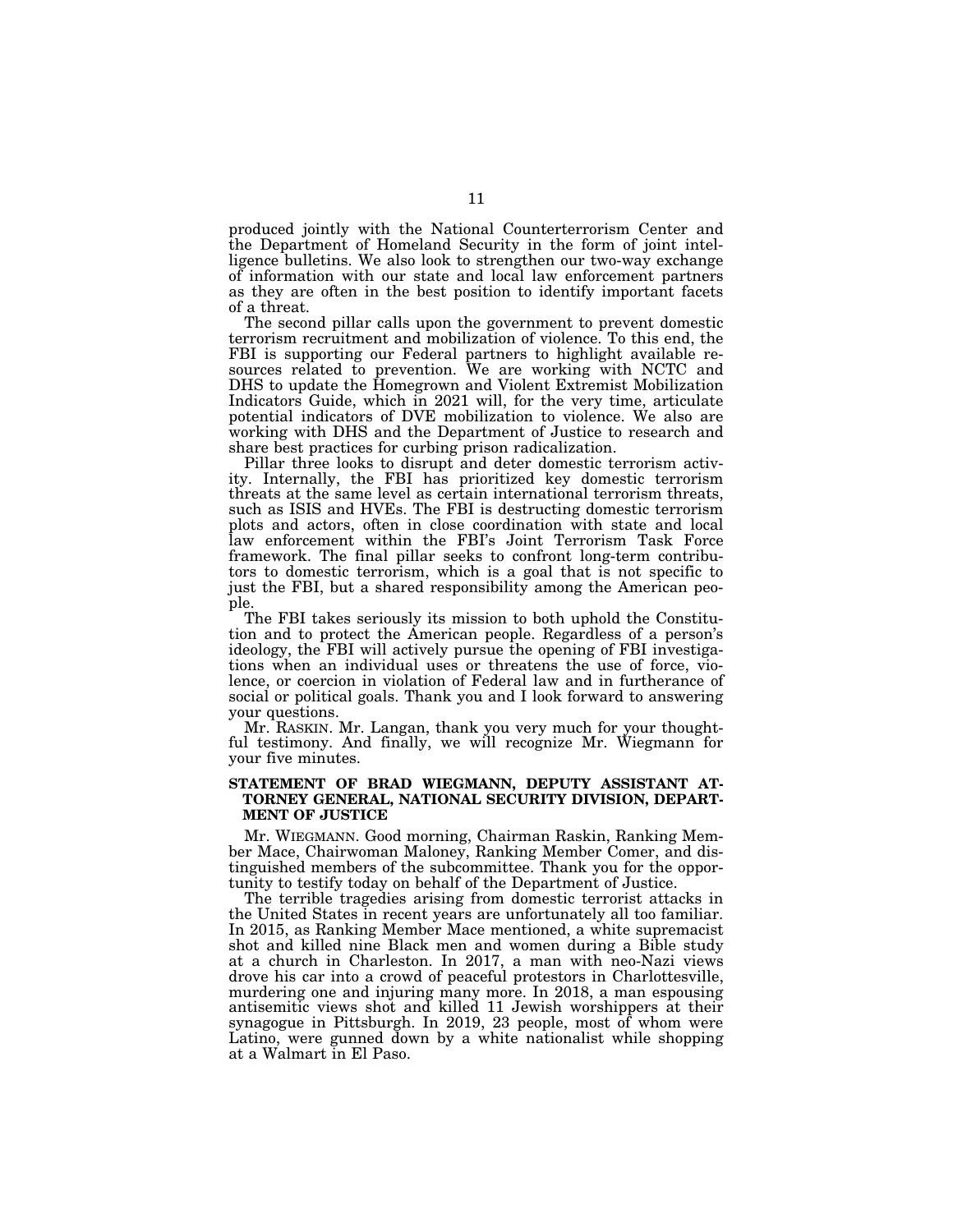produced jointly with the National Counterterrorism Center and the Department of Homeland Security in the form of joint intelligence bulletins. We also look to strengthen our two-way exchange of information with our state and local law enforcement partners as they are often in the best position to identify important facets of a threat.

The second pillar calls upon the government to prevent domestic terrorism recruitment and mobilization of violence. To this end, the FBI is supporting our Federal partners to highlight available resources related to prevention. We are working with NCTC and DHS to update the Homegrown and Violent Extremist Mobilization Indicators Guide, which in 2021 will, for the very time, articulate potential indicators of DVE mobilization to violence. We also are working with DHS and the Department of Justice to research and share best practices for curbing prison radicalization.

Pillar three looks to disrupt and deter domestic terrorism activity. Internally, the FBI has prioritized key domestic terrorism threats at the same level as certain international terrorism threats, such as ISIS and HVEs. The FBI is destructing domestic terrorism plots and actors, often in close coordination with state and local law enforcement within the FBI's Joint Terrorism Task Force framework. The final pillar seeks to confront long-term contributors to domestic terrorism, which is a goal that is not specific to just the FBI, but a shared responsibility among the American people.

The FBI takes seriously its mission to both uphold the Constitution and to protect the American people. Regardless of a person's ideology, the FBI will actively pursue the opening of FBI investigations when an individual uses or threatens the use of force, violence, or coercion in violation of Federal law and in furtherance of social or political goals. Thank you and I look forward to answering your questions.

Mr. RASKIN. Mr. Langan, thank you very much for your thoughtful testimony. And finally, we will recognize Mr. Wiegmann for your five minutes.

### STATEMENT OF BRAD WIEGMANN, DEPUTY ASSISTANT ATTORNEY GENERAL, NATIONAL SECURITY DIVISION, DEPARTMENT OF JUSTICE

Mr. WIEGMANN. Good morning, Chairman Raskin, Ranking Member Mace, Chairwoman Maloney, Ranking Member Comer, and distinguished members of the subcommittee. Thank you for the opportunity to testify today on behalf of the Department of Justice.

The terrible tragedies arising from domestic terrorist attacks in the United States in recent years are unfortunately all too familiar. In 2015, as Ranking Member Mace mentioned, a white supremacist shot and killed nine Black men and women during a Bible study at a church in Charleston. In 2017, a man with neo-Nazi views drove his car into a crowd of peaceful protestors in Charlottesville, murdering one and injuring many more. In 2018, a man espousing antisemitic views shot and killed 11 Jewish worshippers at their synagogue in Pittsburgh. In 2019, 23 people, most of whom were Latino, were gunned down by a white nationalist while shopping at a Walmart in El Paso.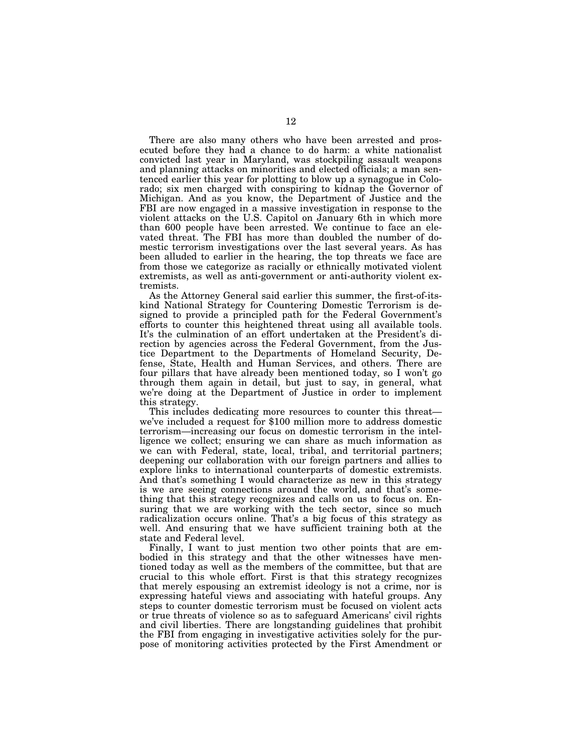There are also many others who have been arrested and prosecuted before they had a chance to do harm: a white nationalist convicted last year in Maryland, was stockpiling assault weapons and planning attacks on minorities and elected officials; a man sentenced earlier this year for plotting to blow up a synagogue in Colorado; six men charged with conspiring to kidnap the Governor of Michigan. And as you know, the Department of Justice and the FBI are now engaged in a massive investigation in response to the violent attacks on the U.S. Capitol on January 6th in which more than 600 people have been arrested. We continue to face an elevated threat. The FBI has more than doubled the number of domestic terrorism investigations over the last several years. As has been alluded to earlier in the hearing, the top threats we face are from those we categorize as racially or ethnically motivated violent extremists, as well as anti-government or anti-authority violent extremists.

As the Attorney General said earlier this summer, the first-of-its-kind National Strategy for Countering Domestic Terrorism is designed to provide a principled path for the Federal Government's efforts to counter this heightened threat using all available tools. It's the culmination of an effort undertaken at the President's direction by agencies across the Federal Government, from the Justice Department to the Departments of Homeland Security, Defense, State, Health and Human Services, and others. There are four pillars that have already been mentioned today, so I won't go through them again in detail, but just to say, in general, what we're doing at the Department of Justice in order to implement this strategy.

This includes dedicating more resources to counter this threat—we've included a request for $100 million more to address domestic terrorism—increasing our focus on domestic terrorism in the intelligence we collect; ensuring we can share as much information as we can with Federal, state, local, tribal, and territorial partners; deepening our collaboration with our foreign partners and allies to explore links to international counterparts of domestic extremists. And that's something I would characterize as new in this strategy is we are seeing connections around the world, and that's something that this strategy recognizes and calls on us to focus on. Ensuring that we are working with the tech sector, since so much radicalization occurs online. That's a big focus of this strategy as well. And ensuring that we have sufficient training both at the state and Federal level.

Finally, I want to just mention two other points that are embodied in this strategy and that the other witnesses have mentioned today as well as the members of the committee, but that are crucial to this whole effort. First is that this strategy recognizes that merely espousing an extremist ideology is not a crime, nor is expressing hateful views and associating with hateful groups. Any steps to counter domestic terrorism must be focused on violent acts or true threats of violence so as to safeguard Americans' civil rights and civil liberties. There are longstanding guidelines that prohibit the FBI from engaging in investigative activities solely for the purpose of monitoring activities protected by the First Amendment or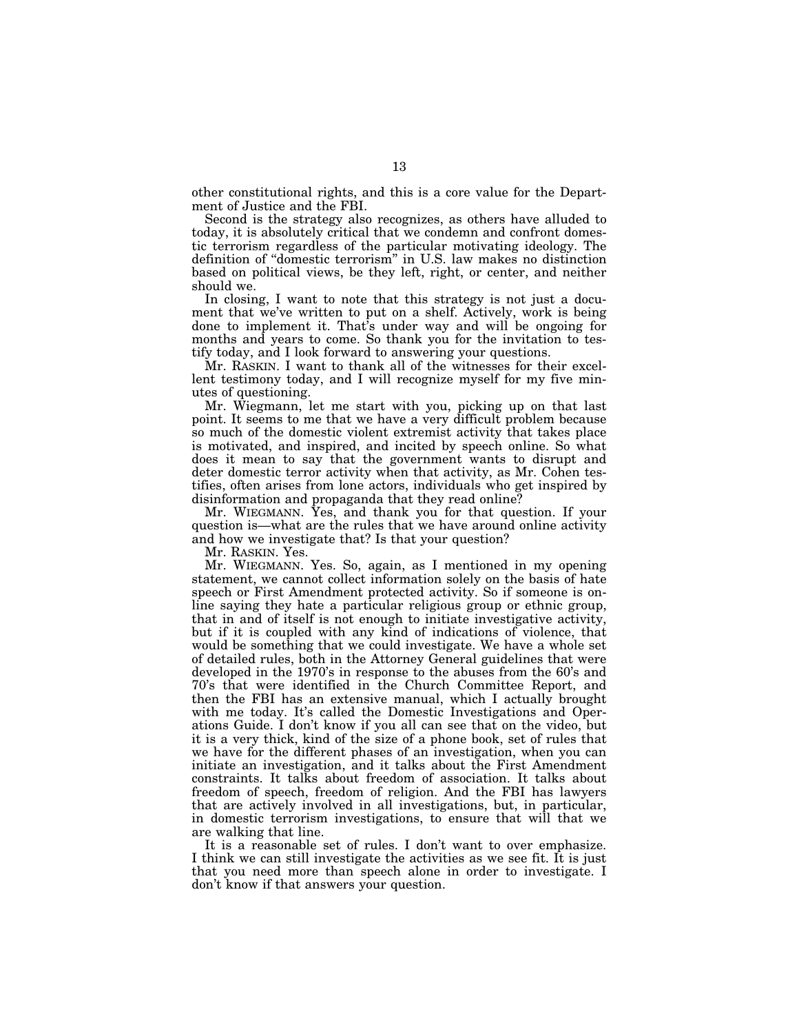other constitutional rights, and this is a core value for the Department of Justice and the FBI.

Second is the strategy also recognizes, as others have alluded to today, it is absolutely critical that we condemn and confront domestic terrorism regardless of the particular motivating ideology. The definition of "domestic terrorism" in U.S. law makes no distinction based on political views, be they left, right, or center, and neither should we.

In closing, I want to note that this strategy is not just a document that we've written to put on a shelf. Actively, work is being done to implement it. That's under way and will be ongoing for months and years to come. So thank you for the invitation to testify today, and I look forward to answering your questions.

Mr. RASKIN. I want to thank all of the witnesses for their excellent testimony today, and I will recognize myself for my five minutes of questioning.

Mr. Wiegmann, let me start with you, picking up on that last point. It seems to me that we have a very difficult problem because so much of the domestic violent extremist activity that takes place is motivated, and inspired, and incited by speech online. So what does it mean to say that the government wants to disrupt and deter domestic terror activity when that activity, as Mr. Cohen testifies, often arises from lone actors, individuals who get inspired by disinformation and propaganda that they read online?

Mr. WIEGMANN. Yes, and thank you for that question. If your question is—what are the rules that we have around online activity and how we investigate that? Is that your question?

Mr. RASKIN. Yes.

Mr. WIEGMANN. Yes. So, again, as I mentioned in my opening statement, we cannot collect information solely on the basis of hate speech or First Amendment protected activity. So if someone is online saying they hate a particular religious group or ethnic group, that in and of itself is not enough to initiate investigative activity, but if it is coupled with any kind of indications of violence, that would be something that we could investigate. We have a whole set of detailed rules, both in the Attorney General guidelines that were developed in the 1970's in response to the abuses from the 60's and 70's that were identified in the Church Committee Report, and then the FBI has an extensive manual, which I actually brought with me today. It's called the Domestic Investigations and Operations Guide. I don't know if you all can see that on the video, but it is a very thick, kind of the size of a phone book, set of rules that we have for the different phases of an investigation, when you can initiate an investigation, and it talks about the First Amendment constraints. It talks about freedom of association. It talks about freedom of speech, freedom of religion. And the FBI has lawyers that are actively involved in all investigations, but, in particular, in domestic terrorism investigations, to ensure that will that we are walking that line.

It is a reasonable set of rules. I don't want to over emphasize. I think we can still investigate the activities as we see fit. It is just that you need more than speech alone in order to investigate. I don't know if that answers your question.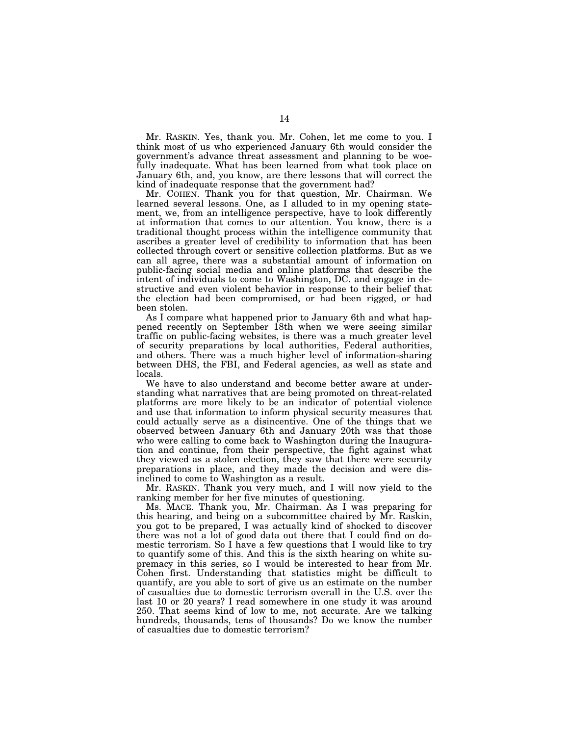Mr. RASKIN. Yes, thank you. Mr. Cohen, let me come to you. I think most of us who experienced January 6th would consider the government's advance threat assessment and planning to be woefully inadequate. What has been learned from what took place on January 6th, and, you know, are there lessons that will correct the kind of inadequate response that the government had?

Mr. COHEN. Thank you for that question, Mr. Chairman. We learned several lessons. One, as I alluded to in my opening statement, we, from an intelligence perspective, have to look differently at information that comes to our attention. You know, there is a traditional thought process within the intelligence community that ascribes a greater level of credibility to information that has been collected through covert or sensitive collection platforms. But as we can all agree, there was a substantial amount of information on public-facing social media and online platforms that describe the intent of individuals to come to Washington, DC. and engage in destructive and even violent behavior in response to their belief that the election had been compromised, or had been rigged, or had been stolen.

As I compare what happened prior to January 6th and what happened recently on September 18th when we were seeing similar traffic on public-facing websites, is there was a much greater level of security preparations by local authorities, Federal authorities, and others. There was a much higher level of information-sharing between DHS, the FBI, and Federal agencies, as well as state and locals.

We have to also understand and become better aware at understanding what narratives that are being promoted on threat-related platforms are more likely to be an indicator of potential violence and use that information to inform physical security measures that could actually serve as a disincentive. One of the things that we observed between January 6th and January 20th was that those who were calling to come back to Washington during the Inauguration and continue, from their perspective, the fight against what they viewed as a stolen election, they saw that there were security preparations in place, and they made the decision and were disinclined to come to Washington as a result.

Mr. RASKIN. Thank you very much, and I will now yield to the ranking member for her five minutes of questioning.

Ms. MACE. Thank you, Mr. Chairman. As I was preparing for this hearing, and being on a subcommittee chaired by Mr. Raskin, you got to be prepared, I was actually kind of shocked to discover there was not a lot of good data out there that I could find on domestic terrorism. So I have a few questions that I would like to try to quantify some of this. And this is the sixth hearing on white supremacy in this series, so I would be interested to hear from Mr. Cohen first. Understanding that statistics might be difficult to quantify, are you able to sort of give us an estimate on the number of casualties due to domestic terrorism overall in the U.S. over the last 10 or 20 years? I read somewhere in one study it was around 250. That seems kind of low to me, not accurate. Are we talking hundreds, thousands, tens of thousands? Do we know the number of casualties due to domestic terrorism?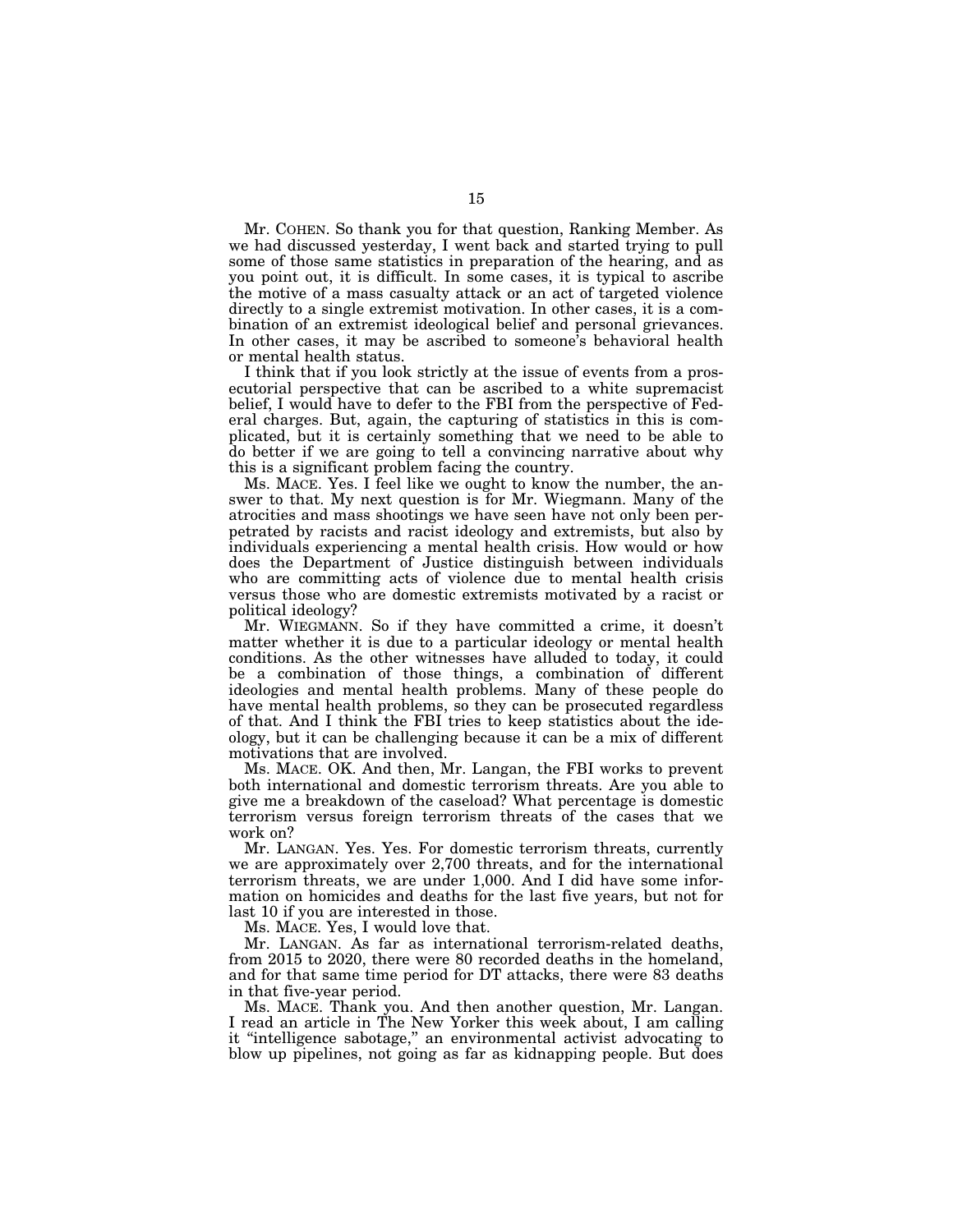Mr. COHEN. So thank you for that question, Ranking Member. As we had discussed yesterday, I went back and started trying to pull some of those same statistics in preparation of the hearing, and as you point out, it is difficult. In some cases, it is typical to ascribe the motive of a mass casualty attack or an act of targeted violence directly to a single extremist motivation. In other cases, it is a combination of an extremist ideological belief and personal grievances. In other cases, it may be ascribed to someone's behavioral health or mental health status.

I think that if you look strictly at the issue of events from a prosecutorial perspective that can be ascribed to a white supremacist belief, I would have to defer to the FBI from the perspective of Federal charges. But, again, the capturing of statistics in this is complicated, but it is certainly something that we need to be able to do better if we are going to tell a convincing narrative about why this is a significant problem facing the country.

Ms. MACE. Yes. I feel like we ought to know the number, the answer to that. My next question is for Mr. Wiegmann. Many of the atrocities and mass shootings we have seen have not only been perpetrated by racists and racist ideology and extremists, but also by individuals experiencing a mental health crisis. How would or how does the Department of Justice distinguish between individuals who are committing acts of violence due to mental health crisis versus those who are domestic extremists motivated by a racist or political ideology?

Mr. WIEGMANN. So if they have committed a crime, it doesn't matter whether it is due to a particular ideology or mental health conditions. As the other witnesses have alluded to today, it could be a combination of those things, a combination of different ideologies and mental health problems. Many of these people do have mental health problems, so they can be prosecuted regardless of that. And I think the FBI tries to keep statistics about the ideology, but it can be challenging because it can be a mix of different motivations that are involved.

Ms. MACE. OK. And then, Mr. Langan, the FBI works to prevent both international and domestic terrorism threats. Are you able to give me a breakdown of the caseload? What percentage is domestic terrorism versus foreign terrorism threats of the cases that we work on?

Mr. LANGAN. Yes. Yes. For domestic terrorism threats, currently we are approximately over 2,700 threats, and for the international terrorism threats, we are under 1,000. And I did have some information on homicides and deaths for the last five years, but not for last 10 if you are interested in those.

Ms. MACE. Yes, I would love that.

Mr. LANGAN. As far as international terrorism-related deaths, from 2015 to 2020, there were 80 recorded deaths in the homeland, and for that same time period for DT attacks, there were 83 deaths in that five-year period.

Ms. MACE. Thank you. And then another question, Mr. Langan. I read an article in The New Yorker this week about, I am calling it "intelligence sabotage," an environmental activist advocating to blow up pipelines, not going as far as kidnapping people. But does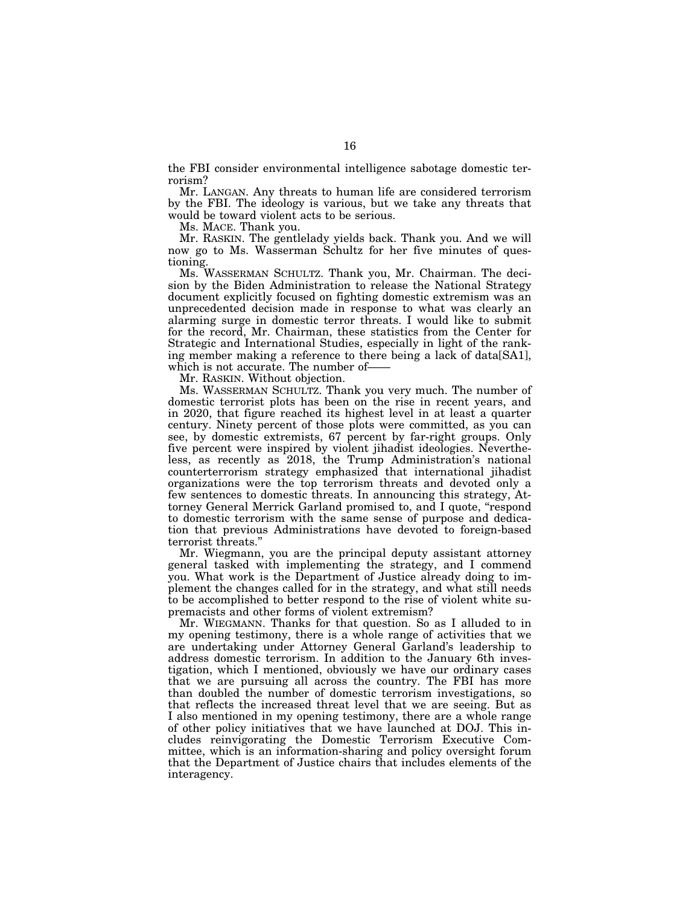the FBI consider environmental intelligence sabotage domestic terrorism?

Mr. LANGAN. Any threats to human life are considered terrorism by the FBI. The ideology is various, but we take any threats that would be toward violent acts to be serious.

Ms. MACE. Thank you.

Mr. RASKIN. The gentlelady yields back. Thank you. And we will now go to Ms. Wasserman Schultz for her five minutes of questioning.

Ms. WASSERMAN SCHULTZ. Thank you, Mr. Chairman. The decision by the Biden Administration to release the National Strategy document explicitly focused on fighting domestic extremism was an unprecedented decision made in response to what was clearly an alarming surge in domestic terror threats. I would like to submit for the record, Mr. Chairman, these statistics from the Center for Strategic and International Studies, especially in light of the ranking member making a reference to there being a lack of data[SA1], which is not accurate. The number of——

Mr. RASKIN. Without objection.

Ms. WASSERMAN SCHULTZ. Thank you very much. The number of domestic terrorist plots has been on the rise in recent years, and in 2020, that figure reached its highest level in at least a quarter century. Ninety percent of those plots were committed, as you can see, by domestic extremists, 67 percent by far-right groups. Only five percent were inspired by violent jihadist ideologies. Nevertheless, as recently as 2018, the Trump Administration's national counterterrorism strategy emphasized that international jihadist organizations were the top terrorism threats and devoted only a few sentences to domestic threats. In announcing this strategy, Attorney General Merrick Garland promised to, and I quote, "respond to domestic terrorism with the same sense of purpose and dedication that previous Administrations have devoted to foreign-based terrorist threats."

Mr. Wiegmann, you are the principal deputy assistant attorney general tasked with implementing the strategy, and I commend you. What work is the Department of Justice already doing to implement the changes called for in the strategy, and what still needs to be accomplished to better respond to the rise of violent white supremacists and other forms of violent extremism?

Mr. WIEGMANN. Thanks for that question. So as I alluded to in my opening testimony, there is a whole range of activities that we are undertaking under Attorney General Garland's leadership to address domestic terrorism. In addition to the January 6th investigation, which I mentioned, obviously we have our ordinary cases that we are pursuing all across the country. The FBI has more than doubled the number of domestic terrorism investigations, so that reflects the increased threat level that we are seeing. But as I also mentioned in my opening testimony, there are a whole range of other policy initiatives that we have launched at DOJ. This includes reinvigorating the Domestic Terrorism Executive Committee, which is an information-sharing and policy oversight forum that the Department of Justice chairs that includes elements of the interagency.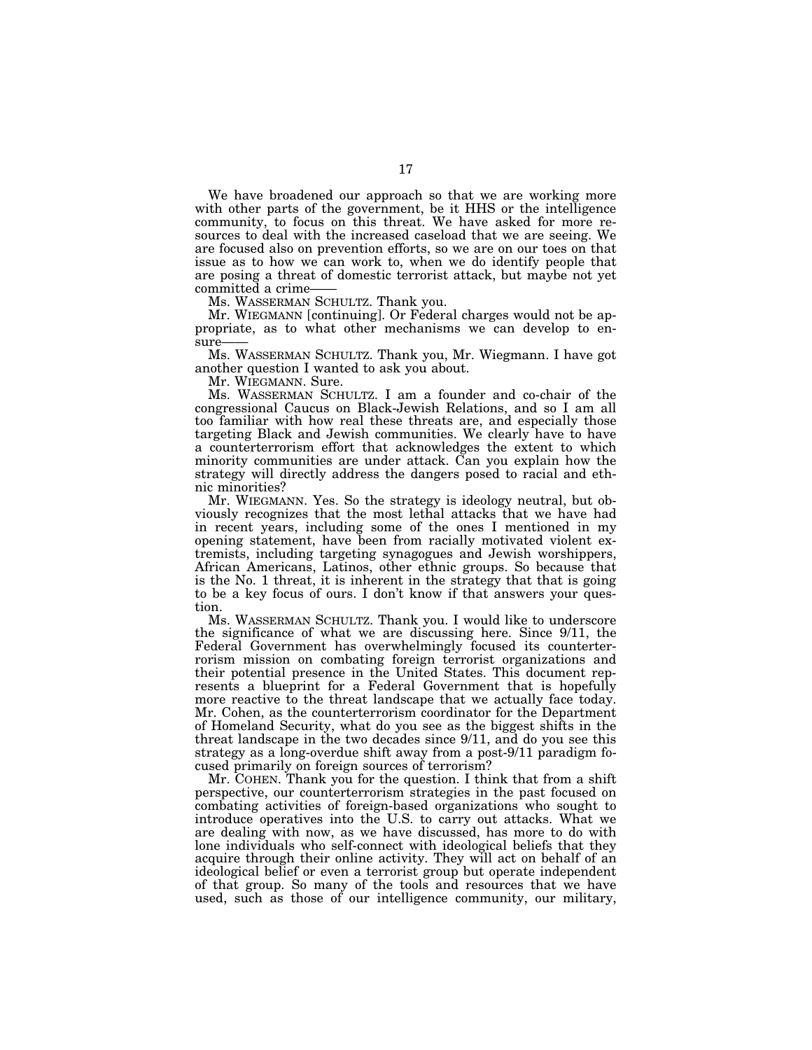We have broadened our approach so that we are working more with other parts of the government, be it HHS or the intelligence community, to focus on this threat. We have asked for more resources to deal with the increased caseload that we are seeing. We are focused also on prevention efforts, so we are on our toes on that issue as to how we can work to, when we do identify people that are posing a threat of domestic terrorist attack, but maybe not yet committed a crime——

Ms. WASSERMAN SCHULTZ. Thank you.

Mr. WIEGMANN [continuing]. Or Federal charges would not be appropriate, as to what other mechanisms we can develop to ensure——

Ms. WASSERMAN SCHULTZ. Thank you, Mr. Wiegmann. I have got another question I wanted to ask you about.

Mr. WIEGMANN. Sure.

Ms. WASSERMAN SCHULTZ. I am a founder and co-chair of the congressional Caucus on Black-Jewish Relations, and so I am all too familiar with how real these threats are, and especially those targeting Black and Jewish communities. We clearly have to have a counterterrorism effort that acknowledges the extent to which minority communities are under attack. Can you explain how the strategy will directly address the dangers posed to racial and ethnic minorities?

Mr. WIEGMANN. Yes. So the strategy is ideology neutral, but obviously recognizes that the most lethal attacks that we have had in recent years, including some of the ones I mentioned in my opening statement, have been from racially motivated violent extremists, including targeting synagogues and Jewish worshippers, African Americans, Latinos, other ethnic groups. So because that is the No. 1 threat, it is inherent in the strategy that that is going to be a key focus of ours. I don't know if that answers your question.

Ms. WASSERMAN SCHULTZ. Thank you. I would like to underscore the significance of what we are discussing here. Since 9/11, the Federal Government has overwhelmingly focused its counterterrorism mission on combating foreign terrorist organizations and their potential presence in the United States. This document represents a blueprint for a Federal Government that is hopefully more reactive to the threat landscape that we actually face today. Mr. Cohen, as the counterterrorism coordinator for the Department of Homeland Security, what do you see as the biggest shifts in the threat landscape in the two decades since 9/11, and do you see this strategy as a long-overdue shift away from a post-9/11 paradigm focused primarily on foreign sources of terrorism?

Mr. COHEN. Thank you for the question. I think that from a shift perspective, our counterterrorism strategies in the past focused on combating activities of foreign-based organizations who sought to introduce operatives into the U.S. to carry out attacks. What we are dealing with now, as we have discussed, has more to do with lone individuals who self-connect with ideological beliefs that they acquire through their online activity. They will act on behalf of an ideological belief or even a terrorist group but operate independent of that group. So many of the tools and resources that we have used, such as those of our intelligence community, our military,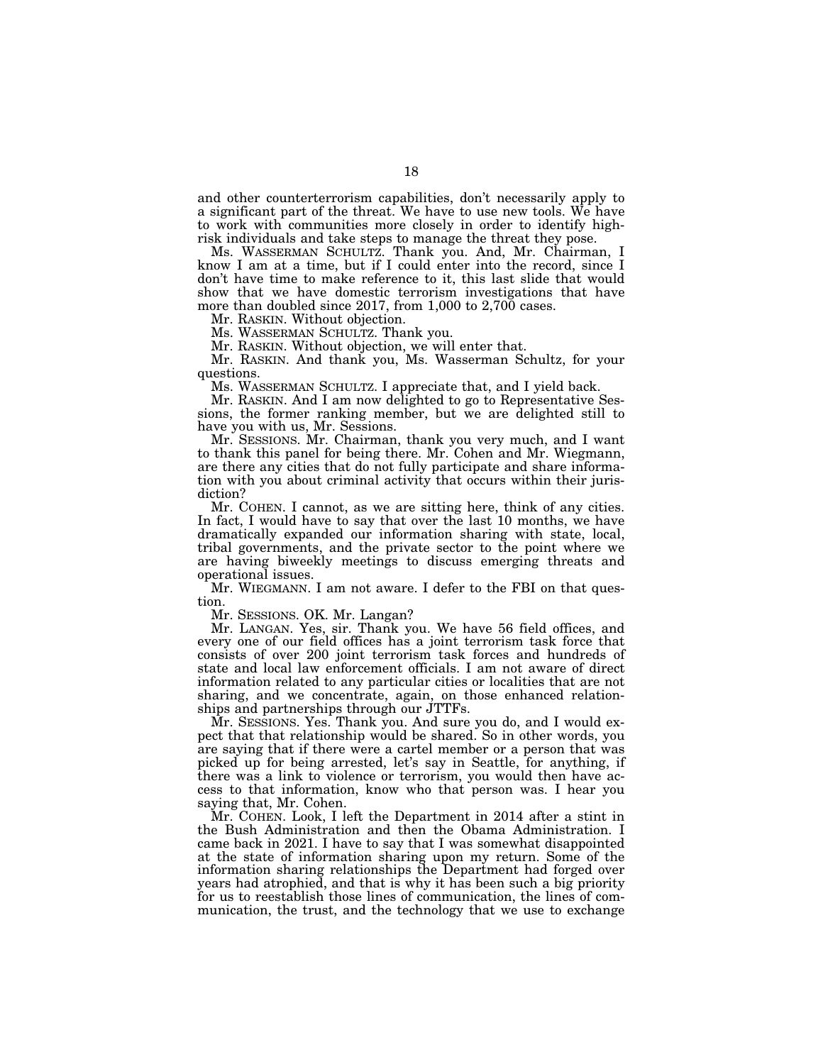and other counterterrorism capabilities, don't necessarily apply to a significant part of the threat. We have to use new tools. We have to work with communities more closely in order to identify high-risk individuals and take steps to manage the threat they pose.

Ms. WASSERMAN SCHULTZ. Thank you. And, Mr. Chairman, I know I am at a time, but if I could enter into the record, since I don't have time to make reference to it, this last slide that would show that we have domestic terrorism investigations that have more than doubled since 2017, from 1,000 to 2,700 cases.

Mr. RASKIN. Without objection.

Ms. WASSERMAN SCHULTZ. Thank you.

Mr. RASKIN. Without objection, we will enter that.

Mr. RASKIN. And thank you, Ms. Wasserman Schultz, for your questions.

Ms. WASSERMAN SCHULTZ. I appreciate that, and I yield back.

Mr. RASKIN. And I am now delighted to go to Representative Sessions, the former ranking member, but we are delighted still to have you with us, Mr. Sessions.

Mr. SESSIONS. Mr. Chairman, thank you very much, and I want to thank this panel for being there. Mr. Cohen and Mr. Wiegmann, are there any cities that do not fully participate and share information with you about criminal activity that occurs within their jurisdiction?

Mr. COHEN. I cannot, as we are sitting here, think of any cities. In fact, I would have to say that over the last 10 months, we have dramatically expanded our information sharing with state, local, tribal governments, and the private sector to the point where we are having biweekly meetings to discuss emerging threats and operational issues.

Mr. WIEGMANN. I am not aware. I defer to the FBI on that question.

Mr. SESSIONS. OK. Mr. Langan?

Mr. LANGAN. Yes, sir. Thank you. We have 56 field offices, and every one of our field offices has a joint terrorism task force that consists of over 200 joint terrorism task forces and hundreds of state and local law enforcement officials. I am not aware of direct information related to any particular cities or localities that are not sharing, and we concentrate, again, on those enhanced relationships and partnerships through our JTTFs.

Mr. SESSIONS. Yes. Thank you. And sure you do, and I would expect that that relationship would be shared. So in other words, you are saying that if there were a cartel member or a person that was picked up for being arrested, let's say in Seattle, for anything, if there was a link to violence or terrorism, you would then have access to that information, know who that person was. I hear you saying that, Mr. Cohen.

Mr. COHEN. Look, I left the Department in 2014 after a stint in the Bush Administration and then the Obama Administration. I came back in 2021. I have to say that I was somewhat disappointed at the state of information sharing upon my return. Some of the information sharing relationships the Department had forged over years had atrophied, and that is why it has been such a big priority for us to reestablish those lines of communication, the lines of communication, the trust, and the technology that we use to exchange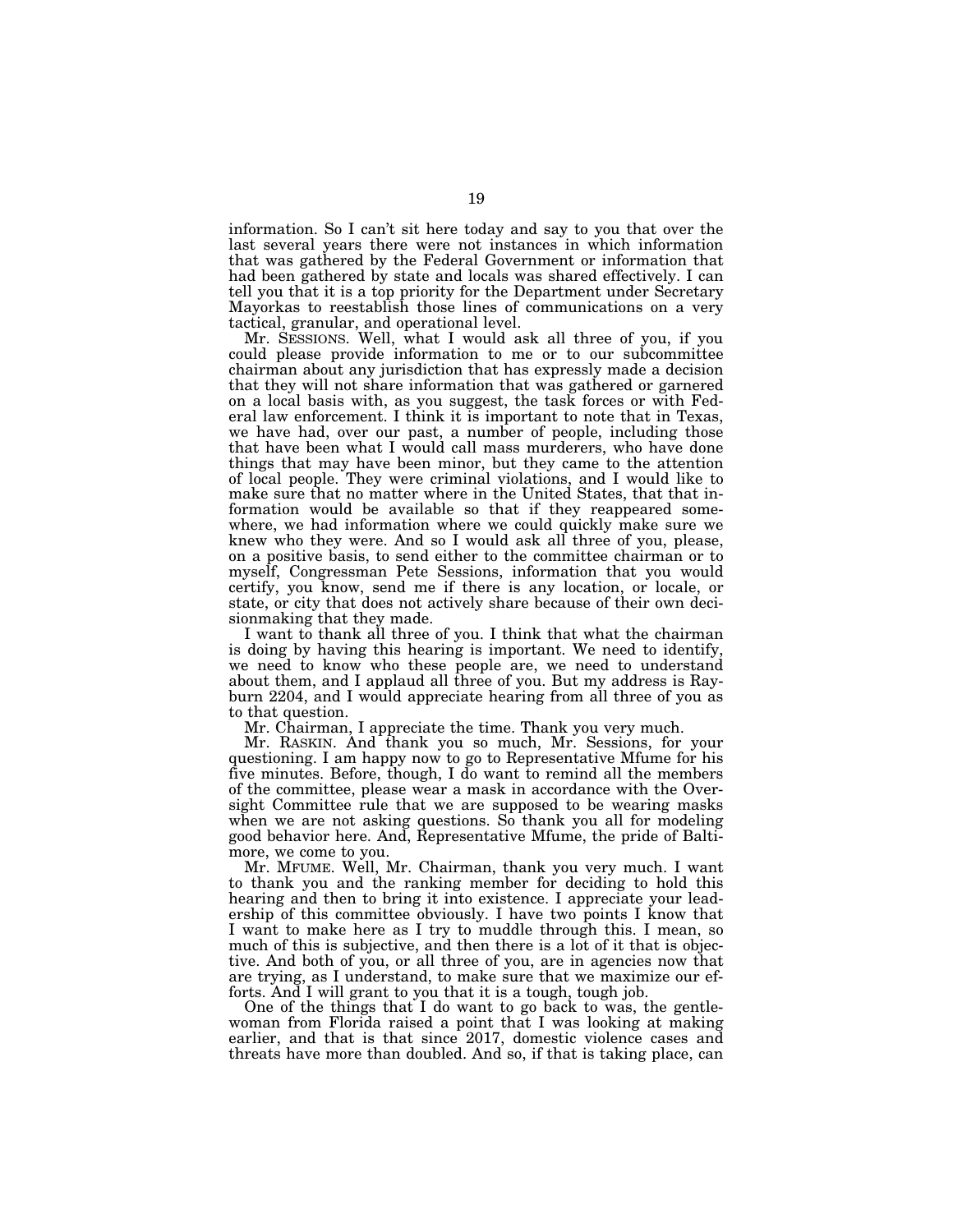information. So I can't sit here today and say to you that over the last several years there were not instances in which information that was gathered by the Federal Government or information that had been gathered by state and locals was shared effectively. I can tell you that it is a top priority for the Department under Secretary Mayorkas to reestablish those lines of communications on a very tactical, granular, and operational level.

Mr. SESSIONS. Well, what I would ask all three of you, if you could please provide information to me or to our subcommittee chairman about any jurisdiction that has expressly made a decision that they will not share information that was gathered or garnered on a local basis with, as you suggest, the task forces or with Federal law enforcement. I think it is important to note that in Texas, we have had, over our past, a number of people, including those that have been what I would call mass murderers, who have done things that may have been minor, but they came to the attention of local people. They were criminal violations, and I would like to make sure that no matter where in the United States, that that information would be available so that if they reappeared somewhere, we had information where we could quickly make sure we knew who they were. And so I would ask all three of you, please, on a positive basis, to send either to the committee chairman or to myself, Congressman Pete Sessions, information that you would certify, you know, send me if there is any location, or locale, or state, or city that does not actively share because of their own decisionmaking that they made.

I want to thank all three of you. I think that what the chairman is doing by having this hearing is important. We need to identify, we need to know who these people are, we need to understand about them, and I applaud all three of you. But my address is Rayburn 2204, and I would appreciate hearing from all three of you as to that question.

Mr. Chairman, I appreciate the time. Thank you very much.

Mr. RASKIN. And thank you so much, Mr. Sessions, for your questioning. I am happy now to go to Representative Mfume for his five minutes. Before, though, I do want to remind all the members of the committee, please wear a mask in accordance with the Oversight Committee rule that we are supposed to be wearing masks when we are not asking questions. So thank you all for modeling good behavior here. And, Representative Mfume, the pride of Baltimore, we come to you.

Mr. MFUME. Well, Mr. Chairman, thank you very much. I want to thank you and the ranking member for deciding to hold this hearing and then to bring it into existence. I appreciate your leadership of this committee obviously. I have two points I know that I want to make here as I try to muddle through this. I mean, so much of this is subjective, and then there is a lot of it that is objective. And both of you, or all three of you, are in agencies now that are trying, as I understand, to make sure that we maximize our efforts. And I will grant to you that it is a tough, tough job.

One of the things that I do want to go back to was, the gentlewoman from Florida raised a point that I was looking at making earlier, and that is that since 2017, domestic violence cases and threats have more than doubled. And so, if that is taking place, can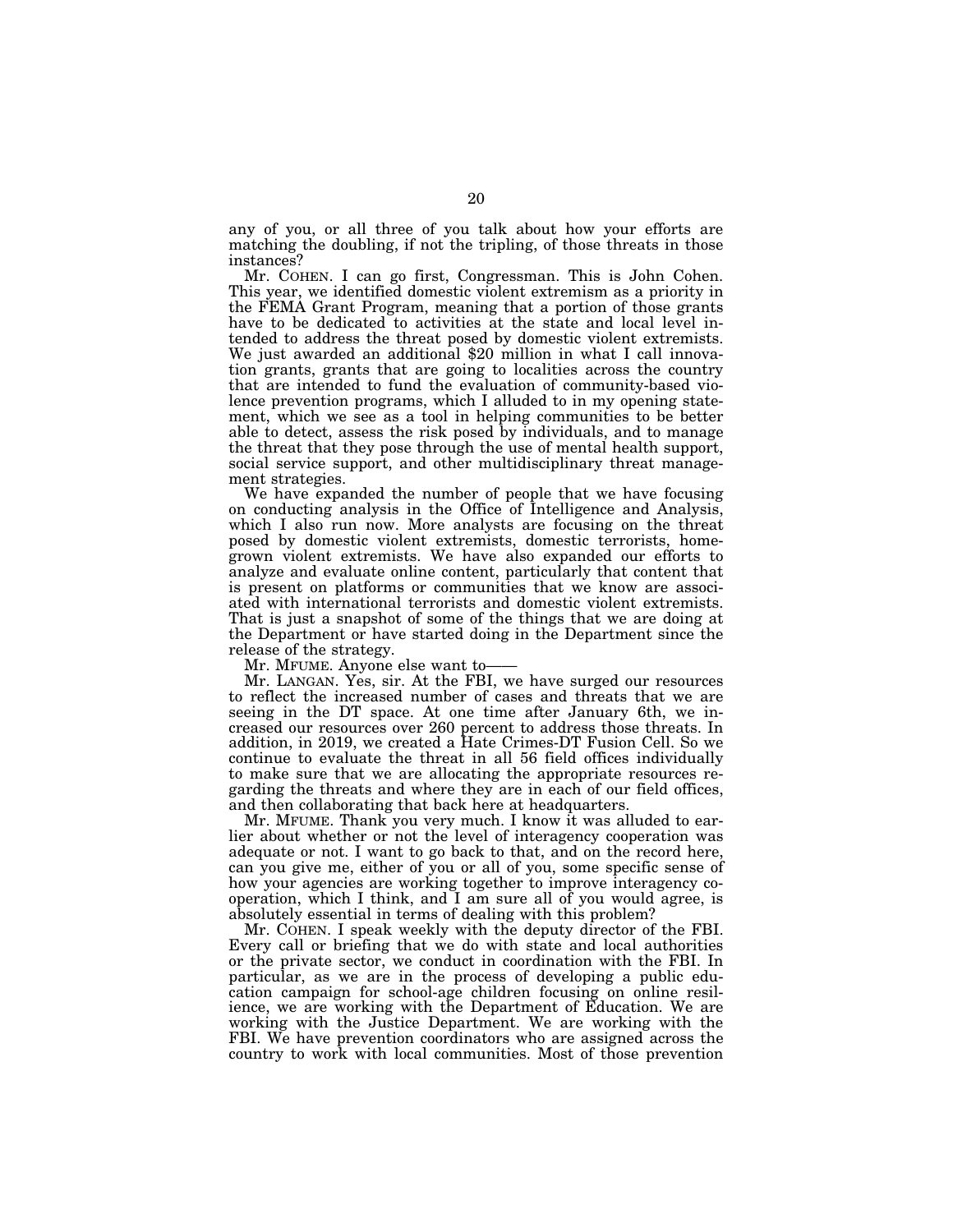any of you, or all three of you talk about how your efforts are matching the doubling, if not the tripling, of those threats in those instances?

Mr. COHEN. I can go first, Congressman. This is John Cohen. This year, we identified domestic violent extremism as a priority in the FEMA Grant Program, meaning that a portion of those grants have to be dedicated to activities at the state and local level intended to address the threat posed by domestic violent extremists. We just awarded an additional $20 million in what I call innovation grants, grants that are going to localities across the country that are intended to fund the evaluation of community-based violence prevention programs, which I alluded to in my opening statement, which we see as a tool in helping communities to be better able to detect, assess the risk posed by individuals, and to manage the threat that they pose through the use of mental health support, social service support, and other multidisciplinary threat management strategies.

We have expanded the number of people that we have focusing on conducting analysis in the Office of Intelligence and Analysis, which I also run now. More analysts are focusing on the threat posed by domestic violent extremists, domestic terrorists, homegrown violent extremists. We have also expanded our efforts to analyze and evaluate online content, particularly that content that is present on platforms or communities that we know are associated with international terrorists and domestic violent extremists. That is just a snapshot of some of the things that we are doing at the Department or have started doing in the Department since the release of the strategy.

Mr. MFUME. Anyone else want to——

Mr. LANGAN. Yes, sir. At the FBI, we have surged our resources to reflect the increased number of cases and threats that we are seeing in the DT space. At one time after January 6th, we increased our resources over 260 percent to address those threats. In addition, in 2019, we created a Hate Crimes-DT Fusion Cell. So we continue to evaluate the threat in all 56 field offices individually to make sure that we are allocating the appropriate resources regarding the threats and where they are in each of our field offices, and then collaborating that back here at headquarters.

Mr. MFUME. Thank you very much. I know it was alluded to earlier about whether or not the level of interagency cooperation was adequate or not. I want to go back to that, and on the record here, can you give me, either of you or all of you, some specific sense of how your agencies are working together to improve interagency cooperation, which I think, and I am sure all of you would agree, is absolutely essential in terms of dealing with this problem?

Mr. COHEN. I speak weekly with the deputy director of the FBI. Every call or briefing that we do with state and local authorities or the private sector, we conduct in coordination with the FBI. In particular, as we are in the process of developing a public education campaign for school-age children focusing on online resilience, we are working with the Department of Education. We are working with the Justice Department. We are working with the FBI. We have prevention coordinators who are assigned across the country to work with local communities. Most of those prevention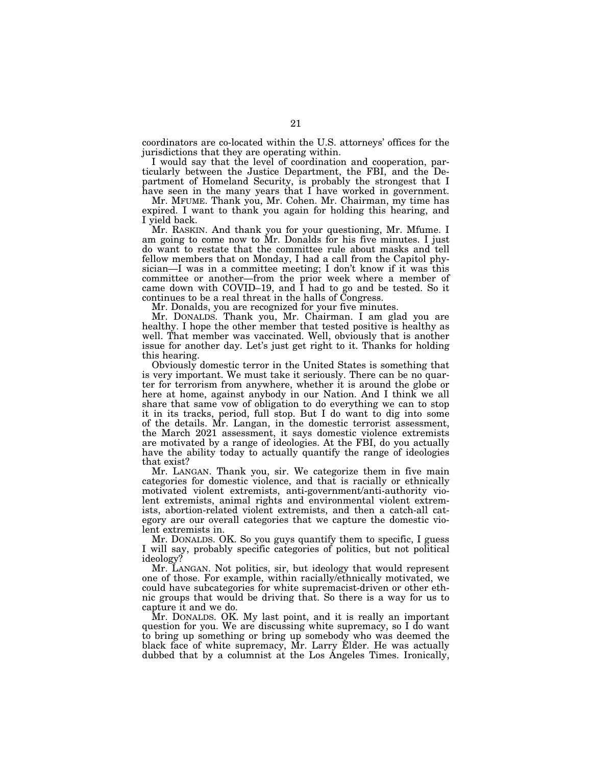coordinators are co-located within the U.S. attorneys' offices for the jurisdictions that they are operating within.

I would say that the level of coordination and cooperation, particularly between the Justice Department, the FBI, and the Department of Homeland Security, is probably the strongest that I have seen in the many years that I have worked in government.

Mr. MFUME. Thank you, Mr. Cohen. Mr. Chairman, my time has expired. I want to thank you again for holding this hearing, and I yield back.

Mr. RASKIN. And thank you for your questioning, Mr. Mfume. I am going to come now to Mr. Donalds for his five minutes. I just do want to restate that the committee rule about masks and tell fellow members that on Monday, I had a call from the Capitol physician—I was in a committee meeting; I don't know if it was this committee or another—from the prior week where a member of came down with COVID–19, and I had to go and be tested. So it continues to be a real threat in the halls of Congress.

Mr. Donalds, you are recognized for your five minutes.

Mr. DONALDS. Thank you, Mr. Chairman. I am glad you are healthy. I hope the other member that tested positive is healthy as well. That member was vaccinated. Well, obviously that is another issue for another day. Let's just get right to it. Thanks for holding this hearing.

Obviously domestic terror in the United States is something that is very important. We must take it seriously. There can be no quarter for terrorism from anywhere, whether it is around the globe or here at home, against anybody in our Nation. And I think we all share that same vow of obligation to do everything we can to stop it in its tracks, period, full stop. But I do want to dig into some of the details. Mr. Langan, in the domestic terrorist assessment, the March 2021 assessment, it says domestic violence extremists are motivated by a range of ideologies. At the FBI, do you actually have the ability today to actually quantify the range of ideologies that exist?

Mr. LANGAN. Thank you, sir. We categorize them in five main categories for domestic violence, and that is racially or ethnically motivated violent extremists, anti-government/anti-authority violent extremists, animal rights and environmental violent extremists, abortion-related violent extremists, and then a catch-all category are our overall categories that we capture the domestic violent extremists in.

Mr. DONALDS. OK. So you guys quantify them to specific, I guess I will say, probably specific categories of politics, but not political ideology?

Mr. LANGAN. Not politics, sir, but ideology that would represent one of those. For example, within racially/ethnically motivated, we could have subcategories for white supremacist-driven or other ethnic groups that would be driving that. So there is a way for us to capture it and we do.

Mr. DONALDS. OK. My last point, and it is really an important question for you. We are discussing white supremacy, so I do want to bring up something or bring up somebody who was deemed the black face of white supremacy, Mr. Larry Elder. He was actually dubbed that by a columnist at the Los Angeles Times. Ironically,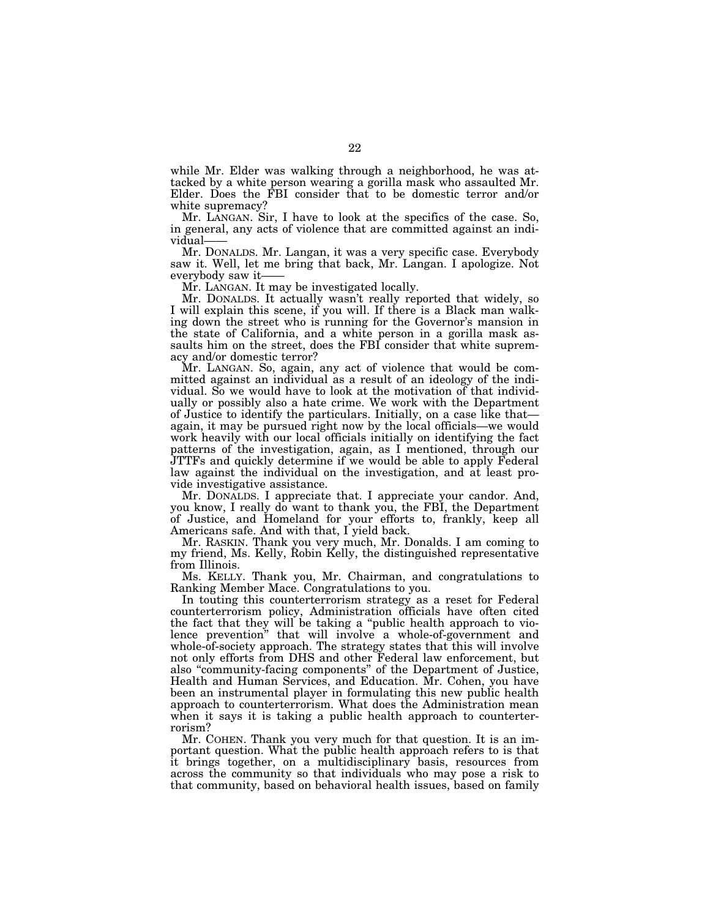while Mr. Elder was walking through a neighborhood, he was attacked by a white person wearing a gorilla mask who assaulted Mr. Elder. Does the FBI consider that to be domestic terror and/or white supremacy?

Mr. LANGAN. Sir, I have to look at the specifics of the case. So, in general, any acts of violence that are committed against an individual——

Mr. DONALDS. Mr. Langan, it was a very specific case. Everybody saw it. Well, let me bring that back, Mr. Langan. I apologize. Not everybody saw it——

Mr. LANGAN. It may be investigated locally.

Mr. DONALDS. It actually wasn't really reported that widely, so I will explain this scene, if you will. If there is a Black man walking down the street who is running for the Governor's mansion in the state of California, and a white person in a gorilla mask assaults him on the street, does the FBI consider that white supremacy and/or domestic terror?

Mr. LANGAN. So, again, any act of violence that would be committed against an individual as a result of an ideology of the individual. So we would have to look at the motivation of that individually or possibly also a hate crime. We work with the Department of Justice to identify the particulars. Initially, on a case like that—again, it may be pursued right now by the local officials—we would work heavily with our local officials initially on identifying the fact patterns of the investigation, again, as I mentioned, through our JTTFs and quickly determine if we would be able to apply Federal law against the individual on the investigation, and at least provide investigative assistance.

Mr. DONALDS. I appreciate that. I appreciate your candor. And, you know, I really do want to thank you, the FBI, the Department of Justice, and Homeland for your efforts to, frankly, keep all Americans safe. And with that, I yield back.

Mr. RASKIN. Thank you very much, Mr. Donalds. I am coming to my friend, Ms. Kelly, Robin Kelly, the distinguished representative from Illinois.

Ms. KELLY. Thank you, Mr. Chairman, and congratulations to Ranking Member Mace. Congratulations to you.

In touting this counterterrorism strategy as a reset for Federal counterterrorism policy, Administration officials have often cited the fact that they will be taking a "public health approach to violence prevention" that will involve a whole-of-government and whole-of-society approach. The strategy states that this will involve not only efforts from DHS and other Federal law enforcement, but also "community-facing components" of the Department of Justice, Health and Human Services, and Education. Mr. Cohen, you have been an instrumental player in formulating this new public health approach to counterterrorism. What does the Administration mean when it says it is taking a public health approach to counterterrorism?

Mr. COHEN. Thank you very much for that question. It is an important question. What the public health approach refers to is that it brings together, on a multidisciplinary basis, resources from across the community so that individuals who may pose a risk to that community, based on behavioral health issues, based on family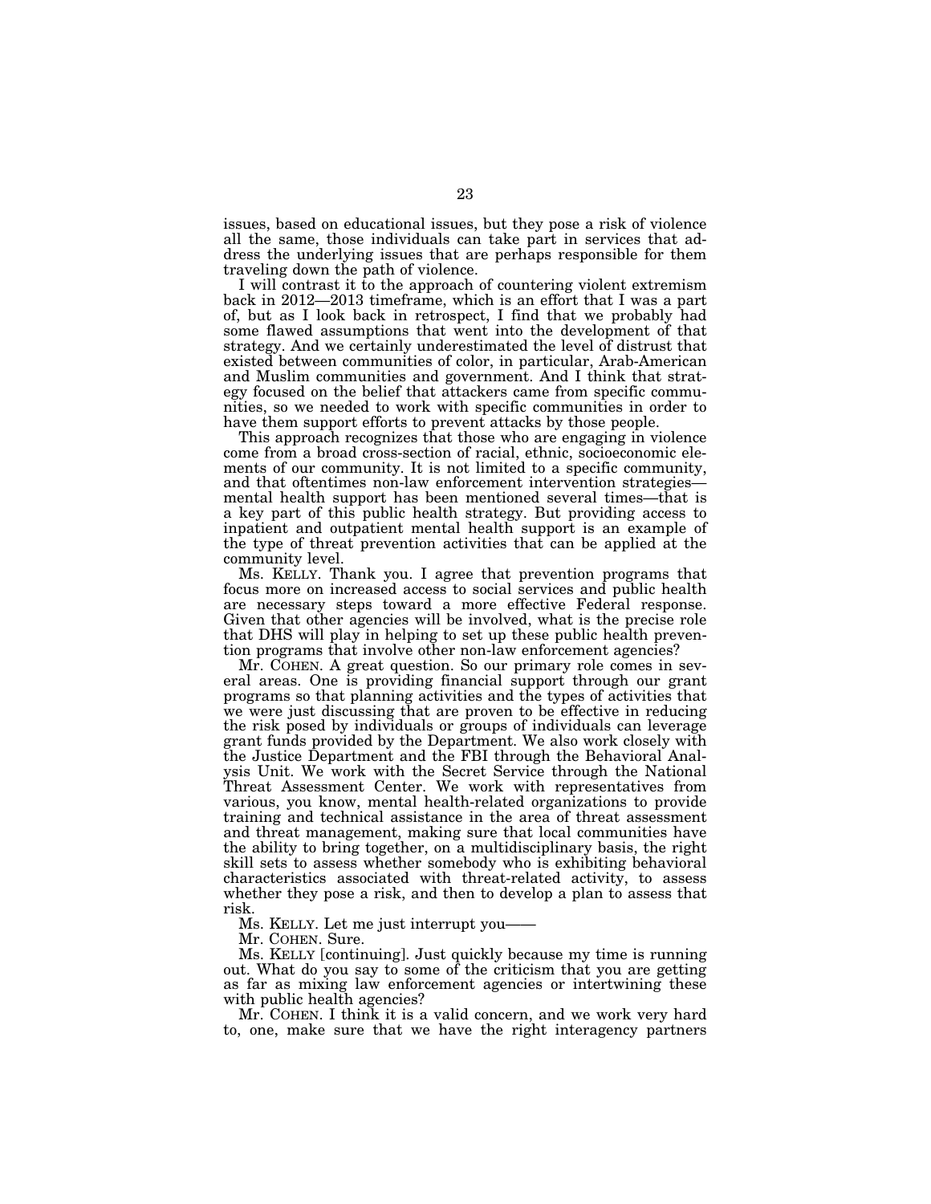issues, based on educational issues, but they pose a risk of violence all the same, those individuals can take part in services that address the underlying issues that are perhaps responsible for them traveling down the path of violence.

I will contrast it to the approach of countering violent extremism back in 2012—2013 timeframe, which is an effort that I was a part of, but as I look back in retrospect, I find that we probably had some flawed assumptions that went into the development of that strategy. And we certainly underestimated the level of distrust that existed between communities of color, in particular, Arab-American and Muslim communities and government. And I think that strategy focused on the belief that attackers came from specific communities, so we needed to work with specific communities in order to have them support efforts to prevent attacks by those people.

This approach recognizes that those who are engaging in violence come from a broad cross-section of racial, ethnic, socioeconomic elements of our community. It is not limited to a specific community, and that oftentimes non-law enforcement intervention strategies—mental health support has been mentioned several times—that is a key part of this public health strategy. But providing access to inpatient and outpatient mental health support is an example of the type of threat prevention activities that can be applied at the community level.

Ms. KELLY. Thank you. I agree that prevention programs that focus more on increased access to social services and public health are necessary steps toward a more effective Federal response. Given that other agencies will be involved, what is the precise role that DHS will play in helping to set up these public health prevention programs that involve other non-law enforcement agencies?

Mr. COHEN. A great question. So our primary role comes in several areas. One is providing financial support through our grant programs so that planning activities and the types of activities that we were just discussing that are proven to be effective in reducing the risk posed by individuals or groups of individuals can leverage grant funds provided by the Department. We also work closely with the Justice Department and the FBI through the Behavioral Analysis Unit. We work with the Secret Service through the National Threat Assessment Center. We work with representatives from various, you know, mental health-related organizations to provide training and technical assistance in the area of threat assessment and threat management, making sure that local communities have the ability to bring together, on a multidisciplinary basis, the right skill sets to assess whether somebody who is exhibiting behavioral characteristics associated with threat-related activity, to assess whether they pose a risk, and then to develop a plan to assess that risk.

Ms. KELLY. Let me just interrupt you——

Mr. COHEN. Sure.

Ms. KELLY [continuing]. Just quickly because my time is running out. What do you say to some of the criticism that you are getting as far as mixing law enforcement agencies or intertwining these with public health agencies?

Mr. COHEN. I think it is a valid concern, and we work very hard to, one, make sure that we have the right interagency partners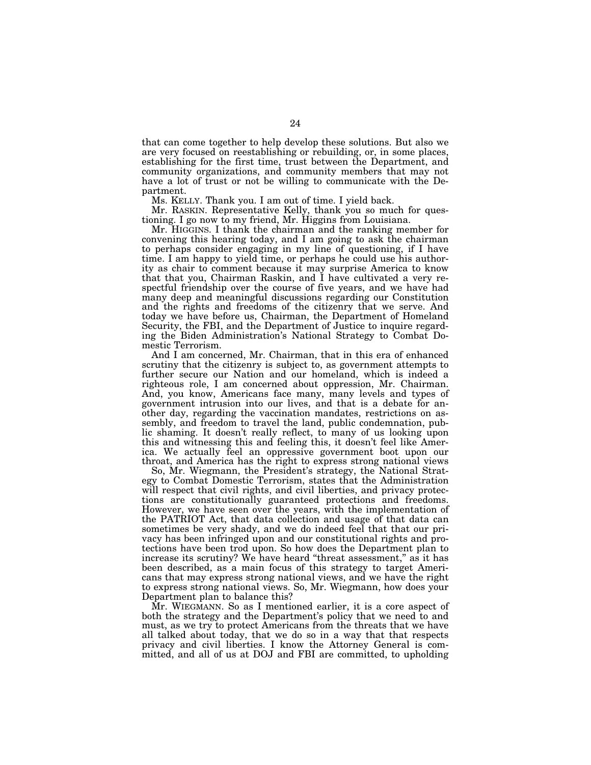that can come together to help develop these solutions. But also we are very focused on reestablishing or rebuilding, or, in some places, establishing for the first time, trust between the Department, and community organizations, and community members that may not have a lot of trust or not be willing to communicate with the Department.

Ms. KELLY. Thank you. I am out of time. I yield back.

Mr. RASKIN. Representative Kelly, thank you so much for questioning. I go now to my friend, Mr. Higgins from Louisiana.

Mr. HIGGINS. I thank the chairman and the ranking member for convening this hearing today, and I am going to ask the chairman to perhaps consider engaging in my line of questioning, if I have time. I am happy to yield time, or perhaps he could use his authority as chair to comment because it may surprise America to know that that you, Chairman Raskin, and I have cultivated a very respectful friendship over the course of five years, and we have had many deep and meaningful discussions regarding our Constitution and the rights and freedoms of the citizenry that we serve. And today we have before us, Chairman, the Department of Homeland Security, the FBI, and the Department of Justice to inquire regarding the Biden Administration's National Strategy to Combat Domestic Terrorism.

And I am concerned, Mr. Chairman, that in this era of enhanced scrutiny that the citizenry is subject to, as government attempts to further secure our Nation and our homeland, which is indeed a righteous role, I am concerned about oppression, Mr. Chairman. And, you know, Americans face many, many levels and types of government intrusion into our lives, and that is a debate for another day, regarding the vaccination mandates, restrictions on assembly, and freedom to travel the land, public condemnation, public shaming. It doesn't really reflect, to many of us looking upon this and witnessing this and feeling this, it doesn't feel like America. We actually feel an oppressive government boot upon our throat, and America has the right to express strong national views

So, Mr. Wiegmann, the President's strategy, the National Strategy to Combat Domestic Terrorism, states that the Administration will respect that civil rights, and civil liberties, and privacy protections are constitutionally guaranteed protections and freedoms. However, we have seen over the years, with the implementation of the PATRIOT Act, that data collection and usage of that data can sometimes be very shady, and we do indeed feel that that our privacy has been infringed upon and our constitutional rights and protections have been trod upon. So how does the Department plan to increase its scrutiny? We have heard "threat assessment," as it has been described, as a main focus of this strategy to target Americans that may express strong national views, and we have the right to express strong national views. So, Mr. Wiegmann, how does your Department plan to balance this?

Mr. WIEGMANN. So as I mentioned earlier, it is a core aspect of both the strategy and the Department's policy that we need to and must, as we try to protect Americans from the threats that we have all talked about today, that we do so in a way that that respects privacy and civil liberties. I know the Attorney General is committed, and all of us at DOJ and FBI are committed, to upholding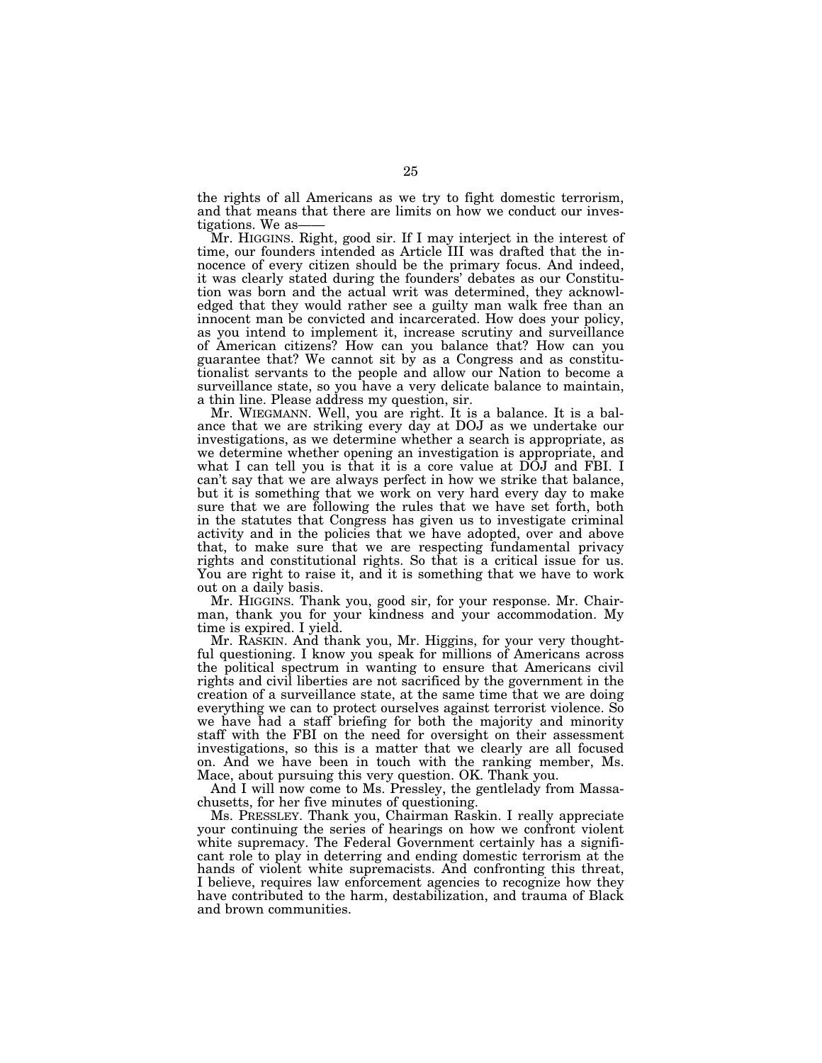the rights of all Americans as we try to fight domestic terrorism, and that means that there are limits on how we conduct our investigations. We as——

Mr. HIGGINS. Right, good sir. If I may interject in the interest of time, our founders intended as Article III was drafted that the innocence of every citizen should be the primary focus. And indeed, it was clearly stated during the founders' debates as our Constitution was born and the actual writ was determined, they acknowledged that they would rather see a guilty man walk free than an innocent man be convicted and incarcerated. How does your policy, as you intend to implement it, increase scrutiny and surveillance of American citizens? How can you balance that? How can you guarantee that? We cannot sit by as a Congress and as constitutionalist servants to the people and allow our Nation to become a surveillance state, so you have a very delicate balance to maintain, a thin line. Please address my question, sir.

Mr. WIEGMANN. Well, you are right. It is a balance. It is a balance that we are striking every day at DOJ as we undertake our investigations, as we determine whether a search is appropriate, as we determine whether opening an investigation is appropriate, and what I can tell you is that it is a core value at DOJ and FBI. I can't say that we are always perfect in how we strike that balance, but it is something that we work on very hard every day to make sure that we are following the rules that we have set forth, both in the statutes that Congress has given us to investigate criminal activity and in the policies that we have adopted, over and above that, to make sure that we are respecting fundamental privacy rights and constitutional rights. So that is a critical issue for us. You are right to raise it, and it is something that we have to work out on a daily basis.

Mr. HIGGINS. Thank you, good sir, for your response. Mr. Chairman, thank you for your kindness and your accommodation. My time is expired. I yield.

Mr. RASKIN. And thank you, Mr. Higgins, for your very thoughtful questioning. I know you speak for millions of Americans across the political spectrum in wanting to ensure that Americans civil rights and civil liberties are not sacrificed by the government in the creation of a surveillance state, at the same time that we are doing everything we can to protect ourselves against terrorist violence. So we have had a staff briefing for both the majority and minority staff with the FBI on the need for oversight on their assessment investigations, so this is a matter that we clearly are all focused on. And we have been in touch with the ranking member, Ms. Mace, about pursuing this very question. OK. Thank you.

And I will now come to Ms. Pressley, the gentlelady from Massachusetts, for her five minutes of questioning.

Ms. PRESSLEY. Thank you, Chairman Raskin. I really appreciate your continuing the series of hearings on how we confront violent white supremacy. The Federal Government certainly has a significant role to play in deterring and ending domestic terrorism at the hands of violent white supremacists. And confronting this threat, I believe, requires law enforcement agencies to recognize how they have contributed to the harm, destabilization, and trauma of Black and brown communities.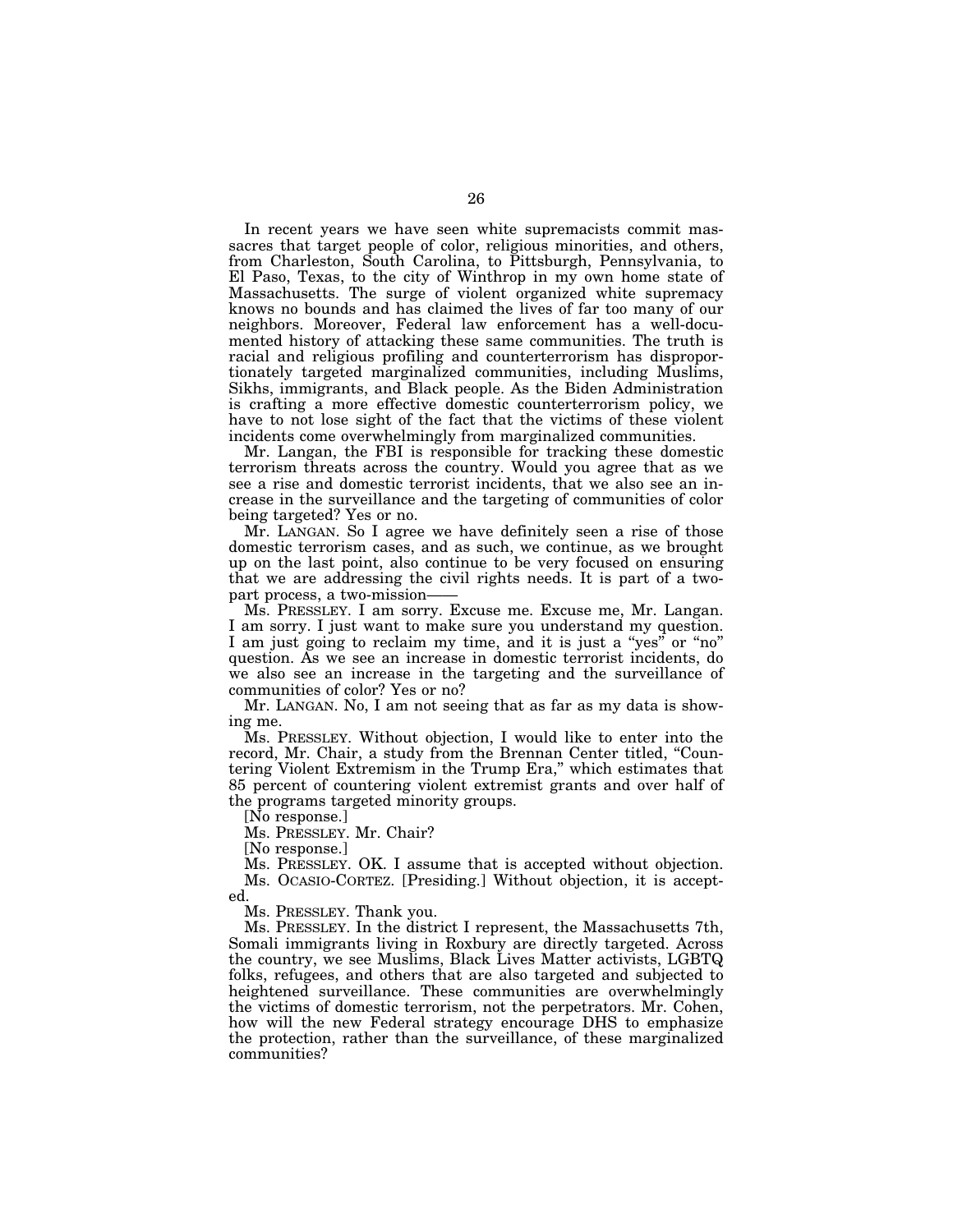In recent years we have seen white supremacists commit massacres that target people of color, religious minorities, and others, from Charleston, South Carolina, to Pittsburgh, Pennsylvania, to El Paso, Texas, to the city of Winthrop in my own home state of Massachusetts. The surge of violent organized white supremacy knows no bounds and has claimed the lives of far too many of our neighbors. Moreover, Federal law enforcement has a well-documented history of attacking these same communities. The truth is racial and religious profiling and counterterrorism has disproportionately targeted marginalized communities, including Muslims, Sikhs, immigrants, and Black people. As the Biden Administration is crafting a more effective domestic counterterrorism policy, we have to not lose sight of the fact that the victims of these violent incidents come overwhelmingly from marginalized communities.

Mr. Langan, the FBI is responsible for tracking these domestic terrorism threats across the country. Would you agree that as we see a rise and domestic terrorist incidents, that we also see an increase in the surveillance and the targeting of communities of color being targeted? Yes or no.

Mr. LANGAN. So I agree we have definitely seen a rise of those domestic terrorism cases, and as such, we continue, as we brought up on the last point, also continue to be very focused on ensuring that we are addressing the civil rights needs. It is part of a two-part process, a two-mission——

Ms. PRESSLEY. I am sorry. Excuse me. Excuse me, Mr. Langan. I am sorry. I just want to make sure you understand my question. I am just going to reclaim my time, and it is just a "yes" or "no" question. As we see an increase in domestic terrorist incidents, do we also see an increase in the targeting and the surveillance of communities of color? Yes or no?

Mr. LANGAN. No, I am not seeing that as far as my data is showing me.

Ms. PRESSLEY. Without objection, I would like to enter into the record, Mr. Chair, a study from the Brennan Center titled, "Countering Violent Extremism in the Trump Era," which estimates that 85 percent of countering violent extremist grants and over half of the programs targeted minority groups.

[No response.]

Ms. PRESSLEY. Mr. Chair?

[No response.]

Ms. PRESSLEY. OK. I assume that is accepted without objection.

Ms. OCASIO-CORTEZ. [Presiding.] Without objection, it is accepted.

Ms. PRESSLEY. Thank you.

Ms. PRESSLEY. In the district I represent, the Massachusetts 7th, Somali immigrants living in Roxbury are directly targeted. Across the country, we see Muslims, Black Lives Matter activists, LGBTQ folks, refugees, and others that are also targeted and subjected to heightened surveillance. These communities are overwhelmingly the victims of domestic terrorism, not the perpetrators. Mr. Cohen, how will the new Federal strategy encourage DHS to emphasize the protection, rather than the surveillance, of these marginalized communities?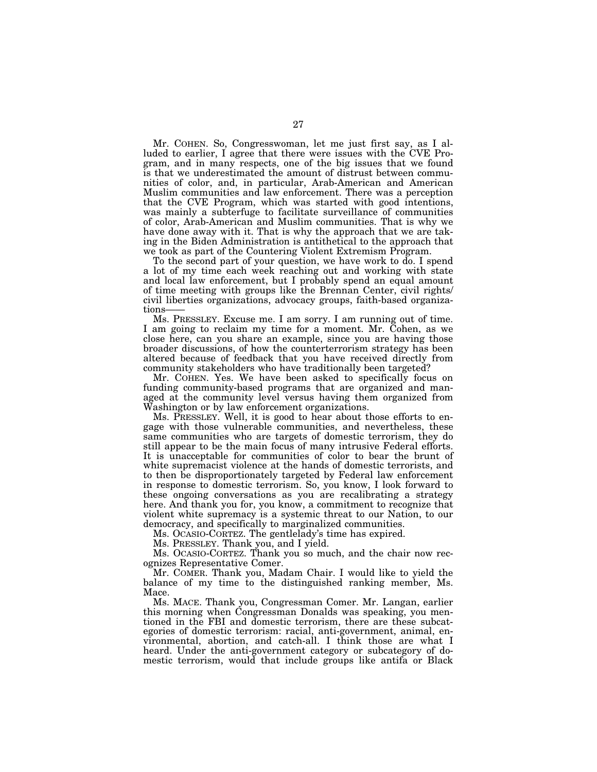Mr. COHEN. So, Congresswoman, let me just first say, as I alluded to earlier, I agree that there were issues with the CVE Program, and in many respects, one of the big issues that we found is that we underestimated the amount of distrust between communities of color, and, in particular, Arab-American and American Muslim communities and law enforcement. There was a perception that the CVE Program, which was started with good intentions, was mainly a subterfuge to facilitate surveillance of communities of color, Arab-American and Muslim communities. That is why we have done away with it. That is why the approach that we are taking in the Biden Administration is antithetical to the approach that we took as part of the Countering Violent Extremism Program.

To the second part of your question, we have work to do. I spend a lot of my time each week reaching out and working with state and local law enforcement, but I probably spend an equal amount of time meeting with groups like the Brennan Center, civil rights/civil liberties organizations, advocacy groups, faith-based organizations——

Ms. PRESSLEY. Excuse me. I am sorry. I am running out of time. I am going to reclaim my time for a moment. Mr. Cohen, as we close here, can you share an example, since you are having those broader discussions, of how the counterterrorism strategy has been altered because of feedback that you have received directly from community stakeholders who have traditionally been targeted?

Mr. COHEN. Yes. We have been asked to specifically focus on funding community-based programs that are organized and managed at the community level versus having them organized from Washington or by law enforcement organizations.

Ms. PRESSLEY. Well, it is good to hear about those efforts to engage with those vulnerable communities, and nevertheless, these same communities who are targets of domestic terrorism, they do still appear to be the main focus of many intrusive Federal efforts. It is unacceptable for communities of color to bear the brunt of white supremacist violence at the hands of domestic terrorists, and to then be disproportionately targeted by Federal law enforcement in response to domestic terrorism. So, you know, I look forward to these ongoing conversations as you are recalibrating a strategy here. And thank you for, you know, a commitment to recognize that violent white supremacy is a systemic threat to our Nation, to our democracy, and specifically to marginalized communities.

Ms. OCASIO-CORTEZ. The gentlelady's time has expired.

Ms. PRESSLEY. Thank you, and I yield.

Ms. OCASIO-CORTEZ. Thank you so much, and the chair now recognizes Representative Comer.

Mr. COMER. Thank you, Madam Chair. I would like to yield the balance of my time to the distinguished ranking member, Ms. Mace.

Ms. MACE. Thank you, Congressman Comer. Mr. Langan, earlier this morning when Congressman Donalds was speaking, you mentioned in the FBI and domestic terrorism, there are these subcategories of domestic terrorism: racial, anti-government, animal, environmental, abortion, and catch-all. I think those are what I heard. Under the anti-government category or subcategory of domestic terrorism, would that include groups like antifa or Black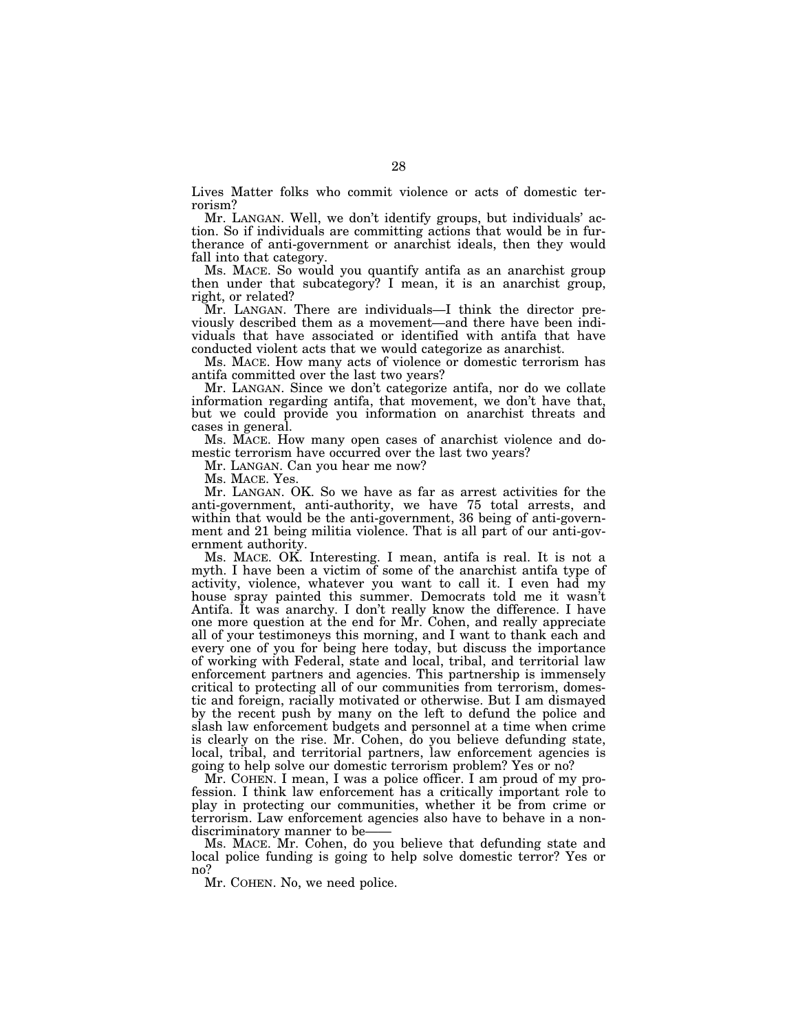Lives Matter folks who commit violence or acts of domestic terrorism?

Mr. LANGAN. Well, we don't identify groups, but individuals' action. So if individuals are committing actions that would be in furtherance of anti-government or anarchist ideals, then they would fall into that category.

Ms. MACE. So would you quantify antifa as an anarchist group then under that subcategory? I mean, it is an anarchist group, right, or related?

Mr. LANGAN. There are individuals—I think the director previously described them as a movement—and there have been individuals that have associated or identified with antifa that have conducted violent acts that we would categorize as anarchist.

Ms. MACE. How many acts of violence or domestic terrorism has antifa committed over the last two years?

Mr. LANGAN. Since we don't categorize antifa, nor do we collate information regarding antifa, that movement, we don't have that, but we could provide you information on anarchist threats and cases in general.

Ms. MACE. How many open cases of anarchist violence and domestic terrorism have occurred over the last two years?

Mr. LANGAN. Can you hear me now?

Ms. MACE. Yes.

Mr. LANGAN. OK. So we have as far as arrest activities for the anti-government, anti-authority, we have 75 total arrests, and within that would be the anti-government, 36 being of anti-government and 21 being militia violence. That is all part of our anti-government authority.

Ms. MACE. OK. Interesting. I mean, antifa is real. It is not a myth. I have been a victim of some of the anarchist antifa type of activity, violence, whatever you want to call it. I even had my house spray painted this summer. Democrats told me it wasn't Antifa. It was anarchy. I don't really know the difference. I have one more question at the end for Mr. Cohen, and really appreciate all of your testimoneys this morning, and I want to thank each and every one of you for being here today, but discuss the importance of working with Federal, state and local, tribal, and territorial law enforcement partners and agencies. This partnership is immensely critical to protecting all of our communities from terrorism, domestic and foreign, racially motivated or otherwise. But I am dismayed by the recent push by many on the left to defund the police and slash law enforcement budgets and personnel at a time when crime is clearly on the rise. Mr. Cohen, do you believe defunding state, local, tribal, and territorial partners, law enforcement agencies is going to help solve our domestic terrorism problem? Yes or no?

Mr. COHEN. I mean, I was a police officer. I am proud of my profession. I think law enforcement has a critically important role to play in protecting our communities, whether it be from crime or terrorism. Law enforcement agencies also have to behave in a nondiscriminatory manner to be——

Ms. MACE. Mr. Cohen, do you believe that defunding state and local police funding is going to help solve domestic terror? Yes or no?

Mr. COHEN. No, we need police.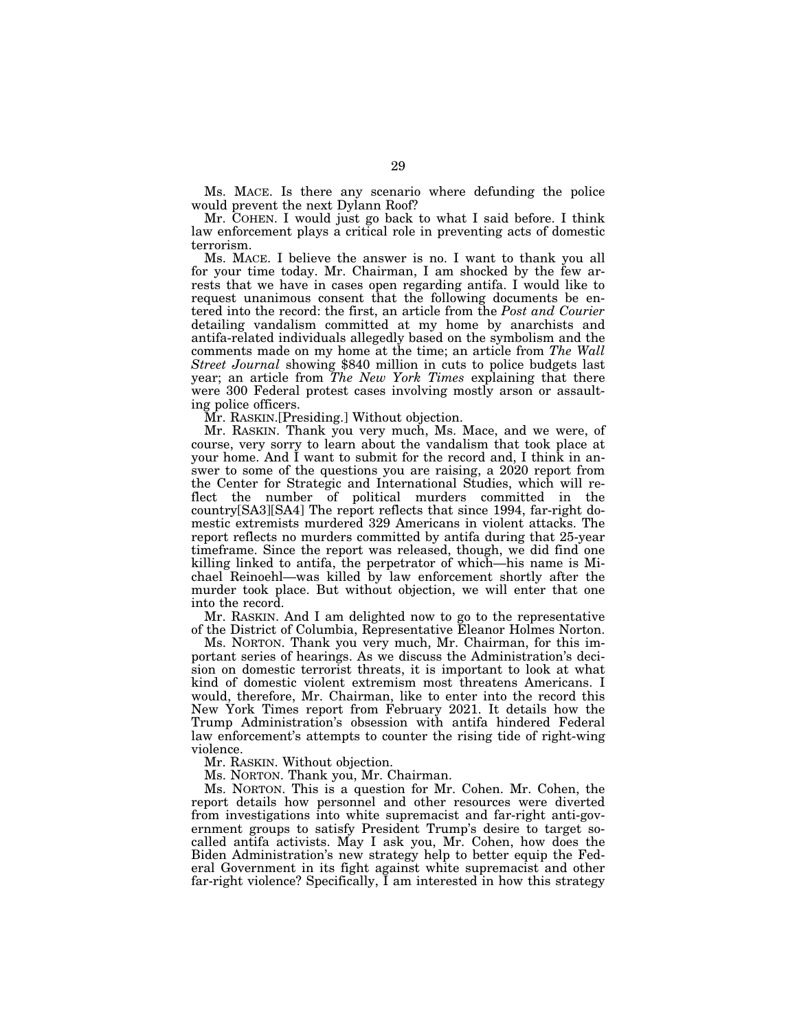Ms. MACE. Is there any scenario where defunding the police would prevent the next Dylann Roof?

Mr. COHEN. I would just go back to what I said before. I think law enforcement plays a critical role in preventing acts of domestic terrorism.

Ms. MACE. I believe the answer is no. I want to thank you all for your time today. Mr. Chairman, I am shocked by the few arrests that we have in cases open regarding antifa. I would like to request unanimous consent that the following documents be entered into the record: the first, an article from the *Post and Courier* detailing vandalism committed at my home by anarchists and antifa-related individuals allegedly based on the symbolism and the comments made on my home at the time; an article from *The Wall Street Journal* showing $840 million in cuts to police budgets last year; an article from *The New York Times* explaining that there were 300 Federal protest cases involving mostly arson or assaulting police officers.

Mr. RASKIN.[Presiding.] Without objection.

Mr. RASKIN. Thank you very much, Ms. Mace, and we were, of course, very sorry to learn about the vandalism that took place at your home. And I want to submit for the record and, I think in answer to some of the questions you are raising, a 2020 report from the Center for Strategic and International Studies, which will reflect the number of political murders committed in the country[SA3][SA4] The report reflects that since 1994, far-right domestic extremists murdered 329 Americans in violent attacks. The report reflects no murders committed by antifa during that 25-year timeframe. Since the report was released, though, we did find one killing linked to antifa, the perpetrator of which—his name is Michael Reinoehl—was killed by law enforcement shortly after the murder took place. But without objection, we will enter that one into the record.

Mr. RASKIN. And I am delighted now to go to the representative of the District of Columbia, Representative Eleanor Holmes Norton.

Ms. NORTON. Thank you very much, Mr. Chairman, for this important series of hearings. As we discuss the Administration's decision on domestic terrorist threats, it is important to look at what kind of domestic violent extremism most threatens Americans. I would, therefore, Mr. Chairman, like to enter into the record this New York Times report from February 2021. It details how the Trump Administration's obsession with antifa hindered Federal law enforcement's attempts to counter the rising tide of right-wing violence.

Mr. RASKIN. Without objection.

Ms. NORTON. Thank you, Mr. Chairman.

Ms. NORTON. This is a question for Mr. Cohen. Mr. Cohen, the report details how personnel and other resources were diverted from investigations into white supremacist and far-right anti-government groups to satisfy President Trump's desire to target so-called antifa activists. May I ask you, Mr. Cohen, how does the Biden Administration's new strategy help to better equip the Federal Government in its fight against white supremacist and other far-right violence? Specifically, I am interested in how this strategy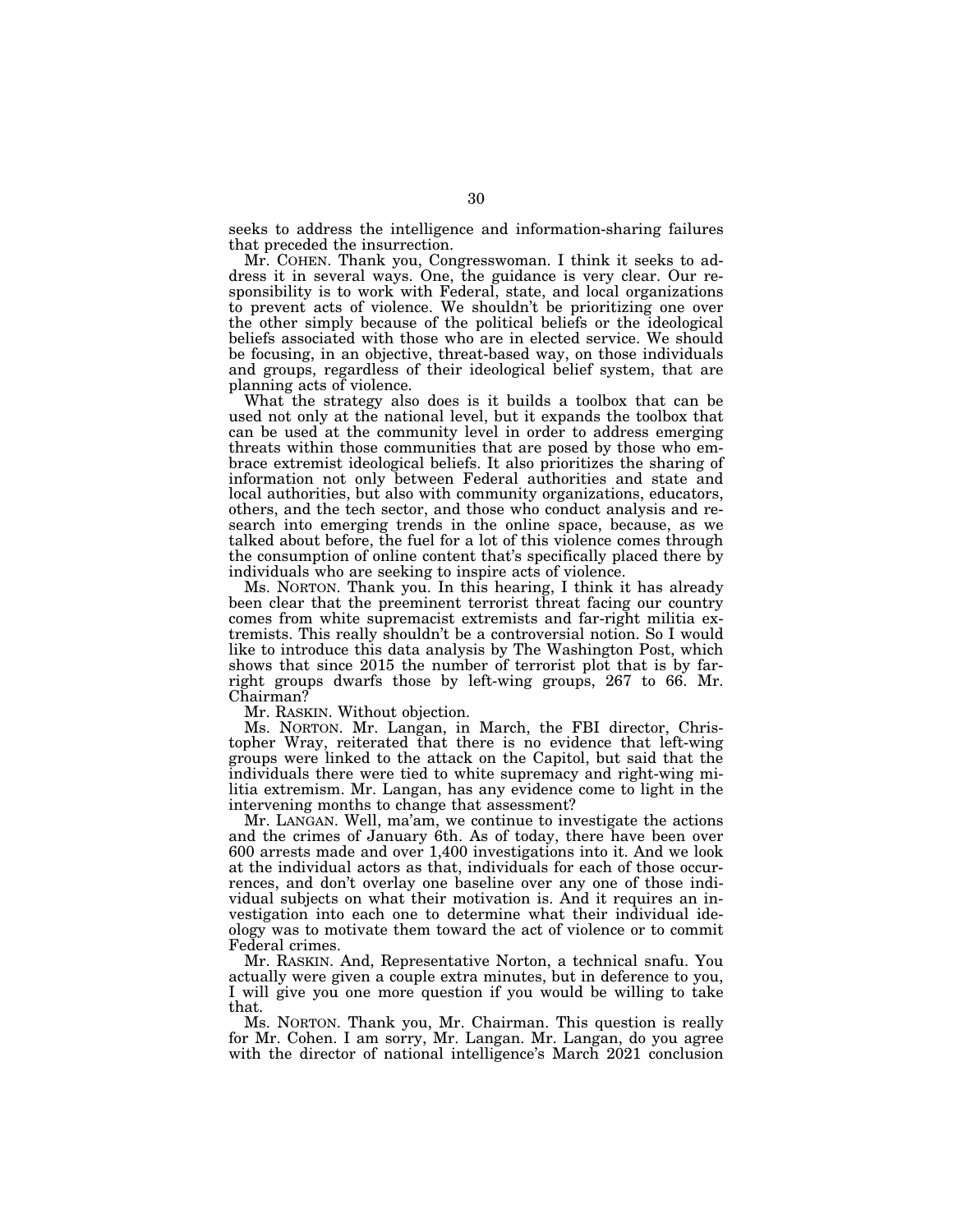seeks to address the intelligence and information-sharing failures that preceded the insurrection.

Mr. COHEN. Thank you, Congresswoman. I think it seeks to address it in several ways. One, the guidance is very clear. Our responsibility is to work with Federal, state, and local organizations to prevent acts of violence. We shouldn't be prioritizing one over the other simply because of the political beliefs or the ideological beliefs associated with those who are in elected service. We should be focusing, in an objective, threat-based way, on those individuals and groups, regardless of their ideological belief system, that are planning acts of violence.

What the strategy also does is it builds a toolbox that can be used not only at the national level, but it expands the toolbox that can be used at the community level in order to address emerging threats within those communities that are posed by those who embrace extremist ideological beliefs. It also prioritizes the sharing of information not only between Federal authorities and state and local authorities, but also with community organizations, educators, others, and the tech sector, and those who conduct analysis and research into emerging trends in the online space, because, as we talked about before, the fuel for a lot of this violence comes through the consumption of online content that's specifically placed there by individuals who are seeking to inspire acts of violence.

Ms. NORTON. Thank you. In this hearing, I think it has already been clear that the preeminent terrorist threat facing our country comes from white supremacist extremists and far-right militia extremists. This really shouldn't be a controversial notion. So I would like to introduce this data analysis by The Washington Post, which shows that since 2015 the number of terrorist plot that is by far-right groups dwarfs those by left-wing groups, 267 to 66. Mr. Chairman?

Mr. RASKIN. Without objection.

Ms. NORTON. Mr. Langan, in March, the FBI director, Christopher Wray, reiterated that there is no evidence that left-wing groups were linked to the attack on the Capitol, but said that the individuals there were tied to white supremacy and right-wing militia extremism. Mr. Langan, has any evidence come to light in the intervening months to change that assessment?

Mr. LANGAN. Well, ma'am, we continue to investigate the actions and the crimes of January 6th. As of today, there have been over 600 arrests made and over 1,400 investigations into it. And we look at the individual actors as that, individuals for each of those occurrences, and don't overlay one baseline over any one of those individual subjects on what their motivation is. And it requires an investigation into each one to determine what their individual ideology was to motivate them toward the act of violence or to commit Federal crimes.

Mr. RASKIN. And, Representative Norton, a technical snafu. You actually were given a couple extra minutes, but in deference to you, I will give you one more question if you would be willing to take that.

Ms. NORTON. Thank you, Mr. Chairman. This question is really for Mr. Cohen. I am sorry, Mr. Langan. Mr. Langan, do you agree with the director of national intelligence's March 2021 conclusion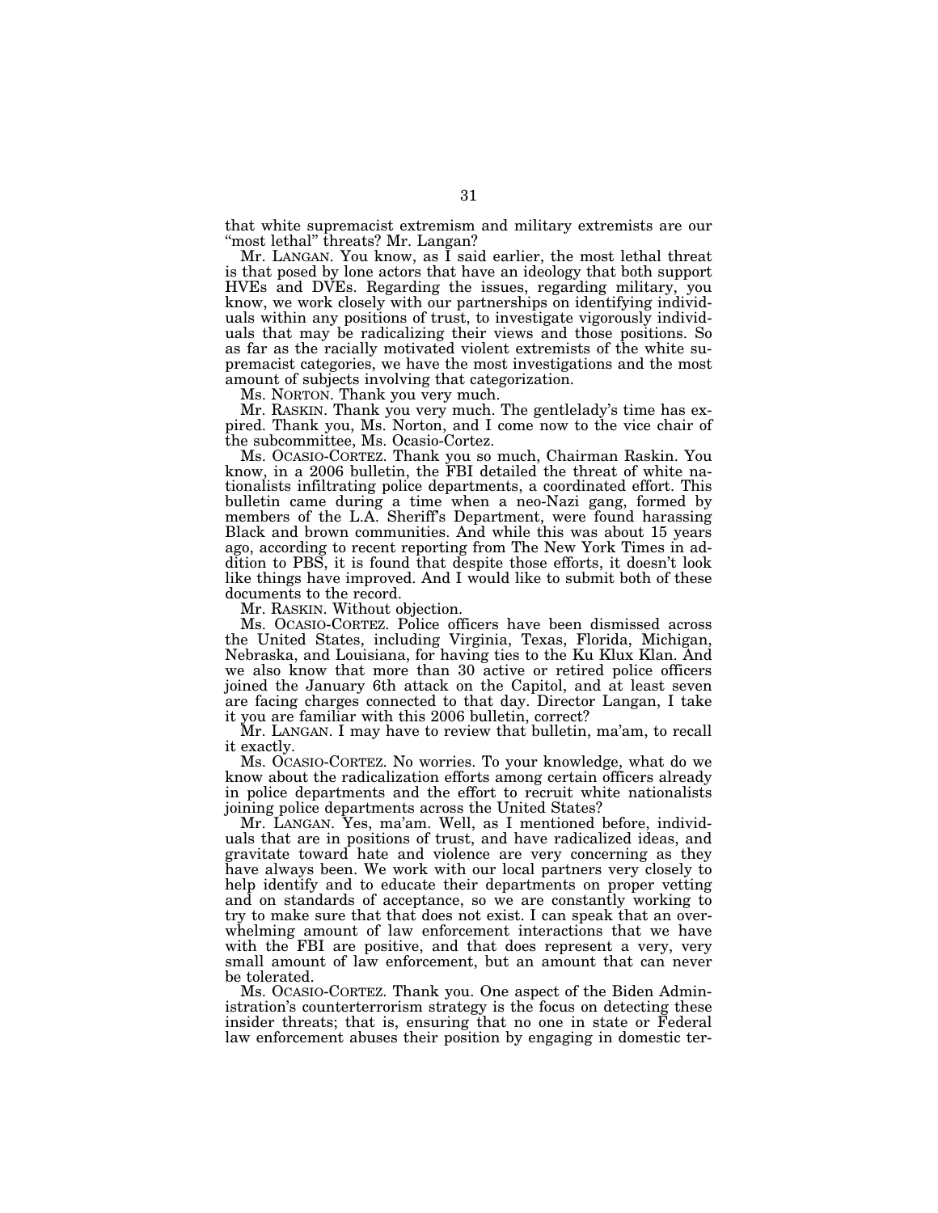that white supremacist extremism and military extremists are our "most lethal" threats? Mr. Langan?

Mr. LANGAN. You know, as I said earlier, the most lethal threat is that posed by lone actors that have an ideology that both support HVEs and DVEs. Regarding the issues, regarding military, you know, we work closely with our partnerships on identifying individuals within any positions of trust, to investigate vigorously individuals that may be radicalizing their views and those positions. So as far as the racially motivated violent extremists of the white supremacist categories, we have the most investigations and the most amount of subjects involving that categorization.

Ms. NORTON. Thank you very much.

Mr. RASKIN. Thank you very much. The gentlelady's time has expired. Thank you, Ms. Norton, and I come now to the vice chair of the subcommittee, Ms. Ocasio-Cortez.

Ms. OCASIO-CORTEZ. Thank you so much, Chairman Raskin. You know, in a 2006 bulletin, the FBI detailed the threat of white nationalists infiltrating police departments, a coordinated effort. This bulletin came during a time when a neo-Nazi gang, formed by members of the L.A. Sheriff's Department, were found harassing Black and brown communities. And while this was about 15 years ago, according to recent reporting from The New York Times in addition to PBS, it is found that despite those efforts, it doesn't look like things have improved. And I would like to submit both of these documents to the record.

Mr. RASKIN. Without objection.

Ms. OCASIO-CORTEZ. Police officers have been dismissed across the United States, including Virginia, Texas, Florida, Michigan, Nebraska, and Louisiana, for having ties to the Ku Klux Klan. And we also know that more than 30 active or retired police officers joined the January 6th attack on the Capitol, and at least seven are facing charges connected to that day. Director Langan, I take it you are familiar with this 2006 bulletin, correct?

Mr. LANGAN. I may have to review that bulletin, ma'am, to recall it exactly.

Ms. OCASIO-CORTEZ. No worries. To your knowledge, what do we know about the radicalization efforts among certain officers already in police departments and the effort to recruit white nationalists joining police departments across the United States?

Mr. LANGAN. Yes, ma'am. Well, as I mentioned before, individuals that are in positions of trust, and have radicalized ideas, and gravitate toward hate and violence are very concerning as they have always been. We work with our local partners very closely to help identify and to educate their departments on proper vetting and on standards of acceptance, so we are constantly working to try to make sure that that does not exist. I can speak that an overwhelming amount of law enforcement interactions that we have with the FBI are positive, and that does represent a very, very small amount of law enforcement, but an amount that can never be tolerated.

Ms. OCASIO-CORTEZ. Thank you. One aspect of the Biden Administration's counterterrorism strategy is the focus on detecting these insider threats; that is, ensuring that no one in state or Federal law enforcement abuses their position by engaging in domestic ter-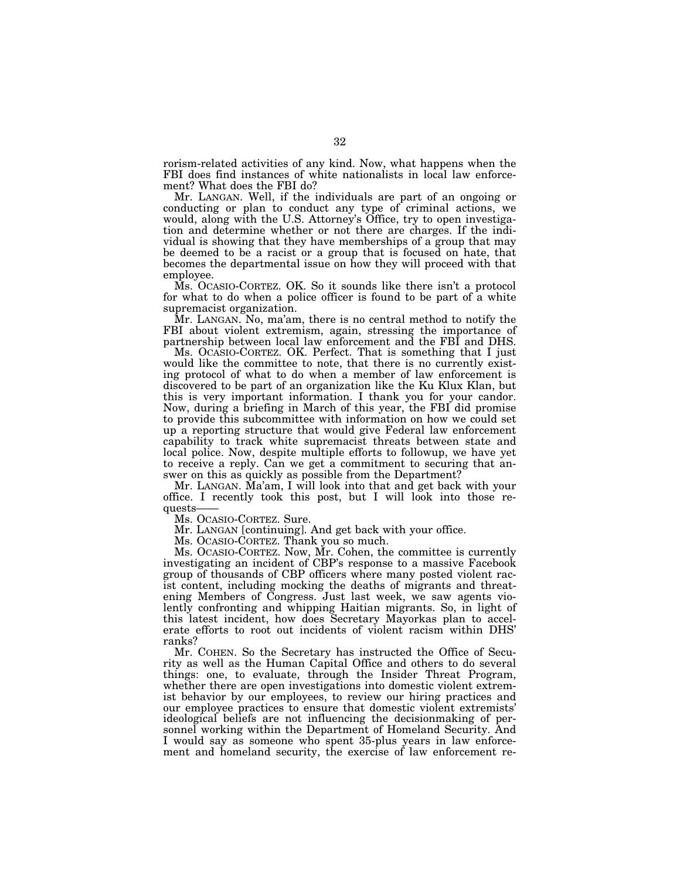rorism-related activities of any kind. Now, what happens when the FBI does find instances of white nationalists in local law enforcement? What does the FBI do?

Mr. LANGAN. Well, if the individuals are part of an ongoing or conducting or plan to conduct any type of criminal actions, we would, along with the U.S. Attorney's Office, try to open investigation and determine whether or not there are charges. If the individual is showing that they have memberships of a group that may be deemed to be a racist or a group that is focused on hate, that becomes the departmental issue on how they will proceed with that employee.

Ms. OCASIO-CORTEZ. OK. So it sounds like there isn't a protocol for what to do when a police officer is found to be part of a white supremacist organization.

Mr. LANGAN. No, ma'am, there is no central method to notify the FBI about violent extremism, again, stressing the importance of partnership between local law enforcement and the FBI and DHS.

Ms. OCASIO-CORTEZ. OK. Perfect. That is something that I just would like the committee to note, that there is no currently existing protocol of what to do when a member of law enforcement is discovered to be part of an organization like the Ku Klux Klan, but this is very important information. I thank you for your candor. Now, during a briefing in March of this year, the FBI did promise to provide this subcommittee with information on how we could set up a reporting structure that would give Federal law enforcement capability to track white supremacist threats between state and local police. Now, despite multiple efforts to followup, we have yet to receive a reply. Can we get a commitment to securing that answer on this as quickly as possible from the Department?

Mr. LANGAN. Ma'am, I will look into that and get back with your office. I recently took this post, but I will look into those requests——

Ms. OCASIO-CORTEZ. Sure.

Mr. LANGAN [continuing]. And get back with your office.

Ms. OCASIO-CORTEZ. Thank you so much.

Ms. OCASIO-CORTEZ. Now, Mr. Cohen, the committee is currently investigating an incident of CBP's response to a massive Facebook group of thousands of CBP officers where many posted violent racist content, including mocking the deaths of migrants and threatening Members of Congress. Just last week, we saw agents violently confronting and whipping Haitian migrants. So, in light of this latest incident, how does Secretary Mayorkas plan to accelerate efforts to root out incidents of violent racism within DHS' ranks?

Mr. COHEN. So the Secretary has instructed the Office of Security as well as the Human Capital Office and others to do several things: one, to evaluate, through the Insider Threat Program, whether there are open investigations into domestic violent extremist behavior by our employees, to review our hiring practices and our employee practices to ensure that domestic violent extremists' ideological beliefs are not influencing the decisionmaking of personnel working within the Department of Homeland Security. And I would say as someone who spent 35-plus years in law enforcement and homeland security, the exercise of law enforcement re-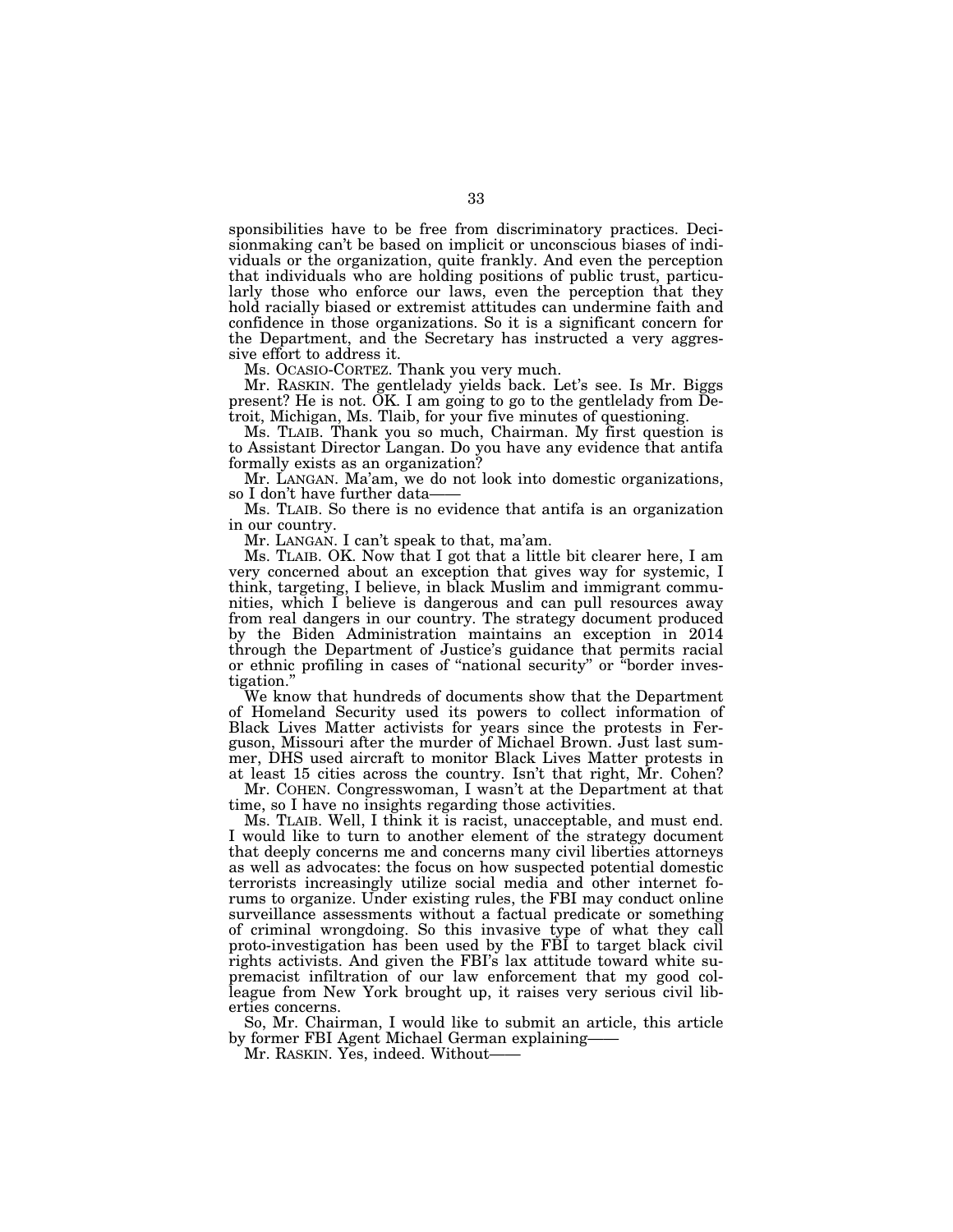sponsibilities have to be free from discriminatory practices. Decisionmaking can't be based on implicit or unconscious biases of individuals or the organization, quite frankly. And even the perception that individuals who are holding positions of public trust, particularly those who enforce our laws, even the perception that they hold racially biased or extremist attitudes can undermine faith and confidence in those organizations. So it is a significant concern for the Department, and the Secretary has instructed a very aggressive effort to address it.

Ms. OCASIO-CORTEZ. Thank you very much.

Mr. RASKIN. The gentlelady yields back. Let's see. Is Mr. Biggs present? He is not. OK. I am going to go to the gentlelady from Detroit, Michigan, Ms. Tlaib, for your five minutes of questioning.

Ms. TLAIB. Thank you so much, Chairman. My first question is to Assistant Director Langan. Do you have any evidence that antifa formally exists as an organization?

Mr. LANGAN. Ma'am, we do not look into domestic organizations, so I don't have further data——

Ms. TLAIB. So there is no evidence that antifa is an organization in our country.

Mr. LANGAN. I can't speak to that, ma'am.

Ms. TLAIB. OK. Now that I got that a little bit clearer here, I am very concerned about an exception that gives way for systemic, I think, targeting, I believe, in black Muslim and immigrant communities, which I believe is dangerous and can pull resources away from real dangers in our country. The strategy document produced by the Biden Administration maintains an exception in 2014 through the Department of Justice's guidance that permits racial or ethnic profiling in cases of "national security" or "border investigation."

We know that hundreds of documents show that the Department of Homeland Security used its powers to collect information of Black Lives Matter activists for years since the protests in Ferguson, Missouri after the murder of Michael Brown. Just last summer, DHS used aircraft to monitor Black Lives Matter protests in at least 15 cities across the country. Isn't that right, Mr. Cohen?

Mr. COHEN. Congresswoman, I wasn't at the Department at that time, so I have no insights regarding those activities.

Ms. TLAIB. Well, I think it is racist, unacceptable, and must end. I would like to turn to another element of the strategy document that deeply concerns me and concerns many civil liberties attorneys as well as advocates: the focus on how suspected potential domestic terrorists increasingly utilize social media and other internet forums to organize. Under existing rules, the FBI may conduct online surveillance assessments without a factual predicate or something of criminal wrongdoing. So this invasive type of what they call proto-investigation has been used by the FBI to target black civil rights activists. And given the FBI's lax attitude toward white supremacist infiltration of our law enforcement that my good colleague from New York brought up, it raises very serious civil liberties concerns.

So, Mr. Chairman, I would like to submit an article, this article by former FBI Agent Michael German explaining——

Mr. RASKIN. Yes, indeed. Without——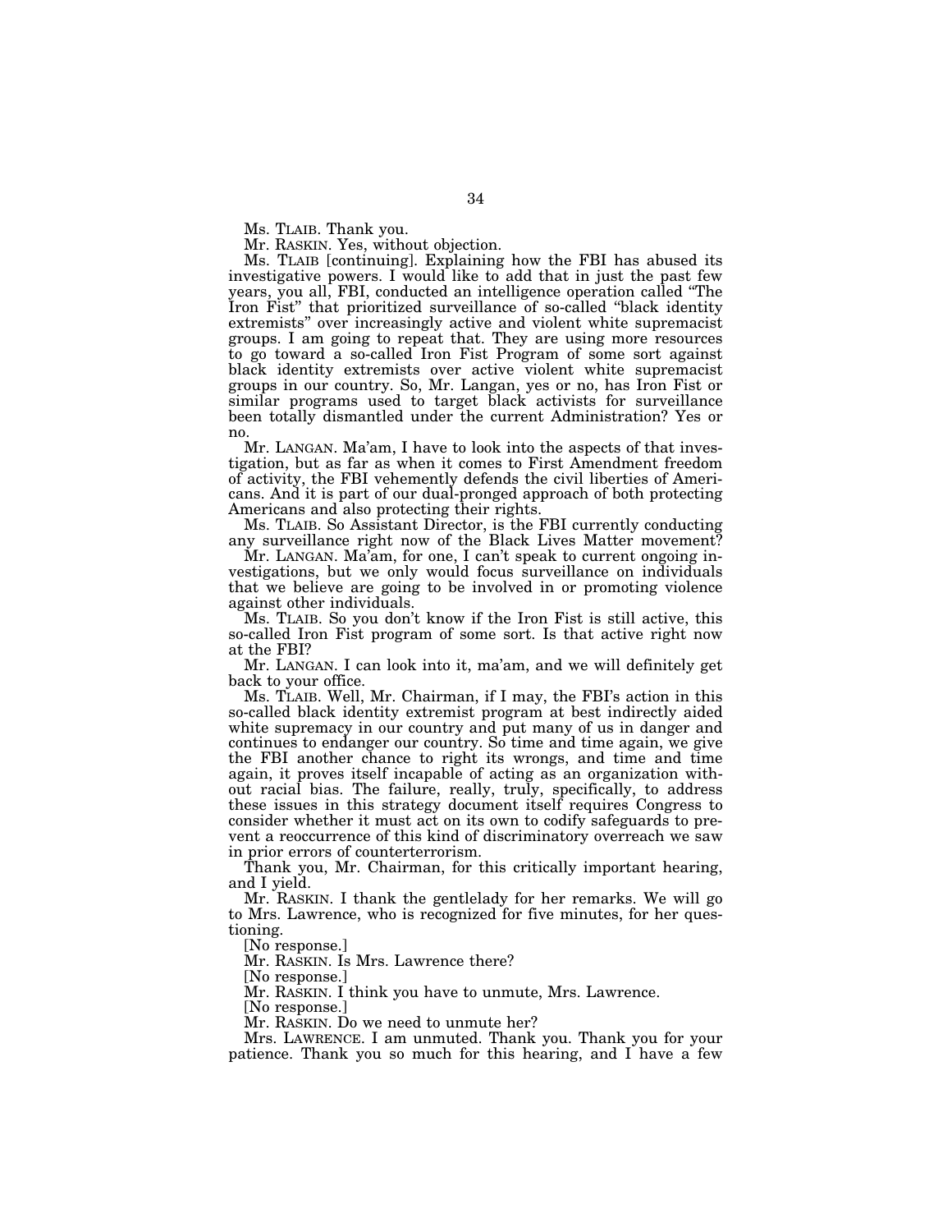Ms. TLAIB. Thank you.

Mr. RASKIN. Yes, without objection.

Ms. TLAIB [continuing]. Explaining how the FBI has abused its investigative powers. I would like to add that in just the past few years, you all, FBI, conducted an intelligence operation called "The Iron Fist" that prioritized surveillance of so-called "black identity extremists" over increasingly active and violent white supremacist groups. I am going to repeat that. They are using more resources to go toward a so-called Iron Fist Program of some sort against black identity extremists over active violent white supremacist groups in our country. So, Mr. Langan, yes or no, has Iron Fist or similar programs used to target black activists for surveillance been totally dismantled under the current Administration? Yes or no.

Mr. LANGAN. Ma'am, I have to look into the aspects of that investigation, but as far as when it comes to First Amendment freedom of activity, the FBI vehemently defends the civil liberties of Americans. And it is part of our dual-pronged approach of both protecting Americans and also protecting their rights.

Ms. TLAIB. So Assistant Director, is the FBI currently conducting any surveillance right now of the Black Lives Matter movement?

Mr. LANGAN. Ma'am, for one, I can't speak to current ongoing investigations, but we only would focus surveillance on individuals that we believe are going to be involved in or promoting violence against other individuals.

Ms. TLAIB. So you don't know if the Iron Fist is still active, this so-called Iron Fist program of some sort. Is that active right now at the FBI?

Mr. LANGAN. I can look into it, ma'am, and we will definitely get back to your office.

Ms. TLAIB. Well, Mr. Chairman, if I may, the FBI's action in this so-called black identity extremist program at best indirectly aided white supremacy in our country and put many of us in danger and continues to endanger our country. So time and time again, we give the FBI another chance to right its wrongs, and time and time again, it proves itself incapable of acting as an organization without racial bias. The failure, really, truly, specifically, to address these issues in this strategy document itself requires Congress to consider whether it must act on its own to codify safeguards to prevent a reoccurrence of this kind of discriminatory overreach we saw in prior errors of counterterrorism.

Thank you, Mr. Chairman, for this critically important hearing, and I yield.

Mr. RASKIN. I thank the gentlelady for her remarks. We will go to Mrs. Lawrence, who is recognized for five minutes, for her questioning.

[No response.]

Mr. RASKIN. Is Mrs. Lawrence there?

[No response.]

Mr. RASKIN. I think you have to unmute, Mrs. Lawrence.

[No response.]

Mr. RASKIN. Do we need to unmute her?

Mrs. LAWRENCE. I am unmuted. Thank you. Thank you for your patience. Thank you so much for this hearing, and I have a few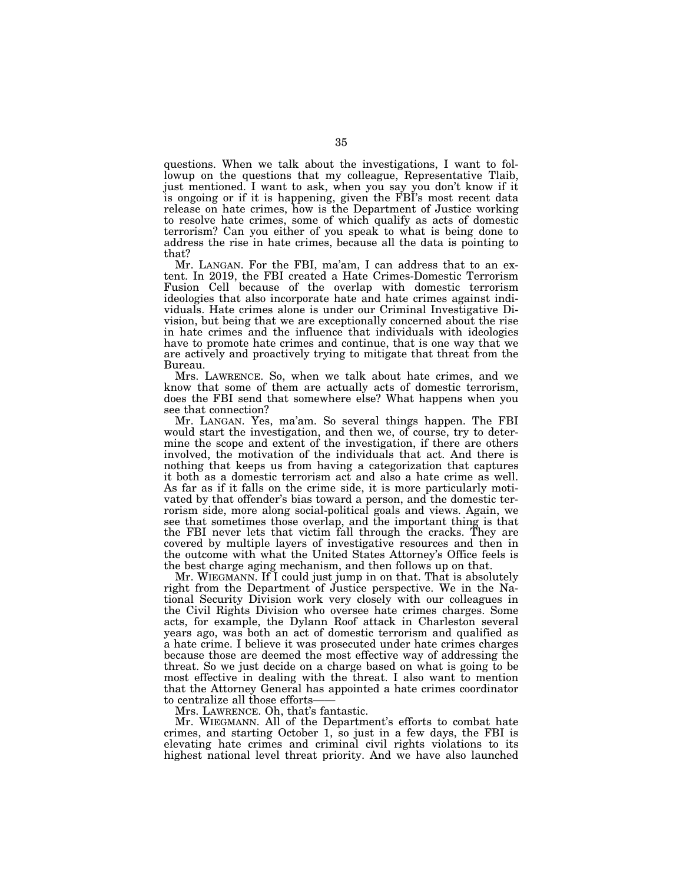questions. When we talk about the investigations, I want to followup on the questions that my colleague, Representative Tlaib, just mentioned. I want to ask, when you say you don't know if it is ongoing or if it is happening, given the FBI's most recent data release on hate crimes, how is the Department of Justice working to resolve hate crimes, some of which qualify as acts of domestic terrorism? Can you either of you speak to what is being done to address the rise in hate crimes, because all the data is pointing to that?

Mr. LANGAN. For the FBI, ma'am, I can address that to an extent. In 2019, the FBI created a Hate Crimes-Domestic Terrorism Fusion Cell because of the overlap with domestic terrorism ideologies that also incorporate hate and hate crimes against individuals. Hate crimes alone is under our Criminal Investigative Division, but being that we are exceptionally concerned about the rise in hate crimes and the influence that individuals with ideologies have to promote hate crimes and continue, that is one way that we are actively and proactively trying to mitigate that threat from the Bureau.

Mrs. LAWRENCE. So, when we talk about hate crimes, and we know that some of them are actually acts of domestic terrorism, does the FBI send that somewhere else? What happens when you see that connection?

Mr. LANGAN. Yes, ma'am. So several things happen. The FBI would start the investigation, and then we, of course, try to determine the scope and extent of the investigation, if there are others involved, the motivation of the individuals that act. And there is nothing that keeps us from having a categorization that captures it both as a domestic terrorism act and also a hate crime as well. As far as if it falls on the crime side, it is more particularly motivated by that offender's bias toward a person, and the domestic terrorism side, more along social-political goals and views. Again, we see that sometimes those overlap, and the important thing is that the FBI never lets that victim fall through the cracks. They are covered by multiple layers of investigative resources and then in the outcome with what the United States Attorney's Office feels is the best charge aging mechanism, and then follows up on that.

Mr. WIEGMANN. If I could just jump in on that. That is absolutely right from the Department of Justice perspective. We in the National Security Division work very closely with our colleagues in the Civil Rights Division who oversee hate crimes charges. Some acts, for example, the Dylann Roof attack in Charleston several years ago, was both an act of domestic terrorism and qualified as a hate crime. I believe it was prosecuted under hate crimes charges because those are deemed the most effective way of addressing the threat. So we just decide on a charge based on what is going to be most effective in dealing with the threat. I also want to mention that the Attorney General has appointed a hate crimes coordinator to centralize all those efforts——

Mrs. LAWRENCE. Oh, that's fantastic.

Mr. WIEGMANN. All of the Department's efforts to combat hate crimes, and starting October 1, so just in a few days, the FBI is elevating hate crimes and criminal civil rights violations to its highest national level threat priority. And we have also launched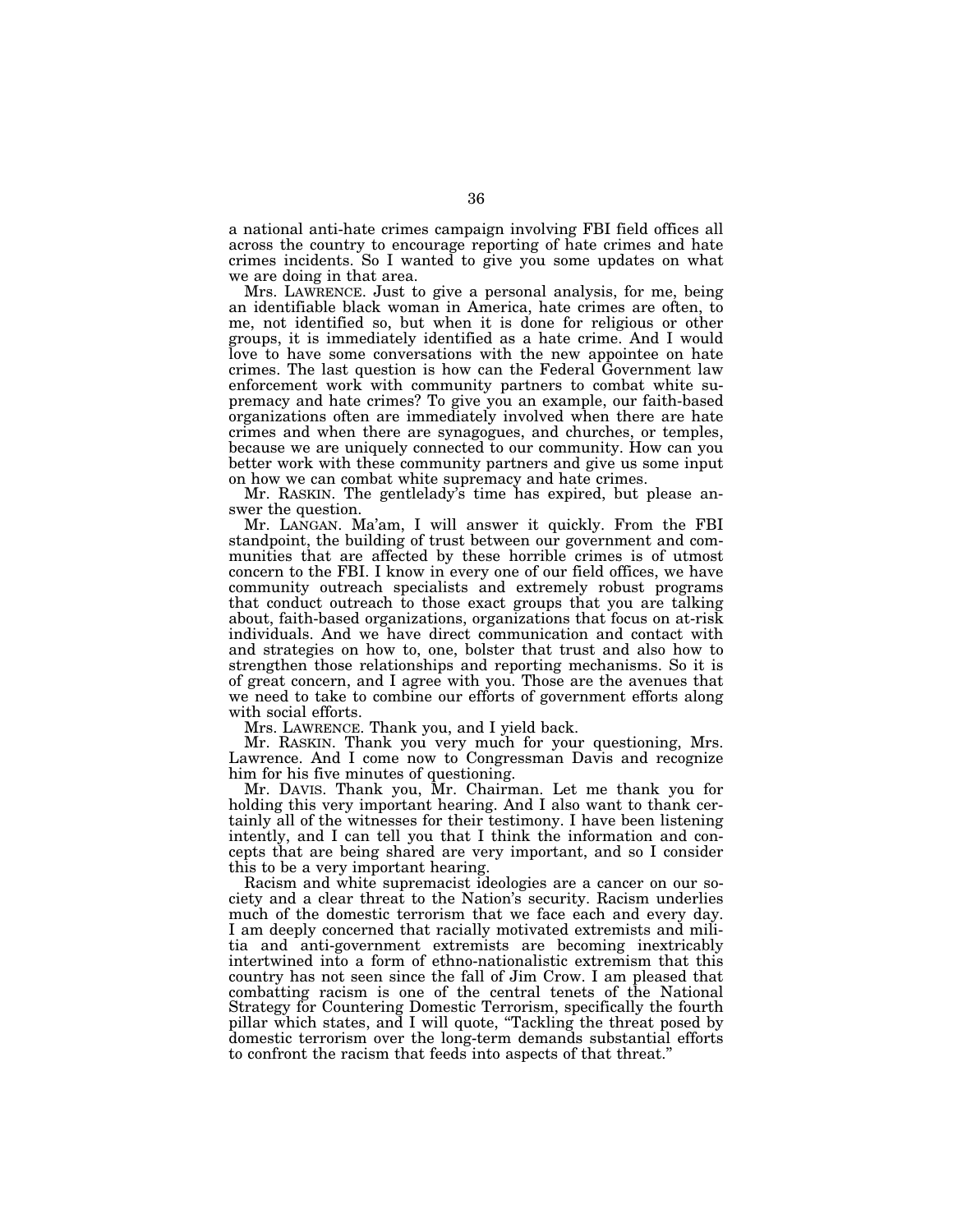a national anti-hate crimes campaign involving FBI field offices all across the country to encourage reporting of hate crimes and hate crimes incidents. So I wanted to give you some updates on what we are doing in that area.

Mrs. LAWRENCE. Just to give a personal analysis, for me, being an identifiable black woman in America, hate crimes are often, to me, not identified so, but when it is done for religious or other groups, it is immediately identified as a hate crime. And I would love to have some conversations with the new appointee on hate crimes. The last question is how can the Federal Government law enforcement work with community partners to combat white supremacy and hate crimes? To give you an example, our faith-based organizations often are immediately involved when there are hate crimes and when there are synagogues, and churches, or temples, because we are uniquely connected to our community. How can you better work with these community partners and give us some input on how we can combat white supremacy and hate crimes.

Mr. RASKIN. The gentlelady's time has expired, but please answer the question.

Mr. LANGAN. Ma'am, I will answer it quickly. From the FBI standpoint, the building of trust between our government and communities that are affected by these horrible crimes is of utmost concern to the FBI. I know in every one of our field offices, we have community outreach specialists and extremely robust programs that conduct outreach to those exact groups that you are talking about, faith-based organizations, organizations that focus on at-risk individuals. And we have direct communication and contact with and strategies on how to, one, bolster that trust and also how to strengthen those relationships and reporting mechanisms. So it is of great concern, and I agree with you. Those are the avenues that we need to take to combine our efforts of government efforts along with social efforts.

Mrs. LAWRENCE. Thank you, and I yield back.

Mr. RASKIN. Thank you very much for your questioning, Mrs. Lawrence. And I come now to Congressman Davis and recognize him for his five minutes of questioning.

Mr. DAVIS. Thank you, Mr. Chairman. Let me thank you for holding this very important hearing. And I also want to thank certainly all of the witnesses for their testimony. I have been listening intently, and I can tell you that I think the information and concepts that are being shared are very important, and so I consider this to be a very important hearing.

Racism and white supremacist ideologies are a cancer on our society and a clear threat to the Nation's security. Racism underlies much of the domestic terrorism that we face each and every day. I am deeply concerned that racially motivated extremists and militia and anti-government extremists are becoming inextricably intertwined into a form of ethno-nationalistic extremism that this country has not seen since the fall of Jim Crow. I am pleased that combatting racism is one of the central tenets of the National Strategy for Countering Domestic Terrorism, specifically the fourth pillar which states, and I will quote, "Tackling the threat posed by domestic terrorism over the long-term demands substantial efforts to confront the racism that feeds into aspects of that threat."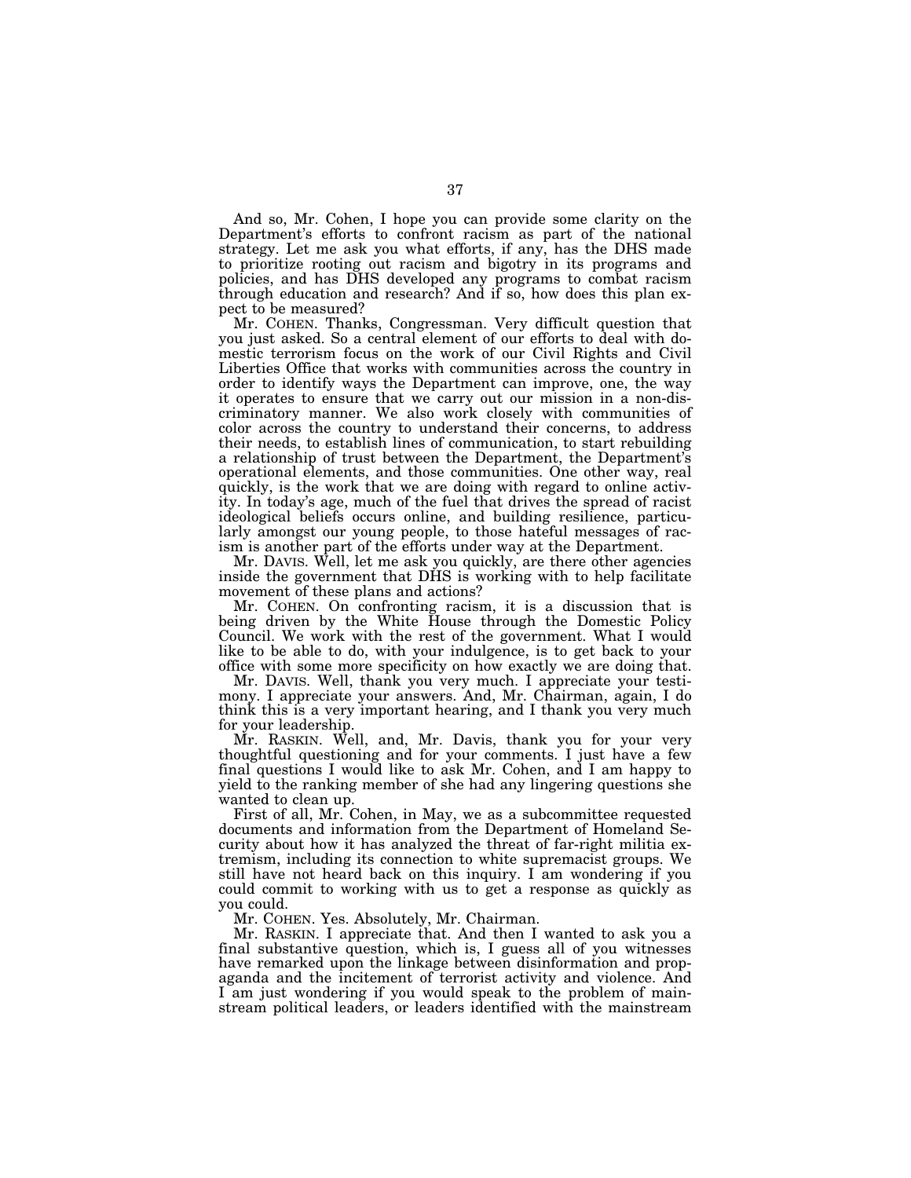And so, Mr. Cohen, I hope you can provide some clarity on the Department's efforts to confront racism as part of the national strategy. Let me ask you what efforts, if any, has the DHS made to prioritize rooting out racism and bigotry in its programs and policies, and has DHS developed any programs to combat racism through education and research? And if so, how does this plan expect to be measured?

Mr. COHEN. Thanks, Congressman. Very difficult question that you just asked. So a central element of our efforts to deal with domestic terrorism focus on the work of our Civil Rights and Civil Liberties Office that works with communities across the country in order to identify ways the Department can improve, one, the way it operates to ensure that we carry out our mission in a non-discriminatory manner. We also work closely with communities of color across the country to understand their concerns, to address their needs, to establish lines of communication, to start rebuilding a relationship of trust between the Department, the Department's operational elements, and those communities. One other way, real quickly, is the work that we are doing with regard to online activity. In today's age, much of the fuel that drives the spread of racist ideological beliefs occurs online, and building resilience, particularly amongst our young people, to those hateful messages of racism is another part of the efforts under way at the Department.

Mr. DAVIS. Well, let me ask you quickly, are there other agencies inside the government that DHS is working with to help facilitate movement of these plans and actions?

Mr. COHEN. On confronting racism, it is a discussion that is being driven by the White House through the Domestic Policy Council. We work with the rest of the government. What I would like to be able to do, with your indulgence, is to get back to your office with some more specificity on how exactly we are doing that.

Mr. DAVIS. Well, thank you very much. I appreciate your testimony. I appreciate your answers. And, Mr. Chairman, again, I do think this is a very important hearing, and I thank you very much for your leadership.

Mr. RASKIN. Well, and, Mr. Davis, thank you for your very thoughtful questioning and for your comments. I just have a few final questions I would like to ask Mr. Cohen, and I am happy to yield to the ranking member of she had any lingering questions she wanted to clean up.

First of all, Mr. Cohen, in May, we as a subcommittee requested documents and information from the Department of Homeland Security about how it has analyzed the threat of far-right militia extremism, including its connection to white supremacist groups. We still have not heard back on this inquiry. I am wondering if you could commit to working with us to get a response as quickly as you could.

Mr. COHEN. Yes. Absolutely, Mr. Chairman.

Mr. RASKIN. I appreciate that. And then I wanted to ask you a final substantive question, which is, I guess all of you witnesses have remarked upon the linkage between disinformation and propaganda and the incitement of terrorist activity and violence. And I am just wondering if you would speak to the problem of mainstream political leaders, or leaders identified with the mainstream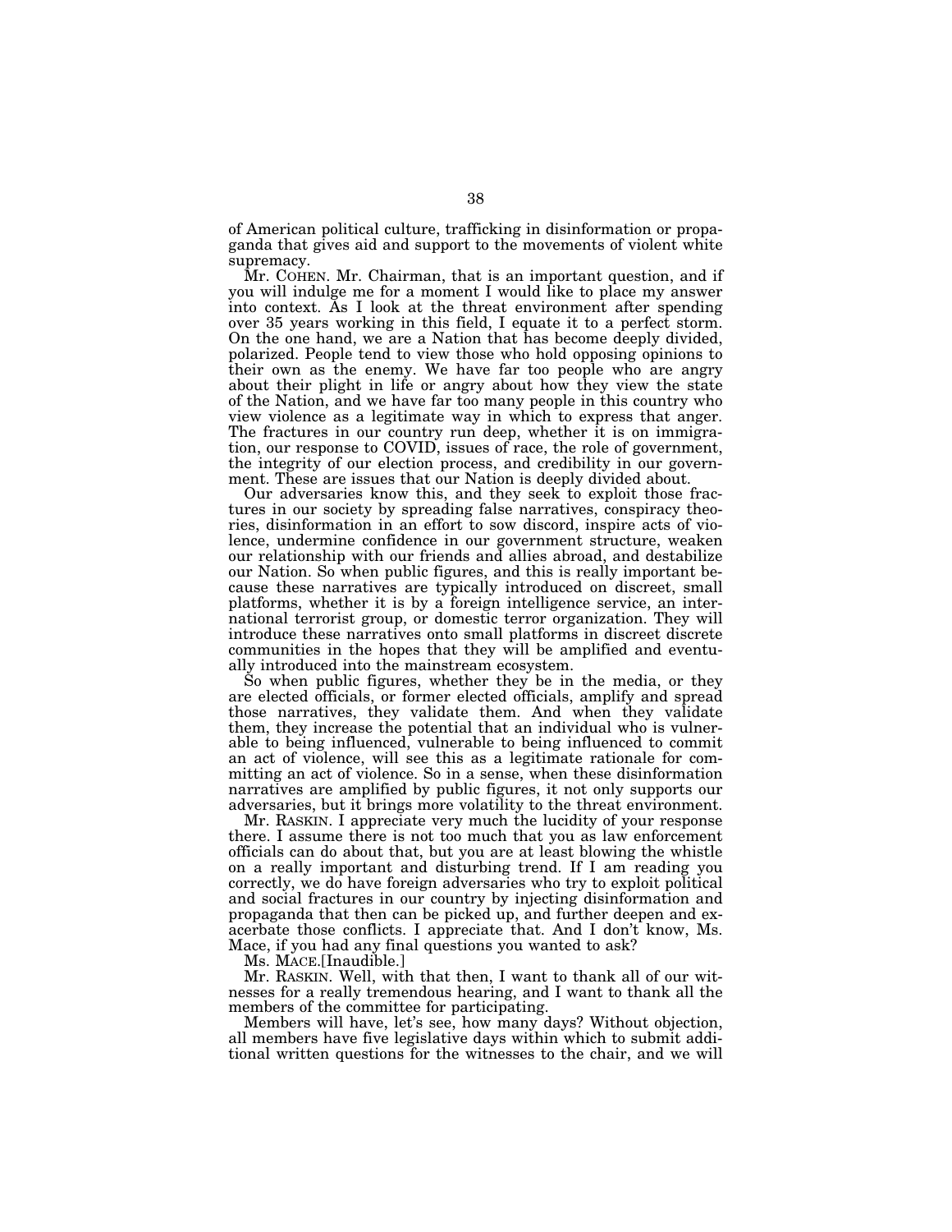of American political culture, trafficking in disinformation or propaganda that gives aid and support to the movements of violent white supremacy.

Mr. COHEN. Mr. Chairman, that is an important question, and if you will indulge me for a moment I would like to place my answer into context. As I look at the threat environment after spending over 35 years working in this field, I equate it to a perfect storm. On the one hand, we are a Nation that has become deeply divided, polarized. People tend to view those who hold opposing opinions to their own as the enemy. We have far too people who are angry about their plight in life or angry about how they view the state of the Nation, and we have far too many people in this country who view violence as a legitimate way in which to express that anger. The fractures in our country run deep, whether it is on immigration, our response to COVID, issues of race, the role of government, the integrity of our election process, and credibility in our government. These are issues that our Nation is deeply divided about.

Our adversaries know this, and they seek to exploit those fractures in our society by spreading false narratives, conspiracy theories, disinformation in an effort to sow discord, inspire acts of violence, undermine confidence in our government structure, weaken our relationship with our friends and allies abroad, and destabilize our Nation. So when public figures, and this is really important because these narratives are typically introduced on discreet, small platforms, whether it is by a foreign intelligence service, an international terrorist group, or domestic terror organization. They will introduce these narratives onto small platforms in discreet discrete communities in the hopes that they will be amplified and eventually introduced into the mainstream ecosystem.

So when public figures, whether they be in the media, or they are elected officials, or former elected officials, amplify and spread those narratives, they validate them. And when they validate them, they increase the potential that an individual who is vulnerable to being influenced, vulnerable to being influenced to commit an act of violence, will see this as a legitimate rationale for committing an act of violence. So in a sense, when these disinformation narratives are amplified by public figures, it not only supports our adversaries, but it brings more volatility to the threat environment.

Mr. RASKIN. I appreciate very much the lucidity of your response there. I assume there is not too much that you as law enforcement officials can do about that, but you are at least blowing the whistle on a really important and disturbing trend. If I am reading you correctly, we do have foreign adversaries who try to exploit political and social fractures in our country by injecting disinformation and propaganda that then can be picked up, and further deepen and exacerbate those conflicts. I appreciate that. And I don't know, Ms. Mace, if you had any final questions you wanted to ask?

Ms. MACE.[Inaudible.]

Mr. RASKIN. Well, with that then, I want to thank all of our witnesses for a really tremendous hearing, and I want to thank all the members of the committee for participating.

Members will have, let's see, how many days? Without objection, all members have five legislative days within which to submit additional written questions for the witnesses to the chair, and we will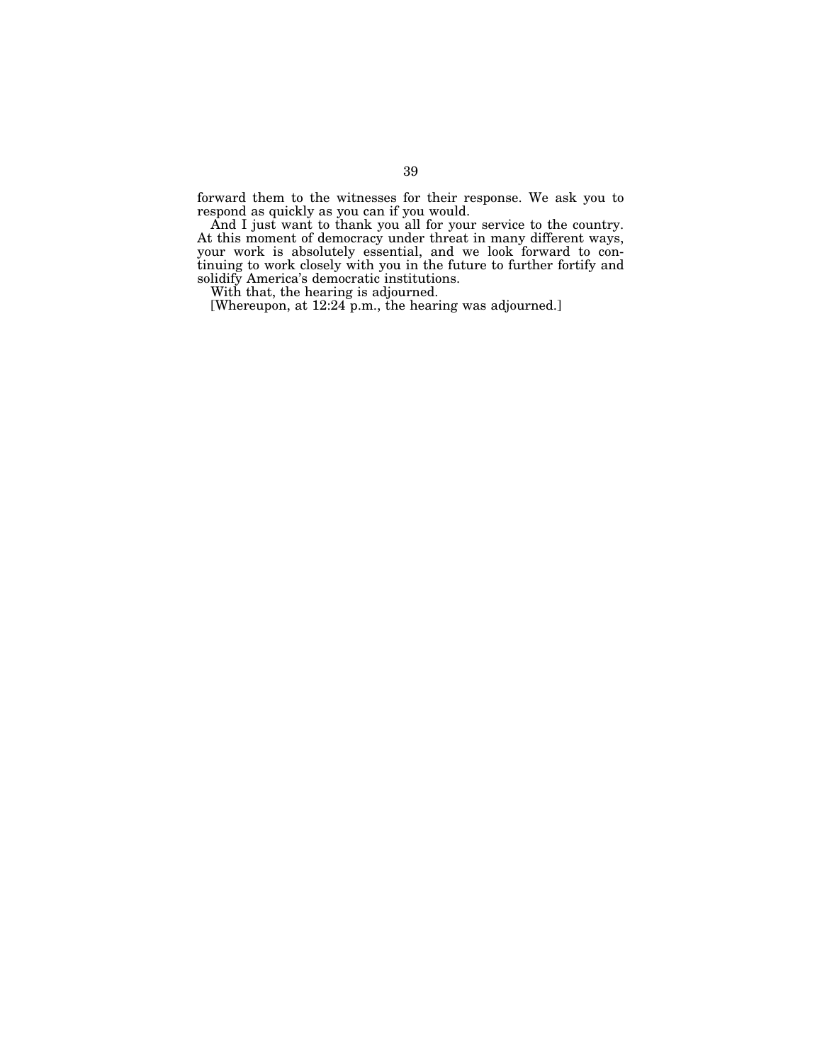forward them to the witnesses for their response. We ask you to respond as quickly as you can if you would.

And I just want to thank you all for your service to the country. At this moment of democracy under threat in many different ways, your work is absolutely essential, and we look forward to continuing to work closely with you in the future to further fortify and solidify America's democratic institutions.

With that, the hearing is adjourned.

[Whereupon, at 12:24 p.m., the hearing was adjourned.]